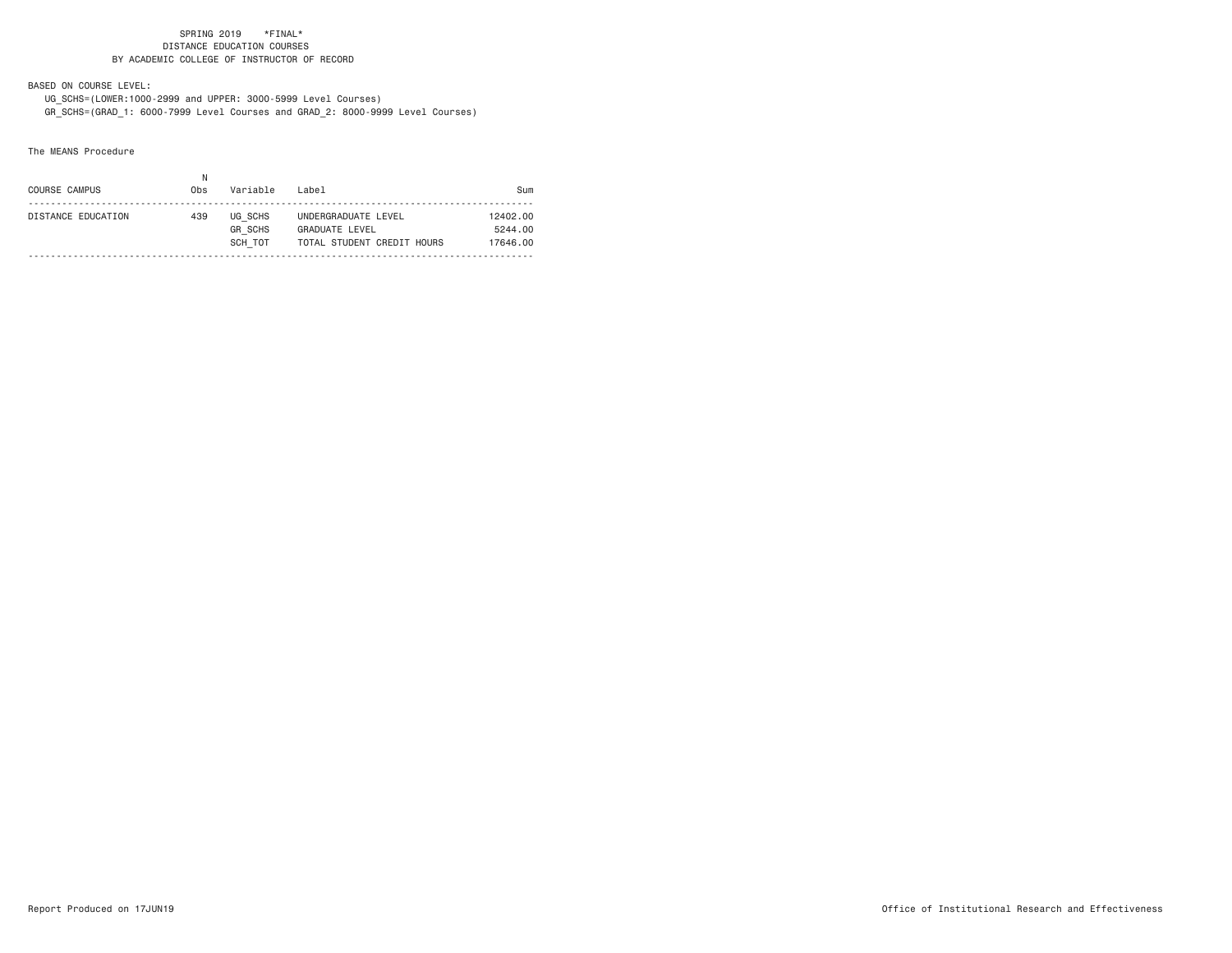SPRING 2019 *FINAL*
DISTANCE EDUCATION COURSES
BY ACADEMIC COLLEGE OF INSTRUCTOR OF RECORD

BASED ON COURSE LEVEL:
UG_SCHS=(LOWER:1000-2999 and UPPER: 3000-5999 Level Courses)
GR_SCHS=(GRAD_1: 6000-7999 Level Courses and GRAD_2: 8000-9999 Level Courses)

The MEANS Procedure

| COURSE CAMPUS | N Obs | Variable | Label | Sum |
|---|---|---|---|---|
| DISTANCE EDUCATION | 439 | UG_SCHS | UNDERGRADUATE LEVEL | 12402.00 |
| | | GR_SCHS | GRADUATE LEVEL | 5244.00 |
| | | SCH_TOT | TOTAL STUDENT CREDIT HOURS | 17646.00 |

Report Produced on 17JUN19 Office of Institutional Research and Effectiveness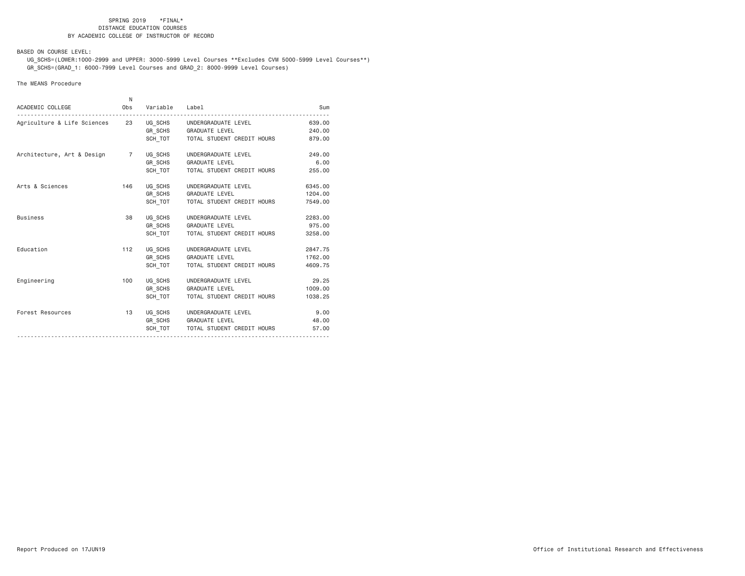SPRING 2019 \*FINAL\*
DISTANCE EDUCATION COURSES
BY ACADEMIC COLLEGE OF INSTRUCTOR OF RECORD

BASED ON COURSE LEVEL:

UG_SCHS=(LOWER:1000-2999 and UPPER: 3000-5999 Level Courses **Excludes CVM 5000-5999 Level Courses**)
GR_SCHS=(GRAD_1: 6000-7999 Level Courses and GRAD_2: 8000-9999 Level Courses)

The MEANS Procedure

| ACADEMIC COLLEGE | N Obs | Variable | Label | Sum |
|---|---|---|---|---|
| Agriculture & Life Sciences | 23 | UG_SCHS | UNDERGRADUATE LEVEL | 639.00 |
| | | GR_SCHS | GRADUATE LEVEL | 240.00 |
| | | SCH_TOT | TOTAL STUDENT CREDIT HOURS | 879.00 |
| Architecture, Art & Design | 7 | UG_SCHS | UNDERGRADUATE LEVEL | 249.00 |
| | | GR_SCHS | GRADUATE LEVEL | 6.00 |
| | | SCH_TOT | TOTAL STUDENT CREDIT HOURS | 255.00 |
| Arts & Sciences | 146 | UG_SCHS | UNDERGRADUATE LEVEL | 6345.00 |
| | | GR_SCHS | GRADUATE LEVEL | 1204.00 |
| | | SCH_TOT | TOTAL STUDENT CREDIT HOURS | 7549.00 |
| Business | 38 | UG_SCHS | UNDERGRADUATE LEVEL | 2283.00 |
| | | GR_SCHS | GRADUATE LEVEL | 975.00 |
| | | SCH_TOT | TOTAL STUDENT CREDIT HOURS | 3258.00 |
| Education | 112 | UG_SCHS | UNDERGRADUATE LEVEL | 2847.75 |
| | | GR_SCHS | GRADUATE LEVEL | 1762.00 |
| | | SCH_TOT | TOTAL STUDENT CREDIT HOURS | 4609.75 |
| Engineering | 100 | UG_SCHS | UNDERGRADUATE LEVEL | 29.25 |
| | | GR_SCHS | GRADUATE LEVEL | 1009.00 |
| | | SCH_TOT | TOTAL STUDENT CREDIT HOURS | 1038.25 |
| Forest Resources | 13 | UG_SCHS | UNDERGRADUATE LEVEL | 9.00 |
| | | GR_SCHS | GRADUATE LEVEL | 48.00 |
| | | SCH_TOT | TOTAL STUDENT CREDIT HOURS | 57.00 |

Report Produced on 17JUN19

Office of Institutional Research and Effectiveness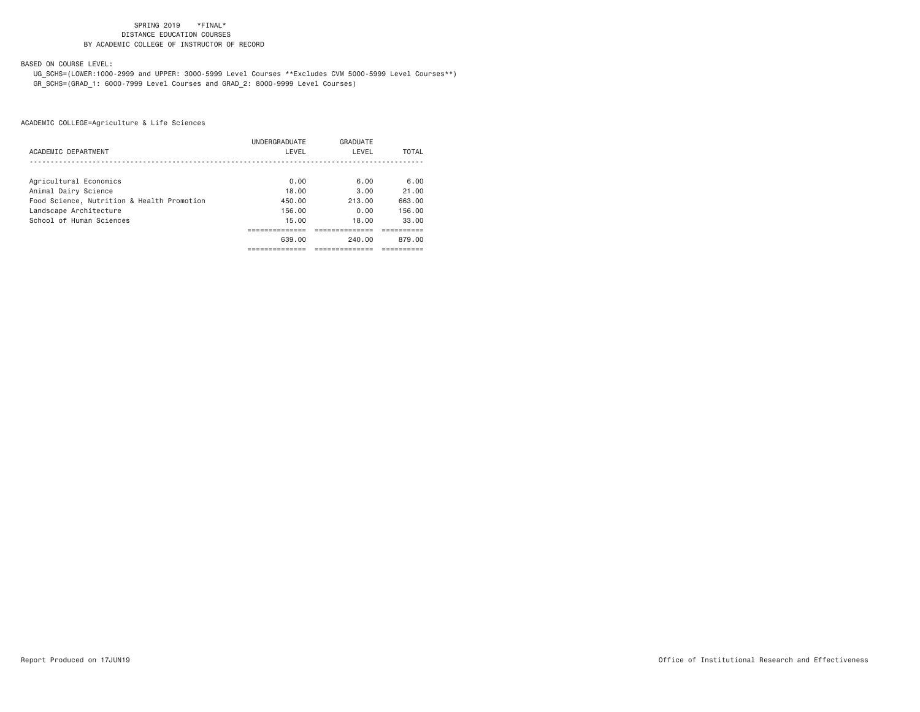SPRING 2019 *FINAL*
DISTANCE EDUCATION COURSES
BY ACADEMIC COLLEGE OF INSTRUCTOR OF RECORD

BASED ON COURSE LEVEL:

UG_SCHS=(LOWER:1000-2999 and UPPER: 3000-5999 Level Courses **Excludes CVM 5000-5999 Level Courses**)
GR_SCHS=(GRAD_1: 6000-7999 Level Courses and GRAD_2: 8000-9999 Level Courses)

ACADEMIC COLLEGE=Agriculture & Life Sciences

| ACADEMIC DEPARTMENT | UNDERGRADUATE LEVEL | GRADUATE LEVEL | TOTAL |
|---|---|---|---|
| Agricultural Economics | 0.00 | 6.00 | 6.00 |
| Animal Dairy Science | 18.00 | 3.00 | 21.00 |
| Food Science, Nutrition & Health Promotion | 450.00 | 213.00 | 663.00 |
| Landscape Architecture | 156.00 | 0.00 | 156.00 |
| School of Human Sciences | 15.00 | 18.00 | 33.00 |
| | 639.00 | 240.00 | 879.00 |

Report Produced on 17JUN19

Office of Institutional Research and Effectiveness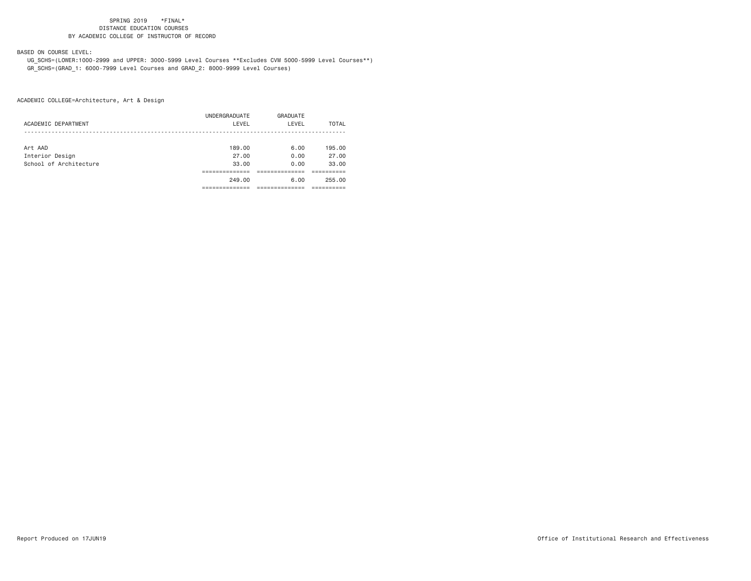SPRING 2019 \*FINAL\*
DISTANCE EDUCATION COURSES
BY ACADEMIC COLLEGE OF INSTRUCTOR OF RECORD

BASED ON COURSE LEVEL:

UG_SCHS=(LOWER:1000-2999 and UPPER: 3000-5999 Level Courses **Excludes CVM 5000-5999 Level Courses**)

GR_SCHS=(GRAD_1: 6000-7999 Level Courses and GRAD_2: 8000-9999 Level Courses)

ACADEMIC COLLEGE=Architecture, Art & Design

| ACADEMIC DEPARTMENT | UNDERGRADUATE LEVEL | GRADUATE LEVEL | TOTAL |
|---|---|---|---|
| Art AAD | 189.00 | 6.00 | 195.00 |
| Interior Design | 27.00 | 0.00 | 27.00 |
| School of Architecture | 33.00 | 0.00 | 33.00 |
| | 249.00 | 6.00 | 255.00 |

Report Produced on 17JUN19

Office of Institutional Research and Effectiveness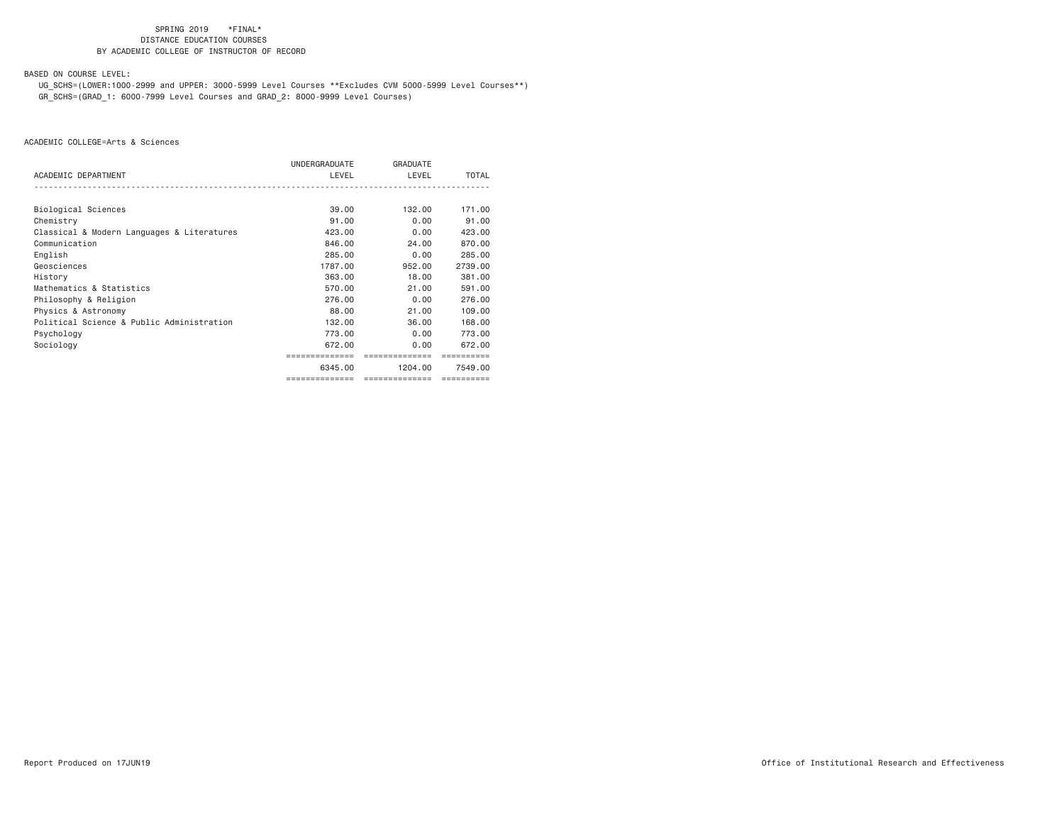SPRING 2019 *FINAL*
DISTANCE EDUCATION COURSES
BY ACADEMIC COLLEGE OF INSTRUCTOR OF RECORD

BASED ON COURSE LEVEL:

UG_SCHS=(LOWER:1000-2999 and UPPER: 3000-5999 Level Courses **Excludes CVM 5000-5999 Level Courses**)
GR_SCHS=(GRAD_1: 6000-7999 Level Courses and GRAD_2: 8000-9999 Level Courses)

ACADEMIC COLLEGE=Arts & Sciences

| ACADEMIC DEPARTMENT | UNDERGRADUATE LEVEL | GRADUATE LEVEL | TOTAL |
|---|---|---|---|
| Biological Sciences | 39.00 | 132.00 | 171.00 |
| Chemistry | 91.00 | 0.00 | 91.00 |
| Classical & Modern Languages & Literatures | 423.00 | 0.00 | 423.00 |
| Communication | 846.00 | 24.00 | 870.00 |
| English | 285.00 | 0.00 | 285.00 |
| Geosciences | 1787.00 | 952.00 | 2739.00 |
| History | 363.00 | 18.00 | 381.00 |
| Mathematics & Statistics | 570.00 | 21.00 | 591.00 |
| Philosophy & Religion | 276.00 | 0.00 | 276.00 |
| Physics & Astronomy | 88.00 | 21.00 | 109.00 |
| Political Science & Public Administration | 132.00 | 36.00 | 168.00 |
| Psychology | 773.00 | 0.00 | 773.00 |
| Sociology | 672.00 | 0.00 | 672.00 |
| | 6345.00 | 1204.00 | 7549.00 |

Report Produced on 17JUN19

Office of Institutional Research and Effectiveness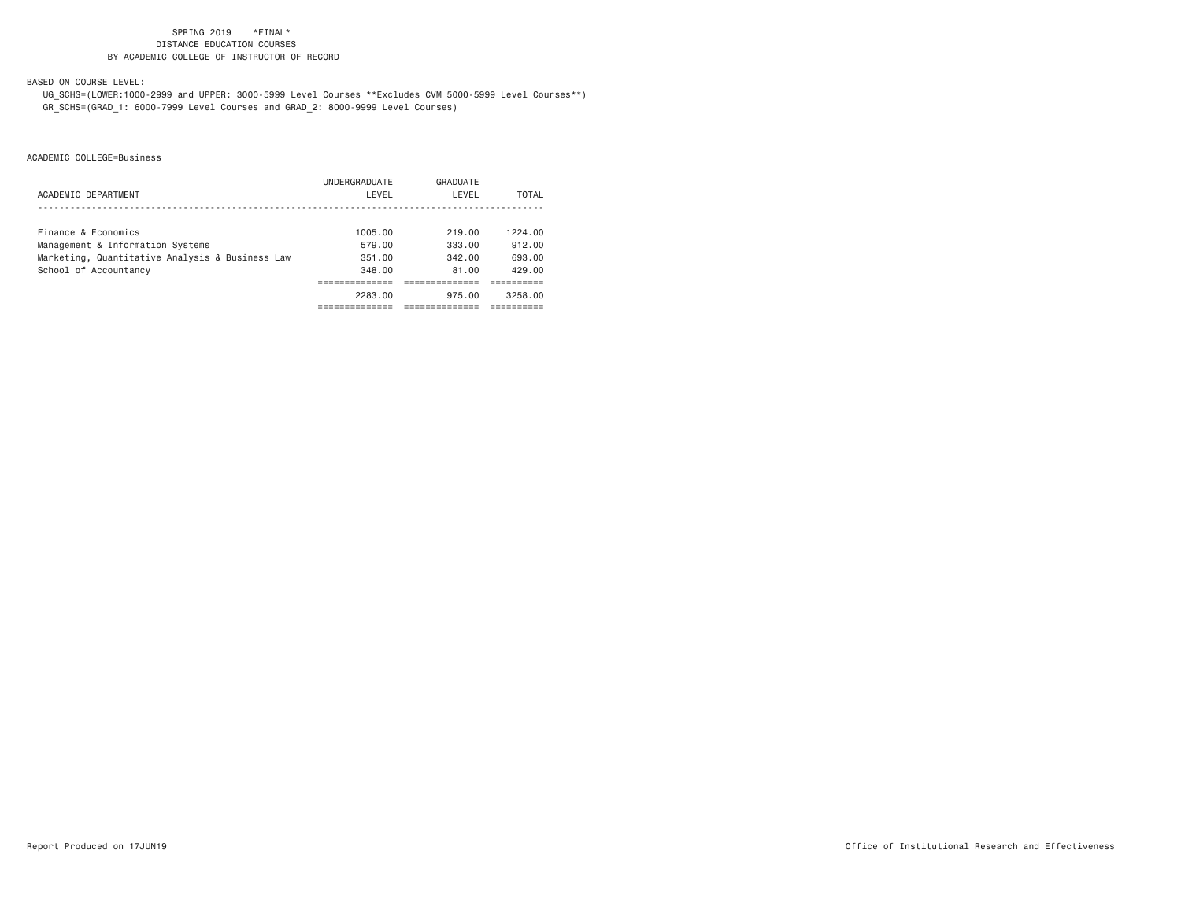SPRING 2019 \*FINAL\*
DISTANCE EDUCATION COURSES
BY ACADEMIC COLLEGE OF INSTRUCTOR OF RECORD

BASED ON COURSE LEVEL:

UG_SCHS=(LOWER:1000-2999 and UPPER: 3000-5999 Level Courses **Excludes CVM 5000-5999 Level Courses**)
GR_SCHS=(GRAD_1: 6000-7999 Level Courses and GRAD_2: 8000-9999 Level Courses)

ACADEMIC COLLEGE=Business

| ACADEMIC DEPARTMENT | UNDERGRADUATE LEVEL | GRADUATE LEVEL | TOTAL |
|---|---|---|---|
| Finance & Economics | 1005.00 | 219.00 | 1224.00 |
| Management & Information Systems | 579.00 | 333.00 | 912.00 |
| Marketing, Quantitative Analysis & Business Law | 351.00 | 342.00 | 693.00 |
| School of Accountancy | 348.00 | 81.00 | 429.00 |
| | 2283.00 | 975.00 | 3258.00 |

Report Produced on 17JUN19 Office of Institutional Research and Effectiveness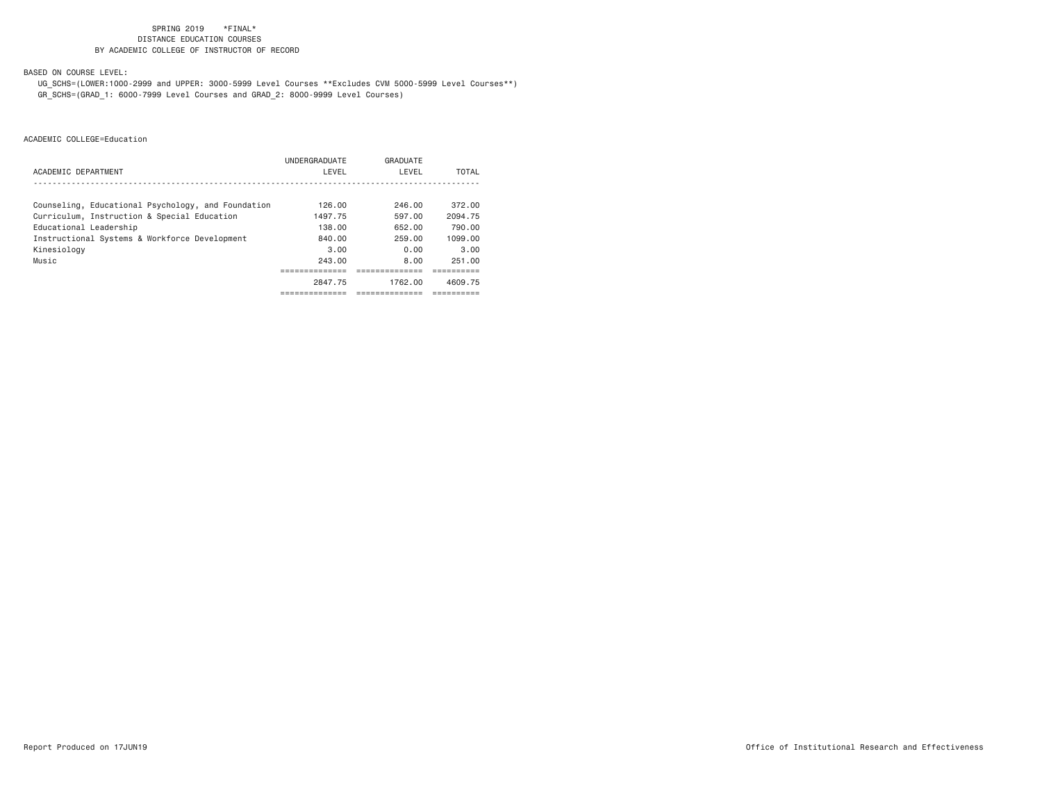SPRING 2019 \*FINAL\*
DISTANCE EDUCATION COURSES
BY ACADEMIC COLLEGE OF INSTRUCTOR OF RECORD

BASED ON COURSE LEVEL:

UG_SCHS=(LOWER:1000-2999 and UPPER: 3000-5999 Level Courses **Excludes CVM 5000-5999 Level Courses**)
GR_SCHS=(GRAD_1: 6000-7999 Level Courses and GRAD_2: 8000-9999 Level Courses)

ACADEMIC COLLEGE=Education

| ACADEMIC DEPARTMENT | UNDERGRADUATE LEVEL | GRADUATE LEVEL | TOTAL |
|---|---|---|---|
| Counseling, Educational Psychology, and Foundation | 126.00 | 246.00 | 372.00 |
| Curriculum, Instruction & Special Education | 1497.75 | 597.00 | 2094.75 |
| Educational Leadership | 138.00 | 652.00 | 790.00 |
| Instructional Systems & Workforce Development | 840.00 | 259.00 | 1099.00 |
| Kinesiology | 3.00 | 0.00 | 3.00 |
| Music | 243.00 | 8.00 | 251.00 |
| | 2847.75 | 1762.00 | 4609.75 |

Report Produced on 17JUN19

Office of Institutional Research and Effectiveness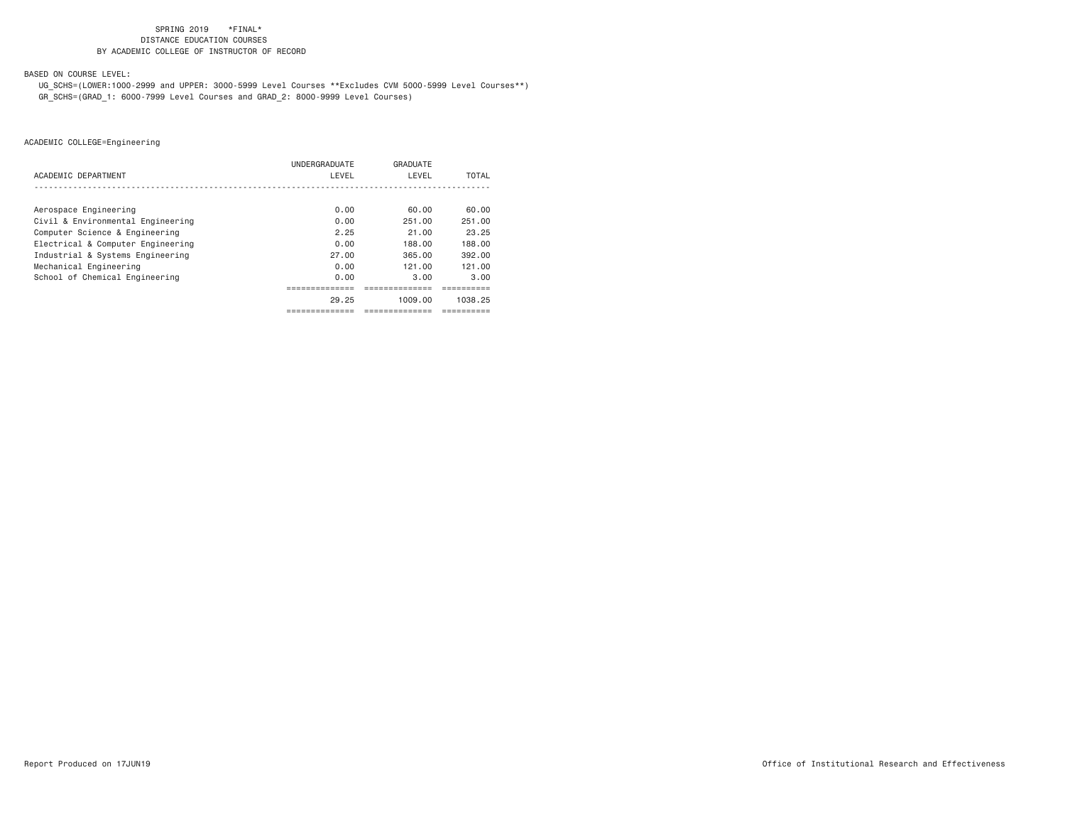SPRING 2019 *FINAL*
DISTANCE EDUCATION COURSES
BY ACADEMIC COLLEGE OF INSTRUCTOR OF RECORD

BASED ON COURSE LEVEL:
UG_SCHS=(LOWER:1000-2999 and UPPER: 3000-5999 Level Courses **Excludes CVM 5000-5999 Level Courses**)
GR_SCHS=(GRAD_1: 6000-7999 Level Courses and GRAD_2: 8000-9999 Level Courses)

ACADEMIC COLLEGE=Engineering

| ACADEMIC DEPARTMENT | UNDERGRADUATE LEVEL | GRADUATE LEVEL | TOTAL |
|---|---|---|---|
| Aerospace Engineering | 0.00 | 60.00 | 60.00 |
| Civil & Environmental Engineering | 0.00 | 251.00 | 251.00 |
| Computer Science & Engineering | 2.25 | 21.00 | 23.25 |
| Electrical & Computer Engineering | 0.00 | 188.00 | 188.00 |
| Industrial & Systems Engineering | 27.00 | 365.00 | 392.00 |
| Mechanical Engineering | 0.00 | 121.00 | 121.00 |
| School of Chemical Engineering | 0.00 | 3.00 | 3.00 |
| | 29.25 | 1009.00 | 1038.25 |

Report Produced on 17JUN19

Office of Institutional Research and Effectiveness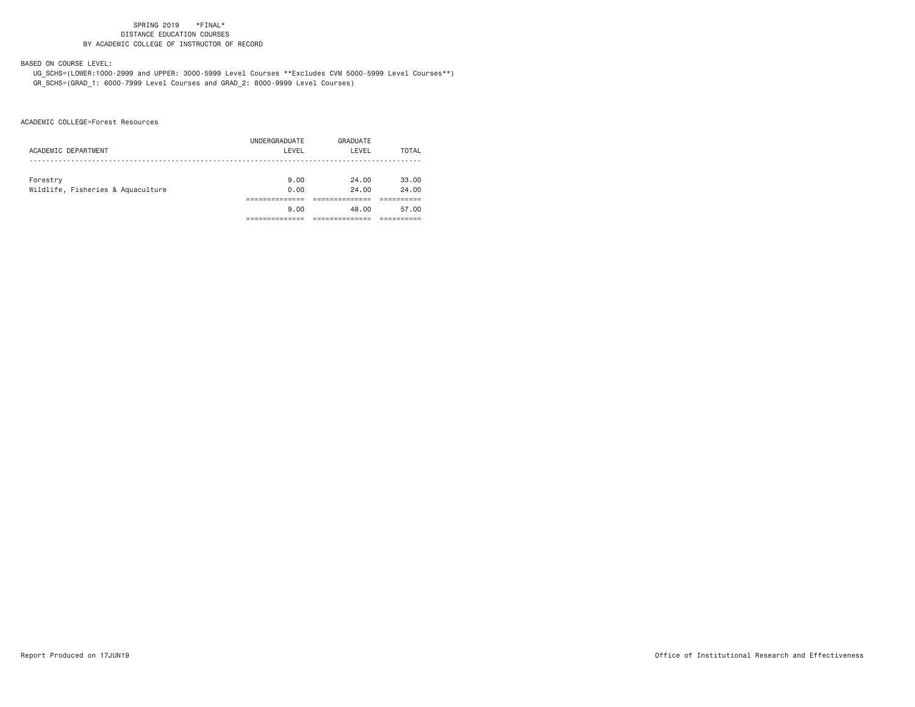SPRING 2019 *FINAL*
DISTANCE EDUCATION COURSES
BY ACADEMIC COLLEGE OF INSTRUCTOR OF RECORD

BASED ON COURSE LEVEL:
UG_SCHS=(LOWER:1000-2999 and UPPER: 3000-5999 Level Courses **Excludes CVM 5000-5999 Level Courses**)
GR_SCHS=(GRAD_1: 6000-7999 Level Courses and GRAD_2: 8000-9999 Level Courses)

ACADEMIC COLLEGE=Forest Resources

| ACADEMIC DEPARTMENT | UNDERGRADUATE LEVEL | GRADUATE LEVEL | TOTAL |
|---|---|---|---|
| Forestry | 9.00 | 24.00 | 33.00 |
| Wildlife, Fisheries & Aquaculture | 0.00 | 24.00 | 24.00 |
| | 9.00 | 48.00 | 57.00 |

Report Produced on 17JUN19

Office of Institutional Research and Effectiveness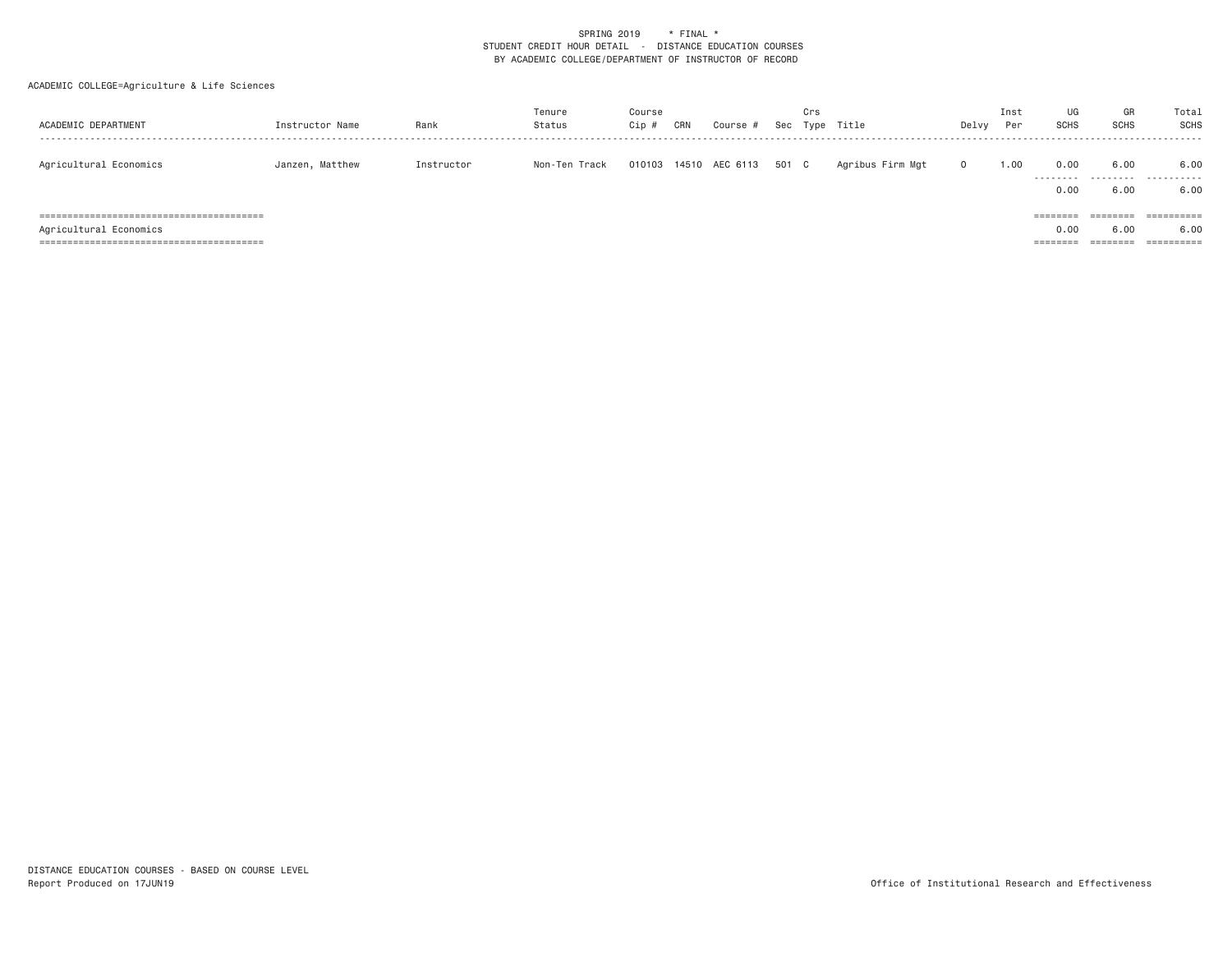SPRING 2019 * FINAL *
STUDENT CREDIT HOUR DETAIL - DISTANCE EDUCATION COURSES
BY ACADEMIC COLLEGE/DEPARTMENT OF INSTRUCTOR OF RECORD

ACADEMIC COLLEGE=Agriculture & Life Sciences

| ACADEMIC DEPARTMENT | Instructor Name | Rank | Tenure Status | Course Cip # | CRN | Course # | Sec | Crs Type | Title | Delvy | Inst Per | UG SCHS | GR SCHS | Total SCHS |
|---|---|---|---|---|---|---|---|---|---|---|---|---|---|---|
| Agricultural Economics | Janzen, Matthew | Instructor | Non-Ten Track | 010103 | 14510 | AEC 6113 | 501 | C | Agribus Firm Mgt | O | 1.00 | 0.00 | 6.00 | 6.00 |
| | | | | | | | | | | | | 0.00 | 6.00 | 6.00 |
| Agricultural Economics | | | | | | | | | | | | 0.00 | 6.00 | 6.00 |

DISTANCE EDUCATION COURSES - BASED ON COURSE LEVEL
Report Produced on 17JUN19

Office of Institutional Research and Effectiveness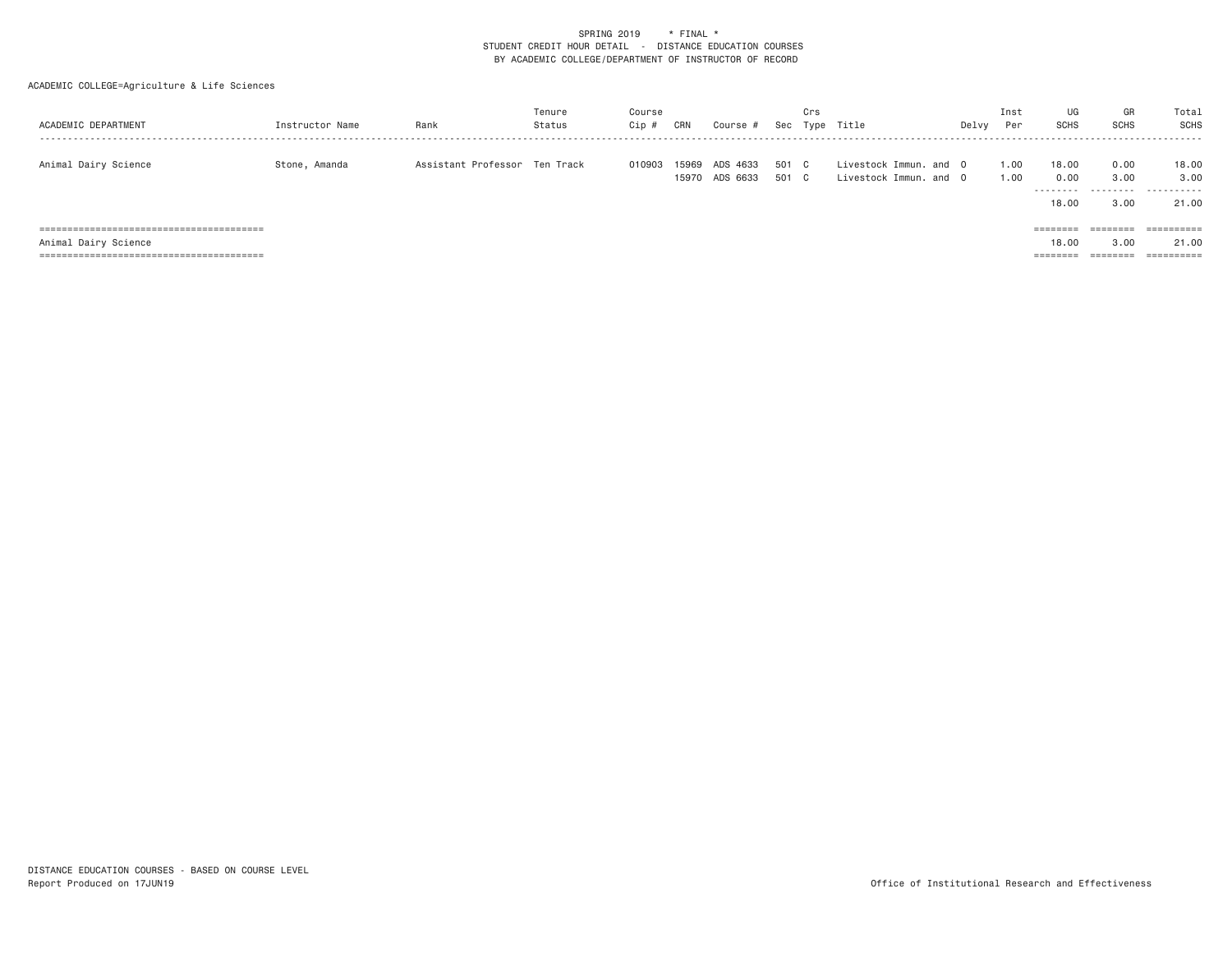SPRING 2019 * FINAL *
STUDENT CREDIT HOUR DETAIL - DISTANCE EDUCATION COURSES
BY ACADEMIC COLLEGE/DEPARTMENT OF INSTRUCTOR OF RECORD

ACADEMIC COLLEGE=Agriculture & Life Sciences

| ACADEMIC DEPARTMENT | Instructor Name | Rank | Tenure Status | Course Cip # | CRN | Course # | Sec | Crs Type | Title | Delvy | Inst Per | UG SCHS | GR SCHS | Total SCHS |
|---|---|---|---|---|---|---|---|---|---|---|---|---|---|---|
| Animal Dairy Science | Stone, Amanda | Assistant Professor | Ten Track | 010903 | 15969 | ADS 4633 | 501 | C | Livestock Immun. and | O | 1.00 | 18.00 | 0.00 | 18.00 |
| | | | | | 15970 | ADS 6633 | 501 | C | Livestock Immun. and | O | 1.00 | 0.00 | 3.00 | 3.00 |
| | | | | | | | | | | | | 18.00 | 3.00 | 21.00 |
| Animal Dairy Science | | | | | | | | | | | | 18.00 | 3.00 | 21.00 |

DISTANCE EDUCATION COURSES - BASED ON COURSE LEVEL
Report Produced on 17JUN19

Office of Institutional Research and Effectiveness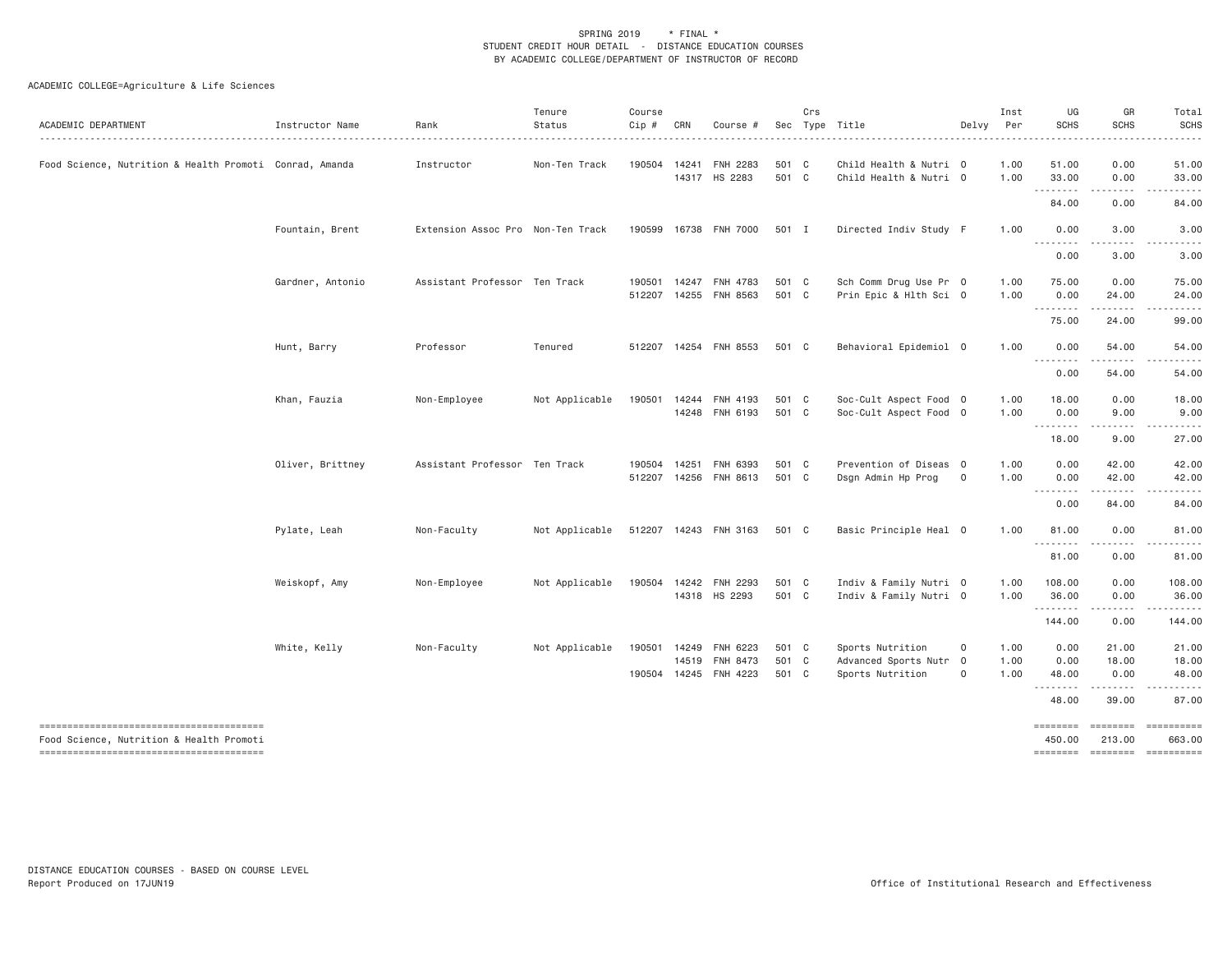SPRING 2019 * FINAL *
STUDENT CREDIT HOUR DETAIL - DISTANCE EDUCATION COURSES
BY ACADEMIC COLLEGE/DEPARTMENT OF INSTRUCTOR OF RECORD

ACADEMIC COLLEGE=Agriculture & Life Sciences

| ACADEMIC DEPARTMENT | Instructor Name | Rank | Tenure Status | Course Cip # | CRN | Course # | Sec | Crs Type | Title | Delvy | Inst Per | UG SCHS | GR SCHS | Total SCHS |
|---|---|---|---|---|---|---|---|---|---|---|---|---|---|---|
| Food Science, Nutrition & Health Promoti | Conrad, Amanda | Instructor | Non-Ten Track | 190504 | 14241 | FNH 2283 | 501 | C | Child Health & Nutri | O | 1.00 | 51.00 | 0.00 | 51.00 |
| | | | | | 14317 | HS 2283 | 501 | C | Child Health & Nutri | O | 1.00 | 33.00 | 0.00 | 33.00 |
| | | | | | | | | | | | | 84.00 | 0.00 | 84.00 |
| | Fountain, Brent | Extension Assoc Pro | Non-Ten Track | 190599 | 16738 | FNH 7000 | 501 | I | Directed Indiv Study | F | 1.00 | 0.00 | 3.00 | 3.00 |
| | | | | | | | | | | | | 0.00 | 3.00 | 3.00 |
| | Gardner, Antonio | Assistant Professor | Ten Track | 190501 | 14247 | FNH 4783 | 501 | C | Sch Comm Drug Use Pr | O | 1.00 | 75.00 | 0.00 | 75.00 |
| | | | | 512207 | 14255 | FNH 8563 | 501 | C | Prin Epic & Hlth Sci | O | 1.00 | 0.00 | 24.00 | 24.00 |
| | | | | | | | | | | | | 75.00 | 24.00 | 99.00 |
| | Hunt, Barry | Professor | Tenured | 512207 | 14254 | FNH 8553 | 501 | C | Behavioral Epidemiol | O | 1.00 | 0.00 | 54.00 | 54.00 |
| | | | | | | | | | | | | 0.00 | 54.00 | 54.00 |
| | Khan, Fauzia | Non-Employee | Not Applicable | 190501 | 14244 | FNH 4193 | 501 | C | Soc-Cult Aspect Food | O | 1.00 | 18.00 | 0.00 | 18.00 |
| | | | | | 14248 | FNH 6193 | 501 | C | Soc-Cult Aspect Food | O | 1.00 | 0.00 | 9.00 | 9.00 |
| | | | | | | | | | | | | 18.00 | 9.00 | 27.00 |
| | Oliver, Brittney | Assistant Professor | Ten Track | 190504 | 14251 | FNH 6393 | 501 | C | Prevention of Diseas | O | 1.00 | 0.00 | 42.00 | 42.00 |
| | | | | 512207 | 14256 | FNH 8613 | 501 | C | Dsgn Admin Hp Prog | O | 1.00 | 0.00 | 42.00 | 42.00 |
| | | | | | | | | | | | | 0.00 | 84.00 | 84.00 |
| | Pylate, Leah | Non-Faculty | Not Applicable | 512207 | 14243 | FNH 3163 | 501 | C | Basic Principle Heal | O | 1.00 | 81.00 | 0.00 | 81.00 |
| | | | | | | | | | | | | 81.00 | 0.00 | 81.00 |
| | Weiskopf, Amy | Non-Employee | Not Applicable | 190504 | 14242 | FNH 2293 | 501 | C | Indiv & Family Nutri | O | 1.00 | 108.00 | 0.00 | 108.00 |
| | | | | | 14318 | HS 2293 | 501 | C | Indiv & Family Nutri | O | 1.00 | 36.00 | 0.00 | 36.00 |
| | | | | | | | | | | | | 144.00 | 0.00 | 144.00 |
| | White, Kelly | Non-Faculty | Not Applicable | 190501 | 14249 | FNH 6223 | 501 | C | Sports Nutrition | O | 1.00 | 0.00 | 21.00 | 21.00 |
| | | | | | 14519 | FNH 8473 | 501 | C | Advanced Sports Nutr | O | 1.00 | 0.00 | 18.00 | 18.00 |
| | | | | 190504 | 14245 | FNH 4223 | 501 | C | Sports Nutrition | O | 1.00 | 48.00 | 0.00 | 48.00 |
| | | | | | | | | | | | | 48.00 | 39.00 | 87.00 |
| Food Science, Nutrition & Health Promoti | | | | | | | | | | | | 450.00 | 213.00 | 663.00 |

DISTANCE EDUCATION COURSES - BASED ON COURSE LEVEL
Report Produced on 17JUN19

Office of Institutional Research and Effectiveness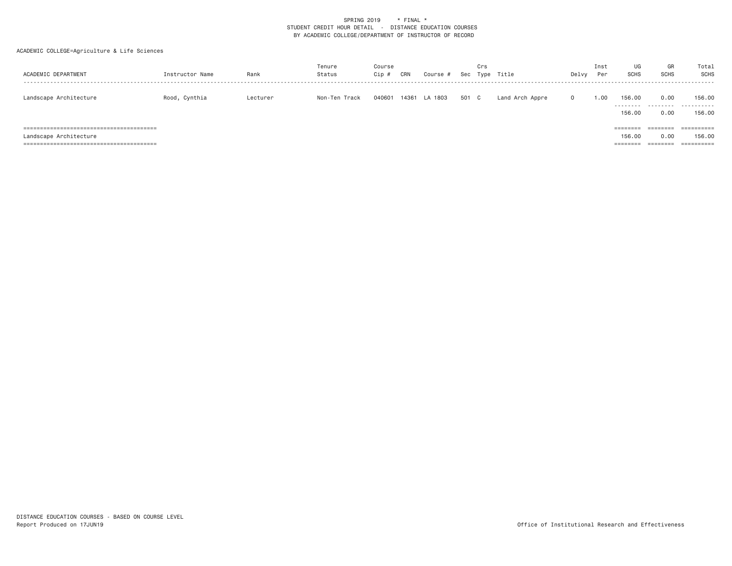SPRING 2019 * FINAL *
STUDENT CREDIT HOUR DETAIL - DISTANCE EDUCATION COURSES
BY ACADEMIC COLLEGE/DEPARTMENT OF INSTRUCTOR OF RECORD

ACADEMIC COLLEGE=Agriculture & Life Sciences

| ACADEMIC DEPARTMENT | Instructor Name | Rank | Tenure Status | Course Cip # | CRN | Course # | Sec | Crs Type | Title | Delvy | Inst Per | UG SCHS | GR SCHS | Total SCHS |
|---|---|---|---|---|---|---|---|---|---|---|---|---|---|---|
| Landscape Architecture | Rood, Cynthia | Lecturer | Non-Ten Track | 040601 | 14361 | LA 1803 | 501 | C | Land Arch Appre | O | 1.00 | 156.00 | 0.00 | 156.00 |
| | | | | | | | | | | | | 156.00 | 0.00 | 156.00 |
| Landscape Architecture | | | | | | | | | | | | 156.00 | 0.00 | 156.00 |

DISTANCE EDUCATION COURSES - BASED ON COURSE LEVEL
Report Produced on 17JUN19

Office of Institutional Research and Effectiveness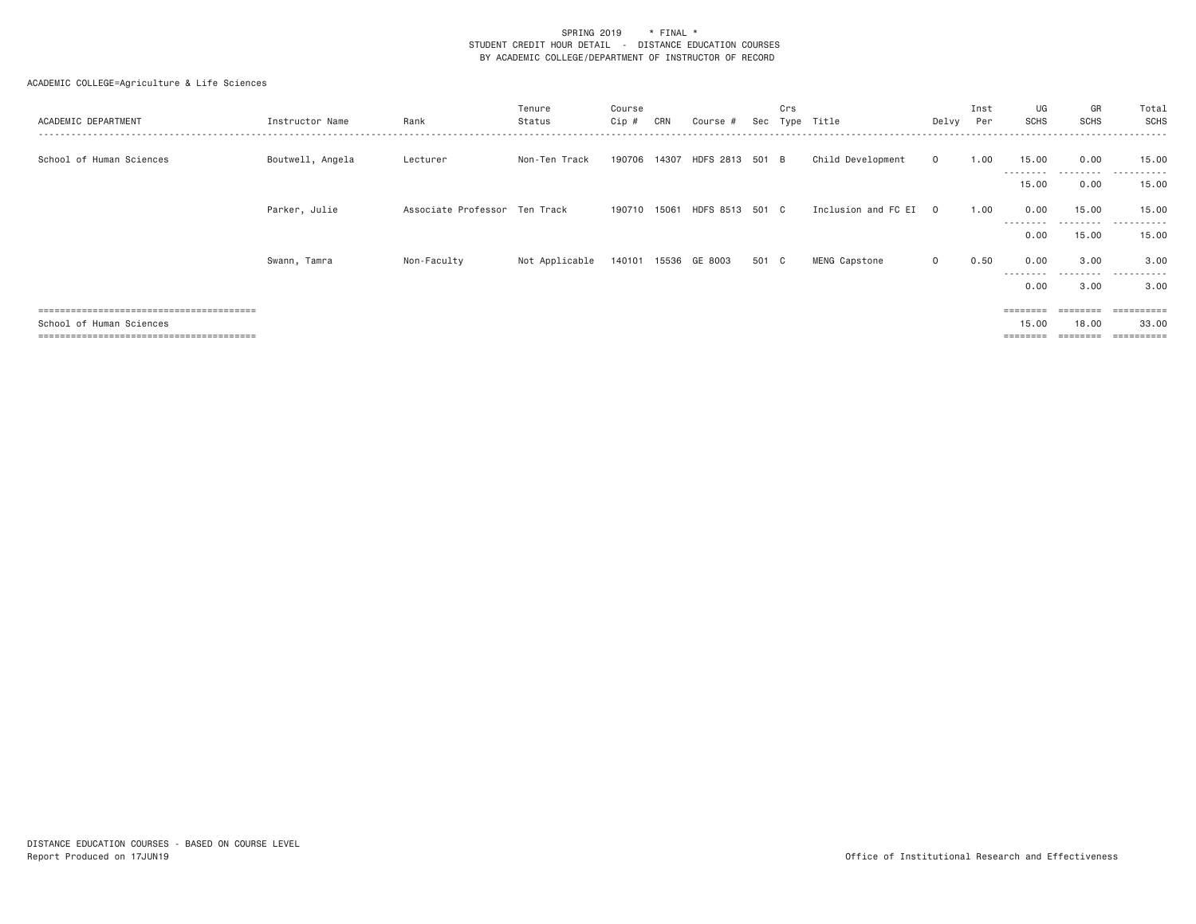SPRING 2019 * FINAL *
STUDENT CREDIT HOUR DETAIL - DISTANCE EDUCATION COURSES
BY ACADEMIC COLLEGE/DEPARTMENT OF INSTRUCTOR OF RECORD

ACADEMIC COLLEGE=Agriculture & Life Sciences

| ACADEMIC DEPARTMENT | Instructor Name | Rank | Tenure Status | Course Cip # | CRN | Course # | Sec | Crs Type | Title | Delvy | Inst Per | UG SCHS | GR SCHS | Total SCHS |
|---|---|---|---|---|---|---|---|---|---|---|---|---|---|---|
| School of Human Sciences | Boutwell, Angela | Lecturer | Non-Ten Track | 190706 | 14307 | HDFS 2813 | 501 | B | Child Development | O | 1.00 | 15.00 | 0.00 | 15.00 |
| | | | | | | | | | | | | 15.00 | 0.00 | 15.00 |
| | Parker, Julie | Associate Professor | Ten Track | 190710 | 15061 | HDFS 8513 | 501 | C | Inclusion and FC EI | O | 1.00 | 0.00 | 15.00 | 15.00 |
| | | | | | | | | | | | | 0.00 | 15.00 | 15.00 |
| | Swann, Tamra | Non-Faculty | Not Applicable | 140101 | 15536 | GE 8003 | 501 | C | MENG Capstone | O | 0.50 | 0.00 | 3.00 | 3.00 |
| | | | | | | | | | | | | 0.00 | 3.00 | 3.00 |
| School of Human Sciences | | | | | | | | | | | | 15.00 | 18.00 | 33.00 |

DISTANCE EDUCATION COURSES - BASED ON COURSE LEVEL
Report Produced on 17JUN19

Office of Institutional Research and Effectiveness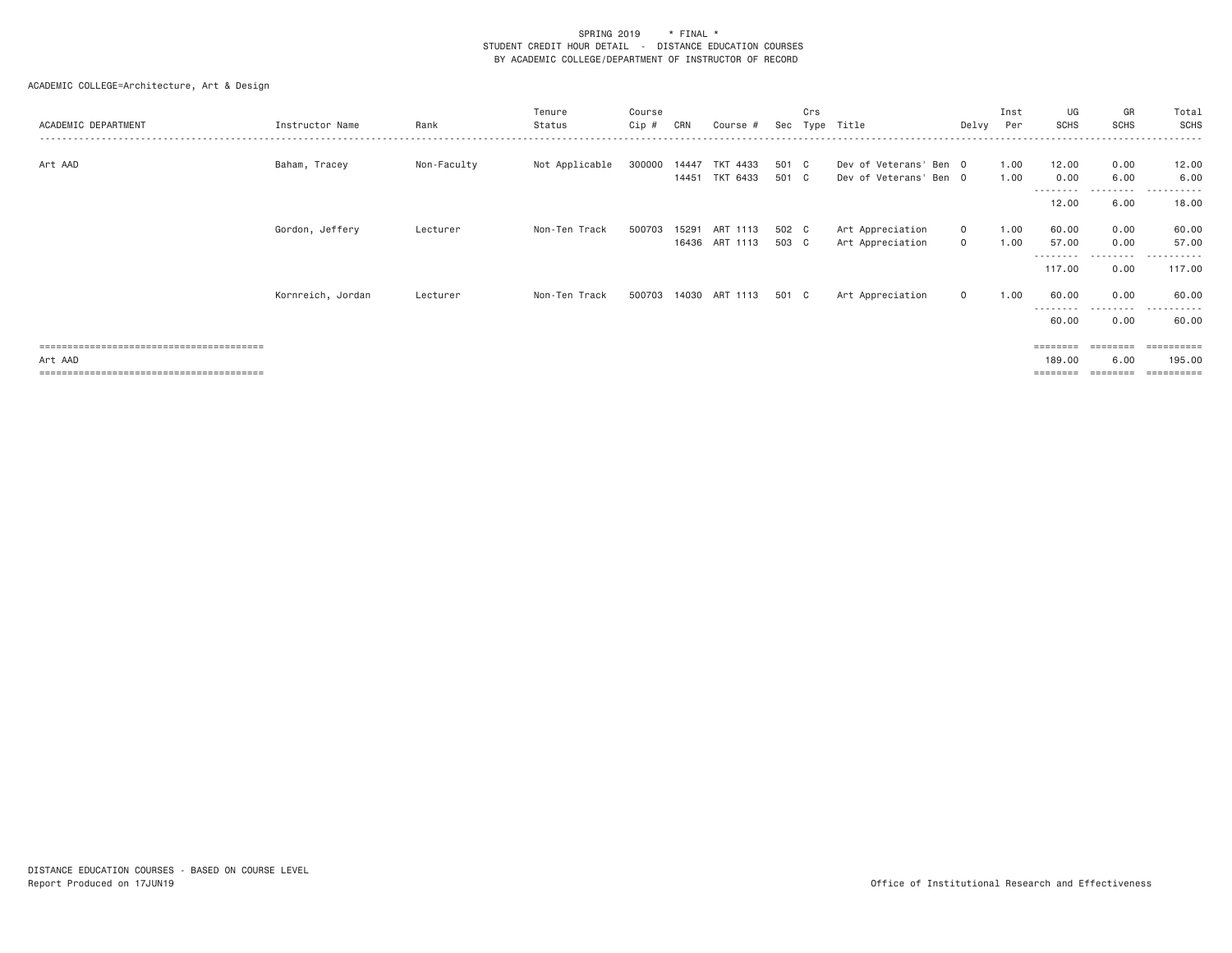SPRING 2019 * FINAL *
STUDENT CREDIT HOUR DETAIL - DISTANCE EDUCATION COURSES
BY ACADEMIC COLLEGE/DEPARTMENT OF INSTRUCTOR OF RECORD

ACADEMIC COLLEGE=Architecture, Art & Design

| ACADEMIC DEPARTMENT | Instructor Name | Rank | Tenure Status | Course Cip # | CRN | Course # | Sec | Crs Type | Title | Delvy | Inst Per | UG SCHS | GR SCHS | Total SCHS |
|---|---|---|---|---|---|---|---|---|---|---|---|---|---|---|
| Art AAD | Baham, Tracey | Non-Faculty | Not Applicable | 300000 | 14447 | TKT 4433 | 501 | C | Dev of Veterans' Ben | O | 1.00 | 12.00 | 0.00 | 12.00 |
| | | | | | 14451 | TKT 6433 | 501 | C | Dev of Veterans' Ben | O | 1.00 | 0.00 | 6.00 | 6.00 |
| | | | | | | | | | | | | 12.00 | 6.00 | 18.00 |
| | Gordon, Jeffery | Lecturer | Non-Ten Track | 500703 | 15291 | ART 1113 | 502 | C | Art Appreciation | O | 1.00 | 60.00 | 0.00 | 60.00 |
| | | | | | 16436 | ART 1113 | 503 | C | Art Appreciation | O | 1.00 | 57.00 | 0.00 | 57.00 |
| | | | | | | | | | | | | 117.00 | 0.00 | 117.00 |
| | Kornreich, Jordan | Lecturer | Non-Ten Track | 500703 | 14030 | ART 1113 | 501 | C | Art Appreciation | O | 1.00 | 60.00 | 0.00 | 60.00 |
| | | | | | | | | | | | | 60.00 | 0.00 | 60.00 |
| Art AAD | | | | | | | | | | | | 189.00 | 6.00 | 195.00 |

DISTANCE EDUCATION COURSES - BASED ON COURSE LEVEL
Report Produced on 17JUN19

Office of Institutional Research and Effectiveness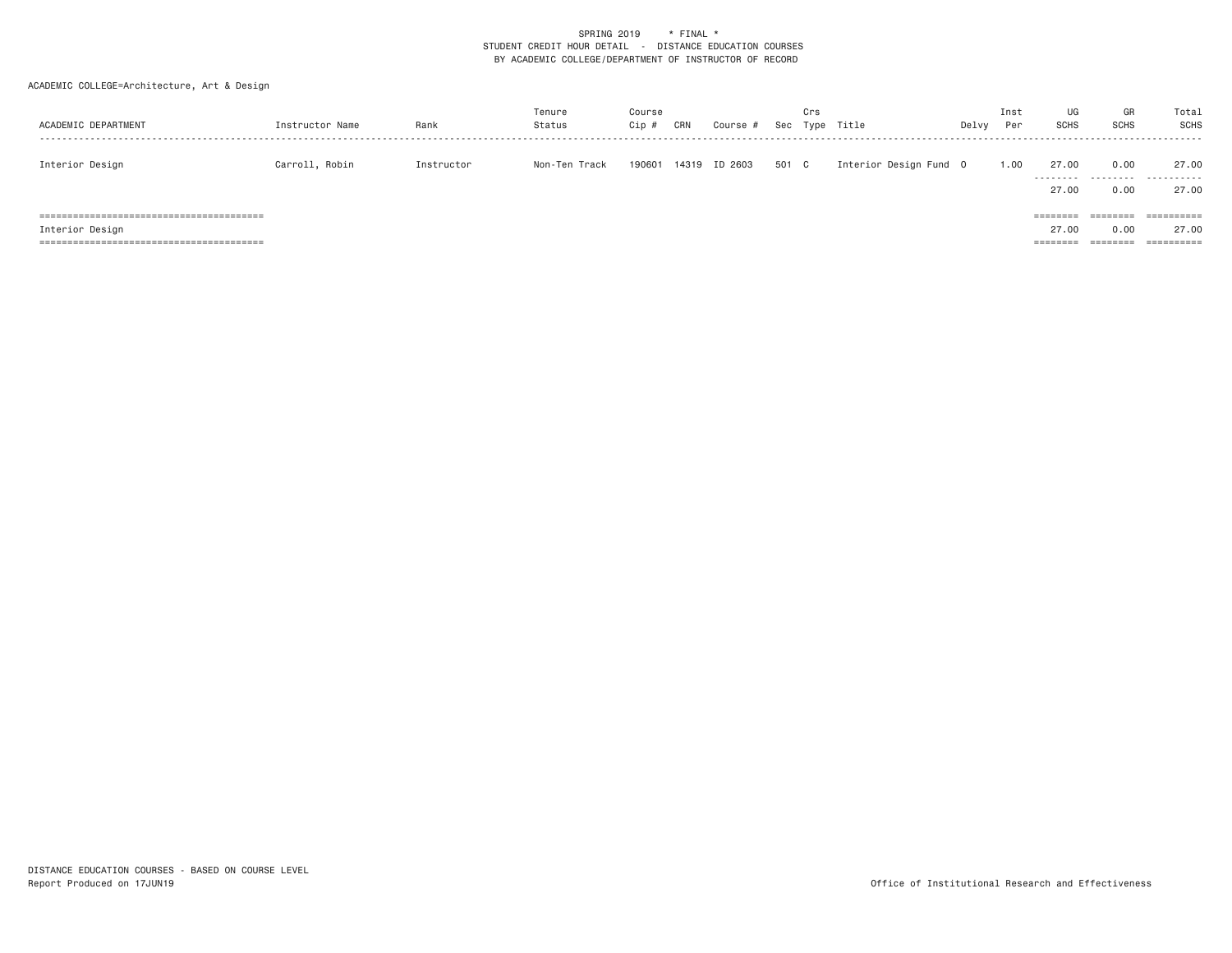SPRING 2019 * FINAL *
STUDENT CREDIT HOUR DETAIL - DISTANCE EDUCATION COURSES
BY ACADEMIC COLLEGE/DEPARTMENT OF INSTRUCTOR OF RECORD

ACADEMIC COLLEGE=Architecture, Art & Design

| ACADEMIC DEPARTMENT | Instructor Name | Rank | Tenure Status | Course Cip # | CRN | Course # | Sec | Crs Type | Title | Delvy | Inst Per | UG SCHS | GR SCHS | Total SCHS |
|---|---|---|---|---|---|---|---|---|---|---|---|---|---|---|
| Interior Design | Carroll, Robin | Instructor | Non-Ten Track | 190601 | 14319 | ID 2603 | 501 | C | Interior Design Fund | O | 1.00 | 27.00 | 0.00 | 27.00 |
| | | | | | | | | | | | | 27.00 | 0.00 | 27.00 |
| Interior Design | | | | | | | | | | | | 27.00 | 0.00 | 27.00 |

DISTANCE EDUCATION COURSES - BASED ON COURSE LEVEL
Report Produced on 17JUN19

Office of Institutional Research and Effectiveness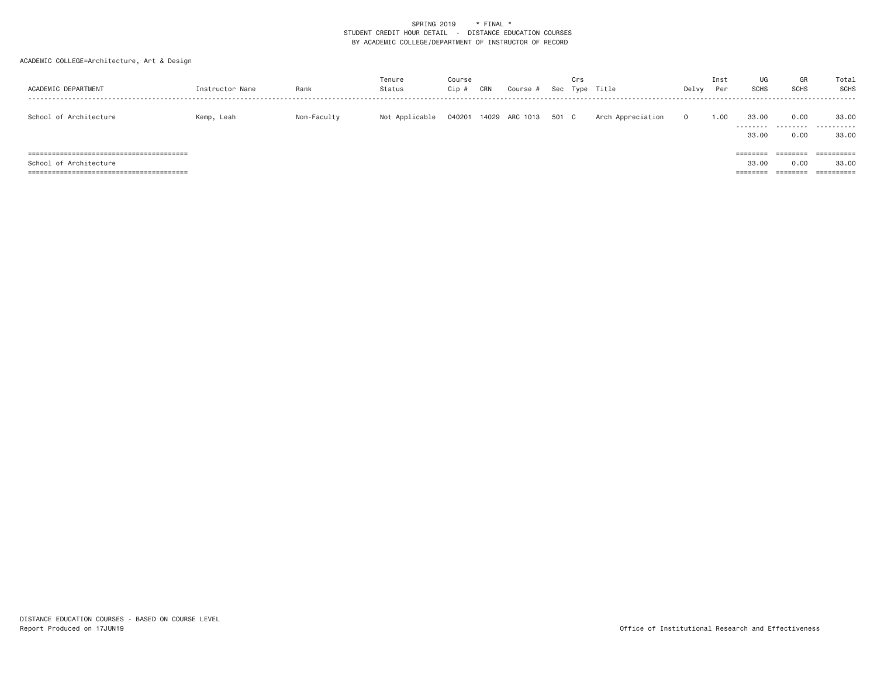SPRING 2019 * FINAL *
STUDENT CREDIT HOUR DETAIL - DISTANCE EDUCATION COURSES
BY ACADEMIC COLLEGE/DEPARTMENT OF INSTRUCTOR OF RECORD

ACADEMIC COLLEGE=Architecture, Art & Design

| ACADEMIC DEPARTMENT | Instructor Name | Rank | Tenure Status | Course Cip # | CRN | Course # | Sec | Crs Type | Title | Delvy | Inst Per | UG SCHS | GR SCHS | Total SCHS |
|---|---|---|---|---|---|---|---|---|---|---|---|---|---|---|
| School of Architecture | Kemp, Leah | Non-Faculty | Not Applicable | 040201 | 14029 | ARC 1013 | 501 | C | Arch Appreciation | O | 1.00 | 33.00 | 0.00 | 33.00 |
| | | | | | | | | | | | | 33.00 | 0.00 | 33.00 |
| School of Architecture | | | | | | | | | | | | 33.00 | 0.00 | 33.00 |

DISTANCE EDUCATION COURSES - BASED ON COURSE LEVEL
Report Produced on 17JUN19

Office of Institutional Research and Effectiveness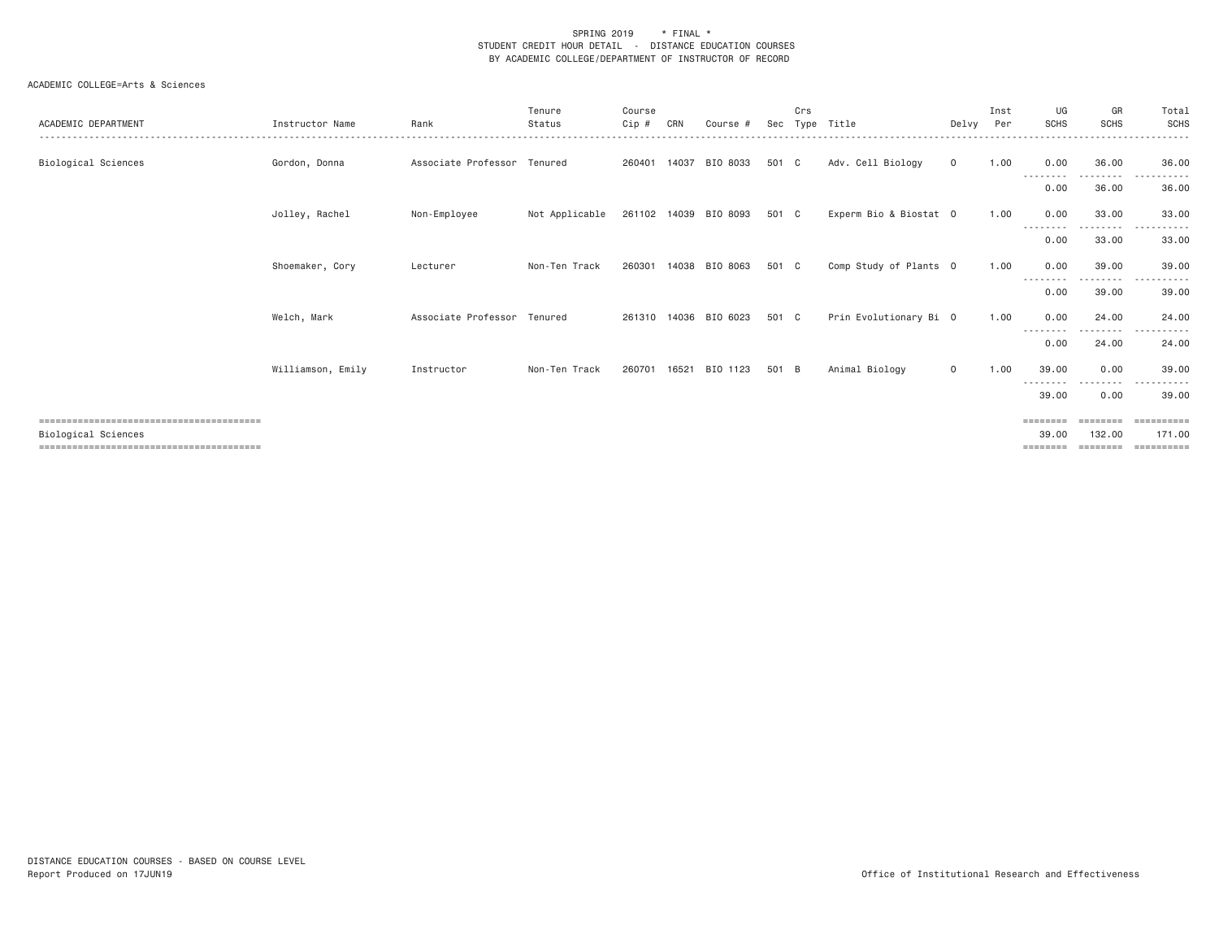SPRING 2019 * FINAL *
STUDENT CREDIT HOUR DETAIL - DISTANCE EDUCATION COURSES
BY ACADEMIC COLLEGE/DEPARTMENT OF INSTRUCTOR OF RECORD

ACADEMIC COLLEGE=Arts & Sciences

| ACADEMIC DEPARTMENT | Instructor Name | Rank | Tenure Status | Course Cip # | CRN | Course # | Sec | Crs Type | Title | Delvy | Inst Per | UG SCHS | GR SCHS | Total SCHS |
|---|---|---|---|---|---|---|---|---|---|---|---|---|---|---|
| Biological Sciences | Gordon, Donna | Associate Professor | Tenured | 260401 | 14037 | BIO 8033 | 501 | C | Adv. Cell Biology | O | 1.00 | 0.00 | 36.00 | 36.00 |
| | | | | | | | | | | | | 0.00 | 36.00 | 36.00 |
| | Jolley, Rachel | Non-Employee | Not Applicable | 261102 | 14039 | BIO 8093 | 501 | C | Experm Bio & Biostat | O | 1.00 | 0.00 | 33.00 | 33.00 |
| | | | | | | | | | | | | 0.00 | 33.00 | 33.00 |
| | Shoemaker, Cory | Lecturer | Non-Ten Track | 260301 | 14038 | BIO 8063 | 501 | C | Comp Study of Plants | O | 1.00 | 0.00 | 39.00 | 39.00 |
| | | | | | | | | | | | | 0.00 | 39.00 | 39.00 |
| | Welch, Mark | Associate Professor | Tenured | 261310 | 14036 | BIO 6023 | 501 | C | Prin Evolutionary Bi | O | 1.00 | 0.00 | 24.00 | 24.00 |
| | | | | | | | | | | | | 0.00 | 24.00 | 24.00 |
| | Williamson, Emily | Instructor | Non-Ten Track | 260701 | 16521 | BIO 1123 | 501 | B | Animal Biology | O | 1.00 | 39.00 | 0.00 | 39.00 |
| | | | | | | | | | | | | 39.00 | 0.00 | 39.00 |
| Biological Sciences | | | | | | | | | | | | 39.00 | 132.00 | 171.00 |

DISTANCE EDUCATION COURSES - BASED ON COURSE LEVEL
Report Produced on 17JUN19

Office of Institutional Research and Effectiveness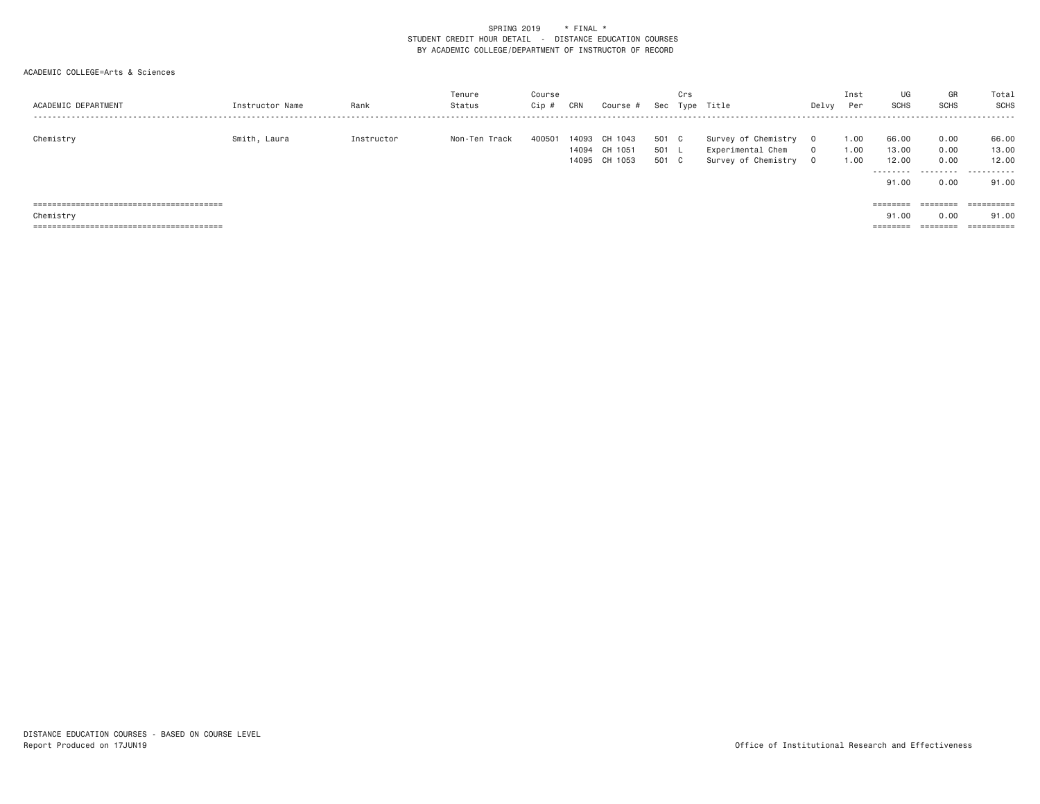SPRING 2019 * FINAL *
STUDENT CREDIT HOUR DETAIL - DISTANCE EDUCATION COURSES
BY ACADEMIC COLLEGE/DEPARTMENT OF INSTRUCTOR OF RECORD

ACADEMIC COLLEGE=Arts & Sciences

| ACADEMIC DEPARTMENT | Instructor Name | Rank | Tenure Status | Course Cip # | CRN | Course # | Sec | Crs Type | Title | Delvy | Inst Per | UG SCHS | GR SCHS | Total SCHS |
|---|---|---|---|---|---|---|---|---|---|---|---|---|---|---|
| Chemistry | Smith, Laura | Instructor | Non-Ten Track | 400501 | 14093 | CH 1043 | 501 | C | Survey of Chemistry | O | 1.00 | 66.00 | 0.00 | 66.00 |
| | | | | | 14094 | CH 1051 | 501 | L | Experimental Chem | O | 1.00 | 13.00 | 0.00 | 13.00 |
| | | | | | 14095 | CH 1053 | 501 | C | Survey of Chemistry | O | 1.00 | 12.00 | 0.00 | 12.00 |
| | | | | | | | | | | | | 91.00 | 0.00 | 91.00 |
| Chemistry | | | | | | | | | | | | 91.00 | 0.00 | 91.00 |

DISTANCE EDUCATION COURSES - BASED ON COURSE LEVEL
Report Produced on 17JUN19

Office of Institutional Research and Effectiveness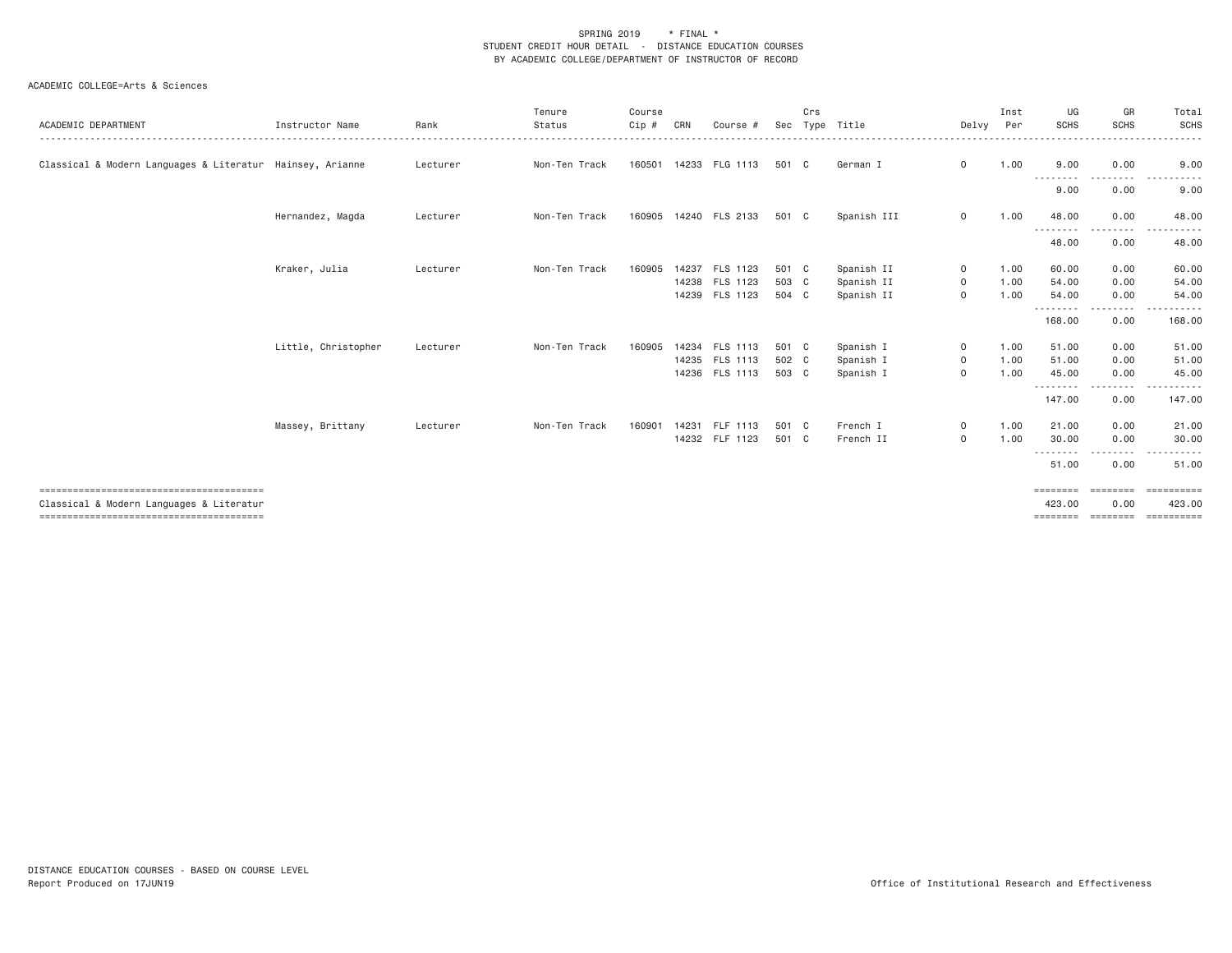SPRING 2019 * FINAL *
STUDENT CREDIT HOUR DETAIL - DISTANCE EDUCATION COURSES
BY ACADEMIC COLLEGE/DEPARTMENT OF INSTRUCTOR OF RECORD

ACADEMIC COLLEGE=Arts & Sciences

| ACADEMIC DEPARTMENT | Instructor Name | Rank | Tenure Status | Course Cip # | CRN | Course # | Sec | Crs Type | Title | Delvy | Inst Per | UG SCHS | GR SCHS | Total SCHS |
|---|---|---|---|---|---|---|---|---|---|---|---|---|---|---|
| Classical & Modern Languages & Literatur | Hainsey, Arianne | Lecturer | Non-Ten Track | 160501 | 14233 | FLG 1113 | 501 | C | German I | 0 | 1.00 | 9.00 | 0.00 | 9.00 |
| | | | | | | | | | | | | 9.00 | 0.00 | 9.00 |
| | Hernandez, Magda | Lecturer | Non-Ten Track | 160905 | 14240 | FLS 2133 | 501 | C | Spanish III | 0 | 1.00 | 48.00 | 0.00 | 48.00 |
| | | | | | | | | | | | | 48.00 | 0.00 | 48.00 |
| | Kraker, Julia | Lecturer | Non-Ten Track | 160905 | 14237 | FLS 1123 | 501 | C | Spanish II | 0 | 1.00 | 60.00 | 0.00 | 60.00 |
| | | | | | 14238 | FLS 1123 | 503 | C | Spanish II | 0 | 1.00 | 54.00 | 0.00 | 54.00 |
| | | | | | 14239 | FLS 1123 | 504 | C | Spanish II | 0 | 1.00 | 54.00 | 0.00 | 54.00 |
| | | | | | | | | | | | | 168.00 | 0.00 | 168.00 |
| | Little, Christopher | Lecturer | Non-Ten Track | 160905 | 14234 | FLS 1113 | 501 | C | Spanish I | 0 | 1.00 | 51.00 | 0.00 | 51.00 |
| | | | | | 14235 | FLS 1113 | 502 | C | Spanish I | 0 | 1.00 | 51.00 | 0.00 | 51.00 |
| | | | | | 14236 | FLS 1113 | 503 | C | Spanish I | 0 | 1.00 | 45.00 | 0.00 | 45.00 |
| | | | | | | | | | | | | 147.00 | 0.00 | 147.00 |
| | Massey, Brittany | Lecturer | Non-Ten Track | 160901 | 14231 | FLF 1113 | 501 | C | French I | 0 | 1.00 | 21.00 | 0.00 | 21.00 |
| | | | | | 14232 | FLF 1123 | 501 | C | French II | 0 | 1.00 | 30.00 | 0.00 | 30.00 |
| | | | | | | | | | | | | 51.00 | 0.00 | 51.00 |
| Classical & Modern Languages & Literatur | | | | | | | | | | | | 423.00 | 0.00 | 423.00 |

DISTANCE EDUCATION COURSES - BASED ON COURSE LEVEL
Report Produced on 17JUN19

Office of Institutional Research and Effectiveness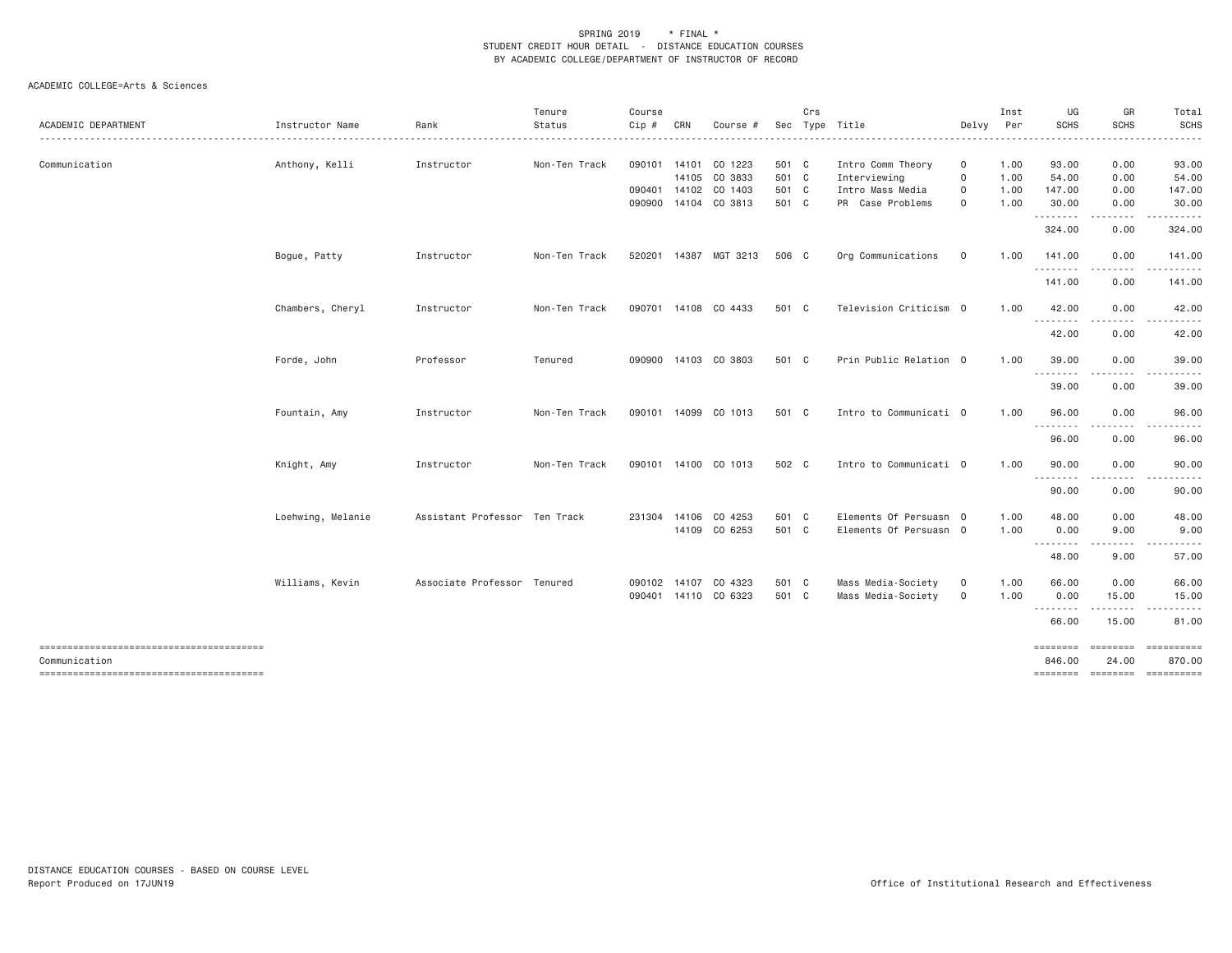SPRING 2019 * FINAL *
STUDENT CREDIT HOUR DETAIL - DISTANCE EDUCATION COURSES
BY ACADEMIC COLLEGE/DEPARTMENT OF INSTRUCTOR OF RECORD

ACADEMIC COLLEGE=Arts & Sciences

| ACADEMIC DEPARTMENT | Instructor Name | Rank | Tenure Status | Course Cip # | CRN | Course # | Sec | Crs Type | Title | Delvy | Inst Per | UG SCHS | GR SCHS | Total SCHS |
|---|---|---|---|---|---|---|---|---|---|---|---|---|---|---|
| Communication | Anthony, Kelli | Instructor | Non-Ten Track | 090101 | 14101 | CO 1223 | 501 | C | Intro Comm Theory | O | 1.00 | 93.00 | 0.00 | 93.00 |
| | | | | | 14105 | CO 3833 | 501 | C | Interviewing | O | 1.00 | 54.00 | 0.00 | 54.00 |
| | | | | 090401 | 14102 | CO 1403 | 501 | C | Intro Mass Media | O | 1.00 | 147.00 | 0.00 | 147.00 |
| | | | | 090900 | 14104 | CO 3813 | 501 | C | PR Case Problems | O | 1.00 | 30.00 | 0.00 | 30.00 |
| | | | | | | | | | | | | 324.00 | 0.00 | 324.00 |
| | Bogue, Patty | Instructor | Non-Ten Track | 520201 | 14387 | MGT 3213 | 506 | C | Org Communications | O | 1.00 | 141.00 | 0.00 | 141.00 |
| | | | | | | | | | | | | 141.00 | 0.00 | 141.00 |
| | Chambers, Cheryl | Instructor | Non-Ten Track | 090701 | 14108 | CO 4433 | 501 | C | Television Criticism | O | 1.00 | 42.00 | 0.00 | 42.00 |
| | | | | | | | | | | | | 42.00 | 0.00 | 42.00 |
| | Forde, John | Professor | Tenured | 090900 | 14103 | CO 3803 | 501 | C | Prin Public Relation | O | 1.00 | 39.00 | 0.00 | 39.00 |
| | | | | | | | | | | | | 39.00 | 0.00 | 39.00 |
| | Fountain, Amy | Instructor | Non-Ten Track | 090101 | 14099 | CO 1013 | 501 | C | Intro to Communicati | O | 1.00 | 96.00 | 0.00 | 96.00 |
| | | | | | | | | | | | | 96.00 | 0.00 | 96.00 |
| | Knight, Amy | Instructor | Non-Ten Track | 090101 | 14100 | CO 1013 | 502 | C | Intro to Communicati | O | 1.00 | 90.00 | 0.00 | 90.00 |
| | | | | | | | | | | | | 90.00 | 0.00 | 90.00 |
| | Loehwing, Melanie | Assistant Professor | Ten Track | 231304 | 14106 | CO 4253 | 501 | C | Elements Of Persuasn | O | 1.00 | 48.00 | 0.00 | 48.00 |
| | | | | | 14109 | CO 6253 | 501 | C | Elements Of Persuasn | O | 1.00 | 0.00 | 9.00 | 9.00 |
| | | | | | | | | | | | | 48.00 | 9.00 | 57.00 |
| | Williams, Kevin | Associate Professor | Tenured | 090102 | 14107 | CO 4323 | 501 | C | Mass Media-Society | O | 1.00 | 66.00 | 0.00 | 66.00 |
| | | | | 090401 | 14110 | CO 6323 | 501 | C | Mass Media-Society | O | 1.00 | 0.00 | 15.00 | 15.00 |
| | | | | | | | | | | | | 66.00 | 15.00 | 81.00 |
| Communication | | | | | | | | | | | | 846.00 | 24.00 | 870.00 |

DISTANCE EDUCATION COURSES - BASED ON COURSE LEVEL
Report Produced on 17JUN19

Office of Institutional Research and Effectiveness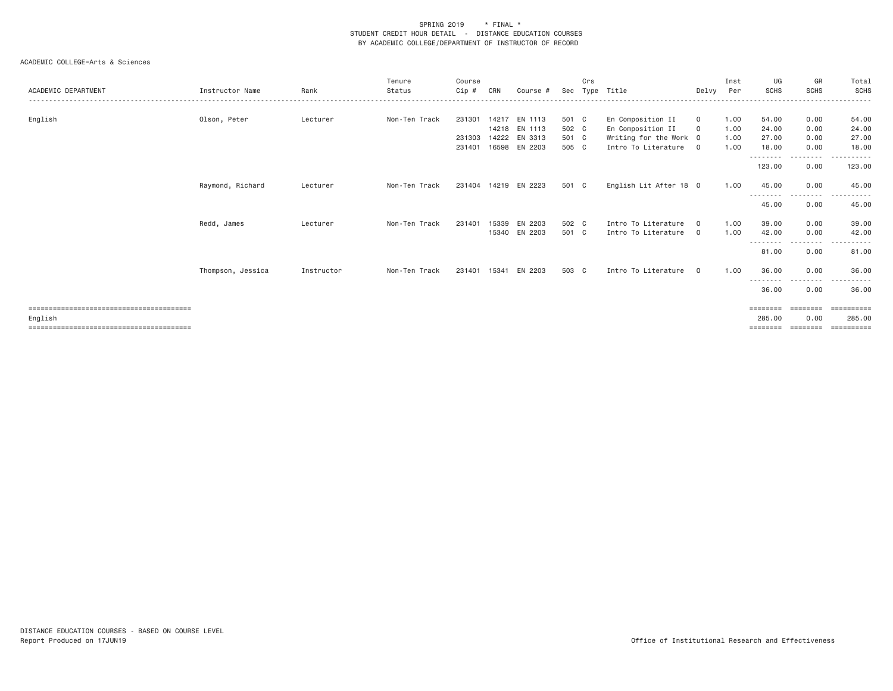SPRING 2019 * FINAL *
STUDENT CREDIT HOUR DETAIL - DISTANCE EDUCATION COURSES
BY ACADEMIC COLLEGE/DEPARTMENT OF INSTRUCTOR OF RECORD

ACADEMIC COLLEGE=Arts & Sciences

| ACADEMIC DEPARTMENT | Instructor Name | Rank | Tenure Status | Course Cip # | CRN | Course # | Sec | Crs Type | Title | Delvy | Inst Per | UG SCHS | GR SCHS | Total SCHS |
|---|---|---|---|---|---|---|---|---|---|---|---|---|---|---|
| English | Olson, Peter | Lecturer | Non-Ten Track | 231301 | 14217 | EN 1113 | 501 | C | En Composition II | O | 1.00 | 54.00 | 0.00 | 54.00 |
| | | | | | 14218 | EN 1113 | 502 | C | En Composition II | O | 1.00 | 24.00 | 0.00 | 24.00 |
| | | | | 231303 | 14222 | EN 3313 | 501 | C | Writing for the Work | O | 1.00 | 27.00 | 0.00 | 27.00 |
| | | | | 231401 | 16598 | EN 2203 | 505 | C | Intro To Literature | O | 1.00 | 18.00 | 0.00 | 18.00 |
| | | | | | | | | | | | | 123.00 | 0.00 | 123.00 |
| | Raymond, Richard | Lecturer | Non-Ten Track | 231404 | 14219 | EN 2223 | 501 | C | English Lit After 18 | O | 1.00 | 45.00 | 0.00 | 45.00 |
| | | | | | | | | | | | | 45.00 | 0.00 | 45.00 |
| | Redd, James | Lecturer | Non-Ten Track | 231401 | 15339 | EN 2203 | 502 | C | Intro To Literature | O | 1.00 | 39.00 | 0.00 | 39.00 |
| | | | | | 15340 | EN 2203 | 501 | C | Intro To Literature | O | 1.00 | 42.00 | 0.00 | 42.00 |
| | | | | | | | | | | | | 81.00 | 0.00 | 81.00 |
| | Thompson, Jessica | Instructor | Non-Ten Track | 231401 | 15341 | EN 2203 | 503 | C | Intro To Literature | O | 1.00 | 36.00 | 0.00 | 36.00 |
| | | | | | | | | | | | | 36.00 | 0.00 | 36.00 |
| English | | | | | | | | | | | | 285.00 | 0.00 | 285.00 |

DISTANCE EDUCATION COURSES - BASED ON COURSE LEVEL
Report Produced on 17JUN19

Office of Institutional Research and Effectiveness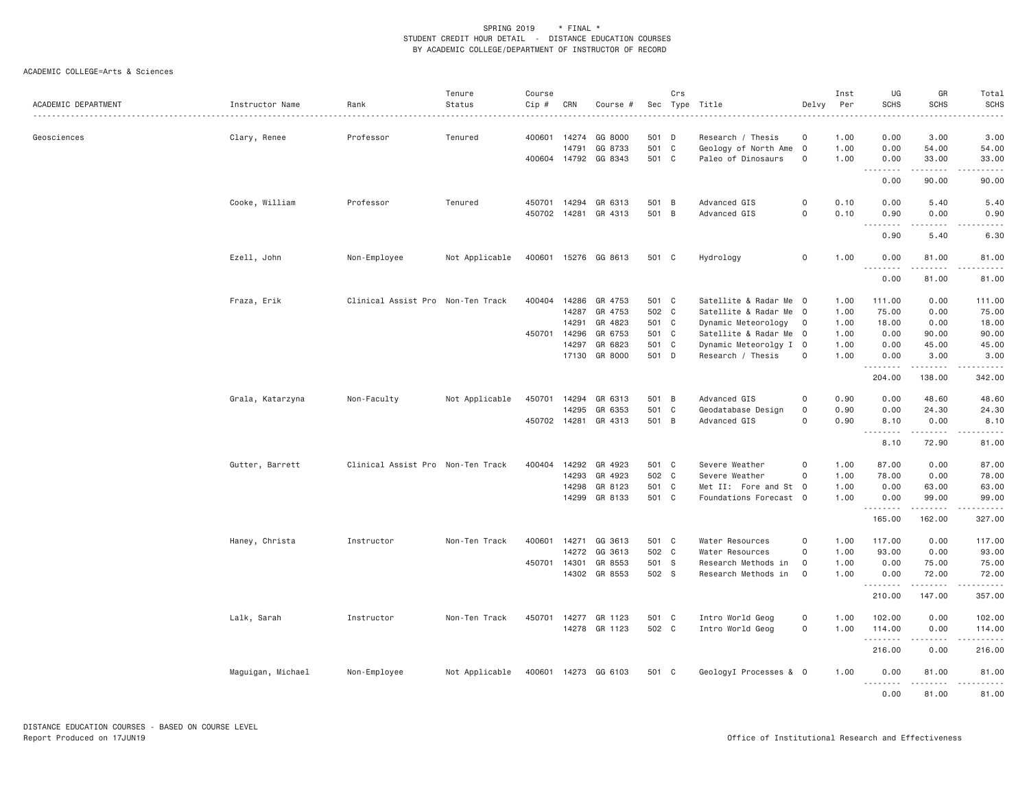SPRING 2019 * FINAL *
STUDENT CREDIT HOUR DETAIL - DISTANCE EDUCATION COURSES
BY ACADEMIC COLLEGE/DEPARTMENT OF INSTRUCTOR OF RECORD

ACADEMIC COLLEGE=Arts & Sciences

| ACADEMIC DEPARTMENT | Instructor Name | Rank | Tenure Status | Course Cip # | CRN | Course # | Sec | Crs Type | Title | Delvy | Inst Per | UG SCHS | GR SCHS | Total SCHS |
|---|---|---|---|---|---|---|---|---|---|---|---|---|---|---|
| Geosciences | Clary, Renee | Professor | Tenured | 400601 | 14274 | GG 8000 | 501 | D | Research / Thesis | O | 1.00 | 0.00 | 3.00 | 3.00 |
| | | | | | 14791 | GG 8733 | 501 | C | Geology of North Ame | O | 1.00 | 0.00 | 54.00 | 54.00 |
| | | | | 400604 | 14792 | GG 8343 | 501 | C | Paleo of Dinosaurs | O | 1.00 | 0.00 | 33.00 | 33.00 |
| | | | | | | | | | | | | 0.00 | 90.00 | 90.00 |
| | Cooke, William | Professor | Tenured | 450701 | 14294 | GR 6313 | 501 | B | Advanced GIS | O | 0.10 | 0.00 | 5.40 | 5.40 |
| | | | | 450702 | 14281 | GR 4313 | 501 | B | Advanced GIS | O | 0.10 | 0.90 | 0.00 | 0.90 |
| | | | | | | | | | | | | 0.90 | 5.40 | 6.30 |
| | Ezell, John | Non-Employee | Not Applicable | 400601 | 15276 | GG 8613 | 501 | C | Hydrology | O | 1.00 | 0.00 | 81.00 | 81.00 |
| | | | | | | | | | | | | 0.00 | 81.00 | 81.00 |
| | Fraza, Erik | Clinical Assist Pro | Non-Ten Track | 400404 | 14286 | GR 4753 | 501 | C | Satellite & Radar Me | O | 1.00 | 111.00 | 0.00 | 111.00 |
| | | | | | 14287 | GR 4753 | 502 | C | Satellite & Radar Me | O | 1.00 | 75.00 | 0.00 | 75.00 |
| | | | | | 14291 | GR 4823 | 501 | C | Dynamic Meteorology | O | 1.00 | 18.00 | 0.00 | 18.00 |
| | | | | 450701 | 14296 | GR 6753 | 501 | C | Satellite & Radar Me | O | 1.00 | 0.00 | 90.00 | 90.00 |
| | | | | | 14297 | GR 6823 | 501 | C | Dynamic Meteorolgy I | O | 1.00 | 0.00 | 45.00 | 45.00 |
| | | | | | 17130 | GR 8000 | 501 | D | Research / Thesis | O | 1.00 | 0.00 | 3.00 | 3.00 |
| | | | | | | | | | | | | 204.00 | 138.00 | 342.00 |
| | Grala, Katarzyna | Non-Faculty | Not Applicable | 450701 | 14294 | GR 6313 | 501 | B | Advanced GIS | O | 0.90 | 0.00 | 48.60 | 48.60 |
| | | | | | 14295 | GR 6353 | 501 | C | Geodatabase Design | O | 0.90 | 0.00 | 24.30 | 24.30 |
| | | | | 450702 | 14281 | GR 4313 | 501 | B | Advanced GIS | O | 0.90 | 8.10 | 0.00 | 8.10 |
| | | | | | | | | | | | | 8.10 | 72.90 | 81.00 |
| | Gutter, Barrett | Clinical Assist Pro | Non-Ten Track | 400404 | 14292 | GR 4923 | 501 | C | Severe Weather | O | 1.00 | 87.00 | 0.00 | 87.00 |
| | | | | | 14293 | GR 4923 | 502 | C | Severe Weather | O | 1.00 | 78.00 | 0.00 | 78.00 |
| | | | | | 14298 | GR 8123 | 501 | C | Met II: Fore and St | O | 1.00 | 0.00 | 63.00 | 63.00 |
| | | | | | 14299 | GR 8133 | 501 | C | Foundations Forecast | O | 1.00 | 0.00 | 99.00 | 99.00 |
| | | | | | | | | | | | | 165.00 | 162.00 | 327.00 |
| | Haney, Christa | Instructor | Non-Ten Track | 400601 | 14271 | GG 3613 | 501 | C | Water Resources | O | 1.00 | 117.00 | 0.00 | 117.00 |
| | | | | | 14272 | GG 3613 | 502 | C | Water Resources | O | 1.00 | 93.00 | 0.00 | 93.00 |
| | | | | 450701 | 14301 | GR 8553 | 501 | S | Research Methods in | O | 1.00 | 0.00 | 75.00 | 75.00 |
| | | | | | 14302 | GR 8553 | 502 | S | Research Methods in | O | 1.00 | 0.00 | 72.00 | 72.00 |
| | | | | | | | | | | | | 210.00 | 147.00 | 357.00 |
| | Lalk, Sarah | Instructor | Non-Ten Track | 450701 | 14277 | GR 1123 | 501 | C | Intro World Geog | O | 1.00 | 102.00 | 0.00 | 102.00 |
| | | | | | 14278 | GR 1123 | 502 | C | Intro World Geog | O | 1.00 | 114.00 | 0.00 | 114.00 |
| | | | | | | | | | | | | 216.00 | 0.00 | 216.00 |
| | Maguigan, Michael | Non-Employee | Not Applicable | 400601 | 14273 | GG 6103 | 501 | C | GeologyI Processes & | O | 1.00 | 0.00 | 81.00 | 81.00 |
| | | | | | | | | | | | | 0.00 | 81.00 | 81.00 |

DISTANCE EDUCATION COURSES - BASED ON COURSE LEVEL
Report Produced on 17JUN19

Office of Institutional Research and Effectiveness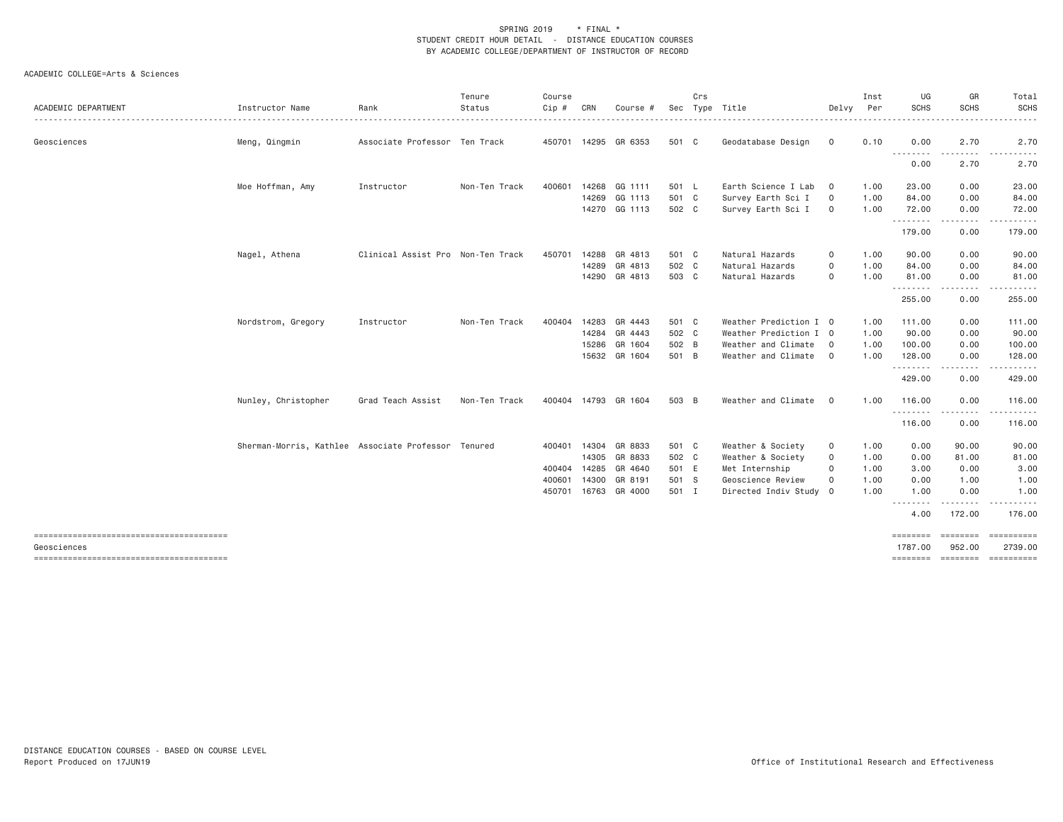SPRING 2019 * FINAL *
STUDENT CREDIT HOUR DETAIL - DISTANCE EDUCATION COURSES
BY ACADEMIC COLLEGE/DEPARTMENT OF INSTRUCTOR OF RECORD

ACADEMIC COLLEGE=Arts & Sciences

| ACADEMIC DEPARTMENT | Instructor Name | Rank | Tenure Status | Course Cip # | CRN | Course # | Sec | Crs Type | Title | Delvy | Inst Per | UG SCHS | GR SCHS | Total SCHS |
|---|---|---|---|---|---|---|---|---|---|---|---|---|---|---|
| Geosciences | Meng, Qingmin | Associate Professor | Ten Track | 450701 | 14295 | GR 6353 | 501 | C | Geodatabase Design | O | 0.10 | 0.00 | 2.70 | 2.70 |
| | | | | | | | | | | | | 0.00 | 2.70 | 2.70 |
| | Moe Hoffman, Amy | Instructor | Non-Ten Track | 400601 | 14268 | GG 1111 | 501 | L | Earth Science I Lab | O | 1.00 | 23.00 | 0.00 | 23.00 |
| | | | | | 14269 | GG 1113 | 501 | C | Survey Earth Sci I | O | 1.00 | 84.00 | 0.00 | 84.00 |
| | | | | | 14270 | GG 1113 | 502 | C | Survey Earth Sci I | O | 1.00 | 72.00 | 0.00 | 72.00 |
| | | | | | | | | | | | | 179.00 | 0.00 | 179.00 |
| | Nagel, Athena | Clinical Assist Pro | Non-Ten Track | 450701 | 14288 | GR 4813 | 501 | C | Natural Hazards | O | 1.00 | 90.00 | 0.00 | 90.00 |
| | | | | | 14289 | GR 4813 | 502 | C | Natural Hazards | O | 1.00 | 84.00 | 0.00 | 84.00 |
| | | | | | 14290 | GR 4813 | 503 | C | Natural Hazards | O | 1.00 | 81.00 | 0.00 | 81.00 |
| | | | | | | | | | | | | 255.00 | 0.00 | 255.00 |
| | Nordstrom, Gregory | Instructor | Non-Ten Track | 400404 | 14283 | GR 4443 | 501 | C | Weather Prediction I | O | 1.00 | 111.00 | 0.00 | 111.00 |
| | | | | | 14284 | GR 4443 | 502 | C | Weather Prediction I | O | 1.00 | 90.00 | 0.00 | 90.00 |
| | | | | | 15286 | GR 1604 | 502 | B | Weather and Climate | O | 1.00 | 100.00 | 0.00 | 100.00 |
| | | | | | 15632 | GR 1604 | 501 | B | Weather and Climate | O | 1.00 | 128.00 | 0.00 | 128.00 |
| | | | | | | | | | | | | 429.00 | 0.00 | 429.00 |
| | Nunley, Christopher | Grad Teach Assist | Non-Ten Track | 400404 | 14793 | GR 1604 | 503 | B | Weather and Climate | O | 1.00 | 116.00 | 0.00 | 116.00 |
| | | | | | | | | | | | | 116.00 | 0.00 | 116.00 |
| | Sherman-Morris, Kathlee | Associate Professor | Tenured | 400401 | 14304 | GR 8833 | 501 | C | Weather & Society | O | 1.00 | 0.00 | 90.00 | 90.00 |
| | | | | | 14305 | GR 8833 | 502 | C | Weather & Society | O | 1.00 | 0.00 | 81.00 | 81.00 |
| | | | | 400404 | 14285 | GR 4640 | 501 | E | Met Internship | O | 1.00 | 3.00 | 0.00 | 3.00 |
| | | | | 400601 | 14300 | GR 8191 | 501 | S | Geoscience Review | O | 1.00 | 0.00 | 1.00 | 1.00 |
| | | | | 450701 | 16763 | GR 4000 | 501 | I | Directed Indiv Study | O | 1.00 | 1.00 | 0.00 | 1.00 |
| | | | | | | | | | | | | 4.00 | 172.00 | 176.00 |
| Geosciences | | | | | | | | | | | | 1787.00 | 952.00 | 2739.00 |

DISTANCE EDUCATION COURSES - BASED ON COURSE LEVEL
Report Produced on 17JUN19

Office of Institutional Research and Effectiveness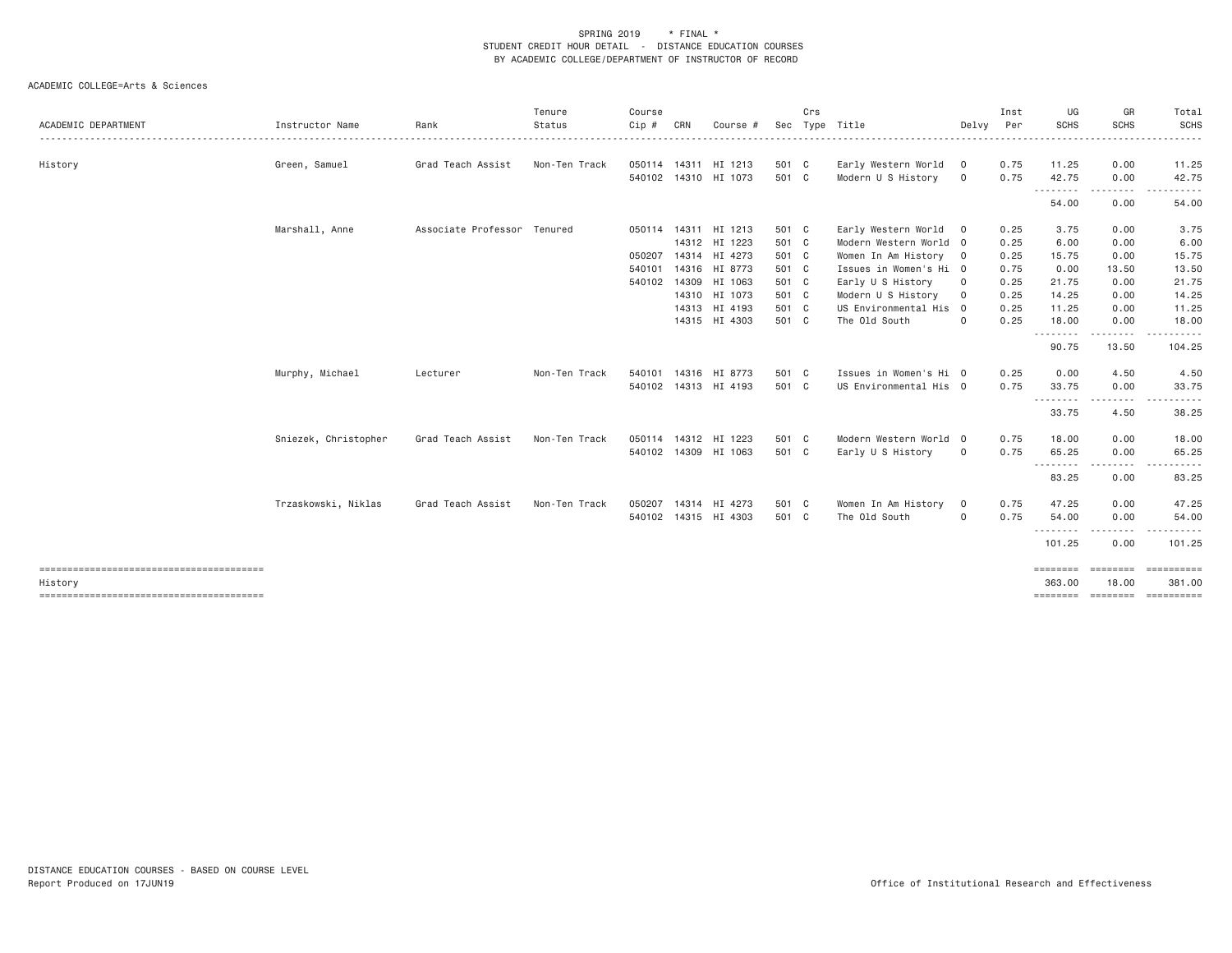SPRING 2019 * FINAL *
STUDENT CREDIT HOUR DETAIL - DISTANCE EDUCATION COURSES
BY ACADEMIC COLLEGE/DEPARTMENT OF INSTRUCTOR OF RECORD

ACADEMIC COLLEGE=Arts & Sciences

| ACADEMIC DEPARTMENT | Instructor Name | Rank | Tenure Status | Course Cip # | CRN | Course # | Sec | Crs Type | Title | Delvy | Inst Per | UG SCHS | GR SCHS | Total SCHS |
|---|---|---|---|---|---|---|---|---|---|---|---|---|---|---|
| History | Green, Samuel | Grad Teach Assist | Non-Ten Track | 050114 | 14311 | HI 1213 | 501 | C | Early Western World | O | 0.75 | 11.25 | 0.00 | 11.25 |
| | | | | 540102 | 14310 | HI 1073 | 501 | C | Modern U S History | O | 0.75 | 42.75 | 0.00 | 42.75 |
| | | | | | | | | | | | | 54.00 | 0.00 | 54.00 |
| | Marshall, Anne | Associate Professor | Tenured | 050114 | 14311 | HI 1213 | 501 | C | Early Western World | O | 0.25 | 3.75 | 0.00 | 3.75 |
| | | | | | 14312 | HI 1223 | 501 | C | Modern Western World | O | 0.25 | 6.00 | 0.00 | 6.00 |
| | | | | 050207 | 14314 | HI 4273 | 501 | C | Women In Am History | O | 0.25 | 15.75 | 0.00 | 15.75 |
| | | | | 540101 | 14316 | HI 8773 | 501 | C | Issues in Women's Hi | O | 0.75 | 0.00 | 13.50 | 13.50 |
| | | | | 540102 | 14309 | HI 1063 | 501 | C | Early U S History | O | 0.25 | 21.75 | 0.00 | 21.75 |
| | | | | | 14310 | HI 1073 | 501 | C | Modern U S History | O | 0.25 | 14.25 | 0.00 | 14.25 |
| | | | | | 14313 | HI 4193 | 501 | C | US Environmental His | O | 0.25 | 11.25 | 0.00 | 11.25 |
| | | | | | 14315 | HI 4303 | 501 | C | The Old South | O | 0.25 | 18.00 | 0.00 | 18.00 |
| | | | | | | | | | | | | 90.75 | 13.50 | 104.25 |
| | Murphy, Michael | Lecturer | Non-Ten Track | 540101 | 14316 | HI 8773 | 501 | C | Issues in Women's Hi | O | 0.25 | 0.00 | 4.50 | 4.50 |
| | | | | 540102 | 14313 | HI 4193 | 501 | C | US Environmental His | O | 0.75 | 33.75 | 0.00 | 33.75 |
| | | | | | | | | | | | | 33.75 | 4.50 | 38.25 |
| | Sniezek, Christopher | Grad Teach Assist | Non-Ten Track | 050114 | 14312 | HI 1223 | 501 | C | Modern Western World | O | 0.75 | 18.00 | 0.00 | 18.00 |
| | | | | 540102 | 14309 | HI 1063 | 501 | C | Early U S History | O | 0.75 | 65.25 | 0.00 | 65.25 |
| | | | | | | | | | | | | 83.25 | 0.00 | 83.25 |
| | Trzaskowski, Niklas | Grad Teach Assist | Non-Ten Track | 050207 | 14314 | HI 4273 | 501 | C | Women In Am History | O | 0.75 | 47.25 | 0.00 | 47.25 |
| | | | | 540102 | 14315 | HI 4303 | 501 | C | The Old South | O | 0.75 | 54.00 | 0.00 | 54.00 |
| | | | | | | | | | | | | 101.25 | 0.00 | 101.25 |
| History | | | | | | | | | | | | 363.00 | 18.00 | 381.00 |

DISTANCE EDUCATION COURSES - BASED ON COURSE LEVEL
Report Produced on 17JUN19

Office of Institutional Research and Effectiveness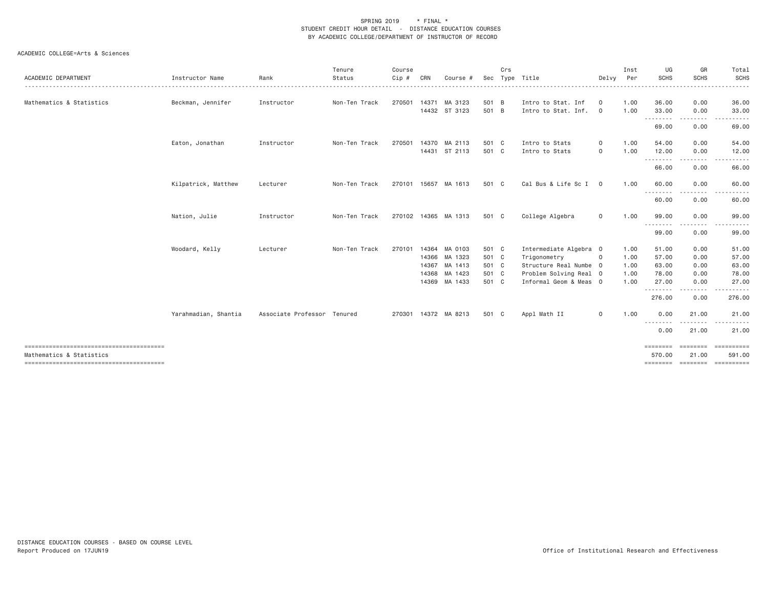SPRING 2019 * FINAL *
STUDENT CREDIT HOUR DETAIL - DISTANCE EDUCATION COURSES
BY ACADEMIC COLLEGE/DEPARTMENT OF INSTRUCTOR OF RECORD

ACADEMIC COLLEGE=Arts & Sciences

| ACADEMIC DEPARTMENT | Instructor Name | Rank | Tenure Status | Course Cip # | CRN | Course # | Sec | Crs Type | Title | Delvy | Inst Per | UG SCHS | GR SCHS | Total SCHS |
|---|---|---|---|---|---|---|---|---|---|---|---|---|---|---|
| Mathematics & Statistics | Beckman, Jennifer | Instructor | Non-Ten Track | 270501 | 14371 | MA 3123 | 501 | B | Intro to Stat. Inf | O | 1.00 | 36.00 | 0.00 | 36.00 |
| | | | | | 14432 | ST 3123 | 501 | B | Intro to Stat. Inf. | O | 1.00 | 33.00 | 0.00 | 33.00 |
| | | | | | | | | | | | | 69.00 | 0.00 | 69.00 |
| | Eaton, Jonathan | Instructor | Non-Ten Track | 270501 | 14370 | MA 2113 | 501 | C | Intro to Stats | O | 1.00 | 54.00 | 0.00 | 54.00 |
| | | | | | 14431 | ST 2113 | 501 | C | Intro to Stats | O | 1.00 | 12.00 | 0.00 | 12.00 |
| | | | | | | | | | | | | 66.00 | 0.00 | 66.00 |
| | Kilpatrick, Matthew | Lecturer | Non-Ten Track | 270101 | 15657 | MA 1613 | 501 | C | Cal Bus & Life Sc I | O | 1.00 | 60.00 | 0.00 | 60.00 |
| | | | | | | | | | | | | 60.00 | 0.00 | 60.00 |
| | Nation, Julie | Instructor | Non-Ten Track | 270102 | 14365 | MA 1313 | 501 | C | College Algebra | O | 1.00 | 99.00 | 0.00 | 99.00 |
| | | | | | | | | | | | | 99.00 | 0.00 | 99.00 |
| | Woodard, Kelly | Lecturer | Non-Ten Track | 270101 | 14364 | MA 0103 | 501 | C | Intermediate Algebra | O | 1.00 | 51.00 | 0.00 | 51.00 |
| | | | | | 14366 | MA 1323 | 501 | C | Trigonometry | O | 1.00 | 57.00 | 0.00 | 57.00 |
| | | | | | 14367 | MA 1413 | 501 | C | Structure Real Numbe | O | 1.00 | 63.00 | 0.00 | 63.00 |
| | | | | | 14368 | MA 1423 | 501 | C | Problem Solving Real | O | 1.00 | 78.00 | 0.00 | 78.00 |
| | | | | | 14369 | MA 1433 | 501 | C | Informal Geom & Meas | O | 1.00 | 27.00 | 0.00 | 27.00 |
| | | | | | | | | | | | | 276.00 | 0.00 | 276.00 |
| | Yarahmadian, Shantia | Associate Professor | Tenured | 270301 | 14372 | MA 8213 | 501 | C | Appl Math II | O | 1.00 | 0.00 | 21.00 | 21.00 |
| | | | | | | | | | | | | 0.00 | 21.00 | 21.00 |
| Mathematics & Statistics | | | | | | | | | | | | 570.00 | 21.00 | 591.00 |

DISTANCE EDUCATION COURSES - BASED ON COURSE LEVEL
Report Produced on 17JUN19

Office of Institutional Research and Effectiveness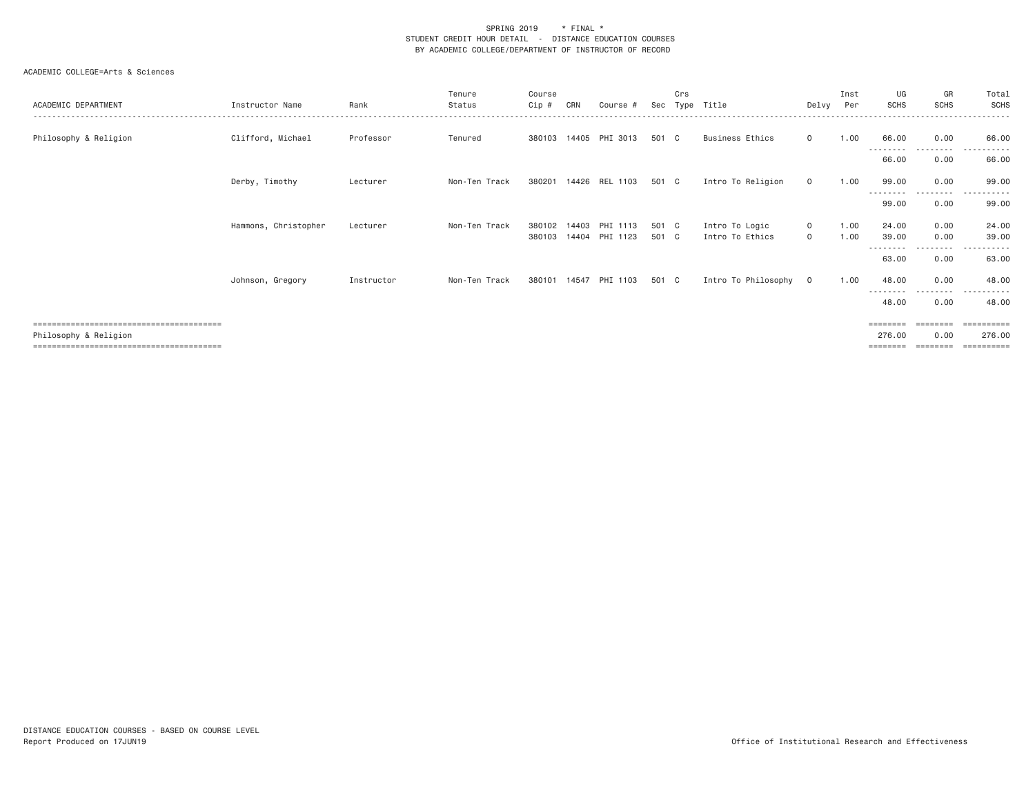SPRING 2019 * FINAL *
STUDENT CREDIT HOUR DETAIL - DISTANCE EDUCATION COURSES
BY ACADEMIC COLLEGE/DEPARTMENT OF INSTRUCTOR OF RECORD

ACADEMIC COLLEGE=Arts & Sciences

| ACADEMIC DEPARTMENT | Instructor Name | Rank | Tenure Status | Course Cip # | CRN | Course # | Sec | Crs Type | Title | Delvy | Inst Per | UG SCHS | GR SCHS | Total SCHS |
|---|---|---|---|---|---|---|---|---|---|---|---|---|---|---|
| Philosophy & Religion | Clifford, Michael | Professor | Tenured | 380103 | 14405 | PHI 3013 | 501 | C | Business Ethics | O | 1.00 | 66.00 | 0.00 | 66.00 |
| | | | | | | | | | | | | 66.00 | 0.00 | 66.00 |
| | Derby, Timothy | Lecturer | Non-Ten Track | 380201 | 14426 | REL 1103 | 501 | C | Intro To Religion | O | 1.00 | 99.00 | 0.00 | 99.00 |
| | | | | | | | | | | | | 99.00 | 0.00 | 99.00 |
| | Hammons, Christopher | Lecturer | Non-Ten Track | 380102 | 14403 | PHI 1113 | 501 | C | Intro To Logic | O | 1.00 | 24.00 | 0.00 | 24.00 |
| | | | | 380103 | 14404 | PHI 1123 | 501 | C | Intro To Ethics | O | 1.00 | 39.00 | 0.00 | 39.00 |
| | | | | | | | | | | | | 63.00 | 0.00 | 63.00 |
| | Johnson, Gregory | Instructor | Non-Ten Track | 380101 | 14547 | PHI 1103 | 501 | C | Intro To Philosophy | O | 1.00 | 48.00 | 0.00 | 48.00 |
| | | | | | | | | | | | | 48.00 | 0.00 | 48.00 |
| Philosophy & Religion | | | | | | | | | | | | 276.00 | 0.00 | 276.00 |

DISTANCE EDUCATION COURSES - BASED ON COURSE LEVEL
Report Produced on 17JUN19

Office of Institutional Research and Effectiveness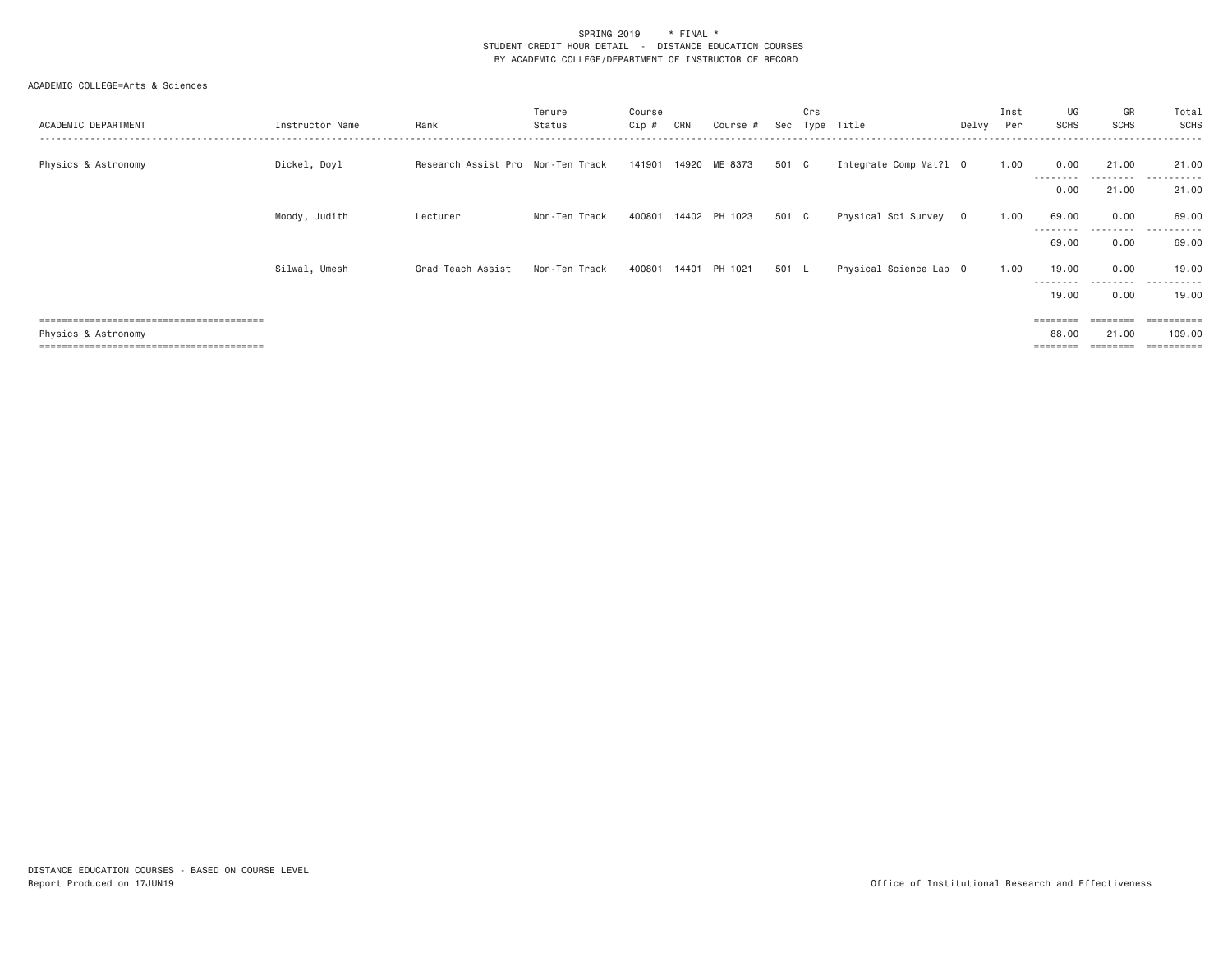SPRING 2019 * FINAL *
STUDENT CREDIT HOUR DETAIL - DISTANCE EDUCATION COURSES
BY ACADEMIC COLLEGE/DEPARTMENT OF INSTRUCTOR OF RECORD

ACADEMIC COLLEGE=Arts & Sciences

| ACADEMIC DEPARTMENT | Instructor Name | Rank | Tenure Status | Course Cip # | CRN | Course # | Sec | Crs Type | Title | Delvy | Inst Per | UG SCHS | GR SCHS | Total SCHS |
|---|---|---|---|---|---|---|---|---|---|---|---|---|---|---|
| Physics & Astronomy | Dickel, Doyl | Research Assist Pro | Non-Ten Track | 141901 | 14920 | ME 8373 | 501 | C | Integrate Comp Mat?l | O | 1.00 | 0.00 | 21.00 | 21.00 |
| | | | | | | | | | | | | 0.00 | 21.00 | 21.00 |
| | Moody, Judith | Lecturer | Non-Ten Track | 400801 | 14402 | PH 1023 | 501 | C | Physical Sci Survey | O | 1.00 | 69.00 | 0.00 | 69.00 |
| | | | | | | | | | | | | 69.00 | 0.00 | 69.00 |
| | Silwal, Umesh | Grad Teach Assist | Non-Ten Track | 400801 | 14401 | PH 1021 | 501 | L | Physical Science Lab | O | 1.00 | 19.00 | 0.00 | 19.00 |
| | | | | | | | | | | | | 19.00 | 0.00 | 19.00 |
| Physics & Astronomy | | | | | | | | | | | | 88.00 | 21.00 | 109.00 |

DISTANCE EDUCATION COURSES - BASED ON COURSE LEVEL
Report Produced on 17JUN19

Office of Institutional Research and Effectiveness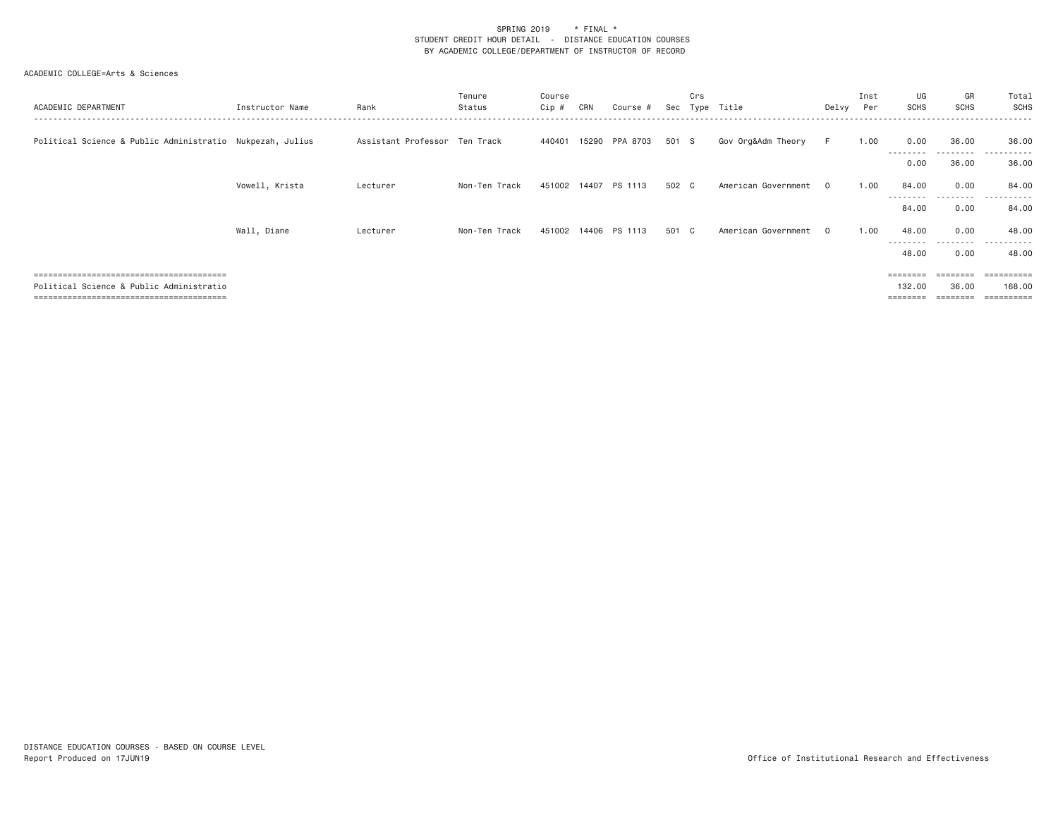SPRING 2019 * FINAL *
STUDENT CREDIT HOUR DETAIL - DISTANCE EDUCATION COURSES
BY ACADEMIC COLLEGE/DEPARTMENT OF INSTRUCTOR OF RECORD

ACADEMIC COLLEGE=Arts & Sciences

| ACADEMIC DEPARTMENT | Instructor Name | Rank | Tenure Status | Course Cip # | CRN | Course # | Sec | Crs Type | Title | Delvy | Inst Per | UG SCHS | GR SCHS | Total SCHS |
|---|---|---|---|---|---|---|---|---|---|---|---|---|---|---|
| Political Science & Public Administratio | Nukpezah, Julius | Assistant Professor | Ten Track | 440401 | 15290 | PPA 8703 | 501 | S | Gov Org&Adm Theory | F | 1.00 | 0.00 | 36.00 | 36.00 |
| | | | | | | | | | | | | 0.00 | 36.00 | 36.00 |
| | Vowell, Krista | Lecturer | Non-Ten Track | 451002 | 14407 | PS 1113 | 502 | C | American Government | O | 1.00 | 84.00 | 0.00 | 84.00 |
| | | | | | | | | | | | | 84.00 | 0.00 | 84.00 |
| | Wall, Diane | Lecturer | Non-Ten Track | 451002 | 14406 | PS 1113 | 501 | C | American Government | O | 1.00 | 48.00 | 0.00 | 48.00 |
| | | | | | | | | | | | | 48.00 | 0.00 | 48.00 |
| Political Science & Public Administratio | | | | | | | | | | | | 132.00 | 36.00 | 168.00 |

DISTANCE EDUCATION COURSES - BASED ON COURSE LEVEL
Report Produced on 17JUN19

Office of Institutional Research and Effectiveness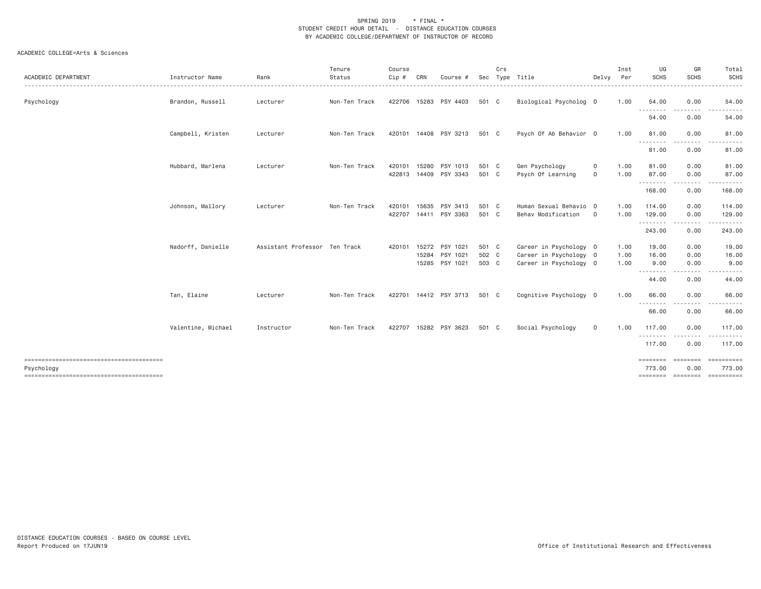SPRING 2019 * FINAL *
STUDENT CREDIT HOUR DETAIL - DISTANCE EDUCATION COURSES
BY ACADEMIC COLLEGE/DEPARTMENT OF INSTRUCTOR OF RECORD

ACADEMIC COLLEGE=Arts & Sciences

| ACADEMIC DEPARTMENT | Instructor Name | Rank | Tenure Status | Course Cip # | CRN | Course # | Sec | Crs Type | Title | Delvy | Inst Per | UG SCHS | GR SCHS | Total SCHS |
|---|---|---|---|---|---|---|---|---|---|---|---|---|---|---|
| Psychology | Brandon, Russell | Lecturer | Non-Ten Track | 422706 | 15283 | PSY 4403 | 501 | C | Biological Psycholog | O | 1.00 | 54.00 | 0.00 | 54.00 |
| | | | | | | | | | | | | 54.00 | 0.00 | 54.00 |
| | Campbell, Kristen | Lecturer | Non-Ten Track | 420101 | 14408 | PSY 3213 | 501 | C | Psych Of Ab Behavior | O | 1.00 | 81.00 | 0.00 | 81.00 |
| | | | | | | | | | | | | 81.00 | 0.00 | 81.00 |
| | Hubbard, Marlena | Lecturer | Non-Ten Track | 420101 | 15280 | PSY 1013 | 501 | C | Gen Psychology | O | 1.00 | 81.00 | 0.00 | 81.00 |
| | | | | 422813 | 14409 | PSY 3343 | 501 | C | Psych Of Learning | O | 1.00 | 87.00 | 0.00 | 87.00 |
| | | | | | | | | | | | | 168.00 | 0.00 | 168.00 |
| | Johnson, Mallory | Lecturer | Non-Ten Track | 420101 | 15635 | PSY 3413 | 501 | C | Human Sexual Behavio | O | 1.00 | 114.00 | 0.00 | 114.00 |
| | | | | 422707 | 14411 | PSY 3363 | 501 | C | Behav Modification | O | 1.00 | 129.00 | 0.00 | 129.00 |
| | | | | | | | | | | | | 243.00 | 0.00 | 243.00 |
| | Nadorff, Danielle | Assistant Professor | Ten Track | 420101 | 15272 | PSY 1021 | 501 | C | Career in Psychology | O | 1.00 | 19.00 | 0.00 | 19.00 |
| | | | | | 15284 | PSY 1021 | 502 | C | Career in Psychology | O | 1.00 | 16.00 | 0.00 | 16.00 |
| | | | | | 15285 | PSY 1021 | 503 | C | Career in Psychology | O | 1.00 | 9.00 | 0.00 | 9.00 |
| | | | | | | | | | | | | 44.00 | 0.00 | 44.00 |
| | Tan, Elaine | Lecturer | Non-Ten Track | 422701 | 14412 | PSY 3713 | 501 | C | Cognitive Psychology | O | 1.00 | 66.00 | 0.00 | 66.00 |
| | | | | | | | | | | | | 66.00 | 0.00 | 66.00 |
| | Valentine, Michael | Instructor | Non-Ten Track | 422707 | 15282 | PSY 3623 | 501 | C | Social Psychology | O | 1.00 | 117.00 | 0.00 | 117.00 |
| | | | | | | | | | | | | 117.00 | 0.00 | 117.00 |
| Psychology | | | | | | | | | | | | 773.00 | 0.00 | 773.00 |

DISTANCE EDUCATION COURSES - BASED ON COURSE LEVEL
Report Produced on 17JUN19

Office of Institutional Research and Effectiveness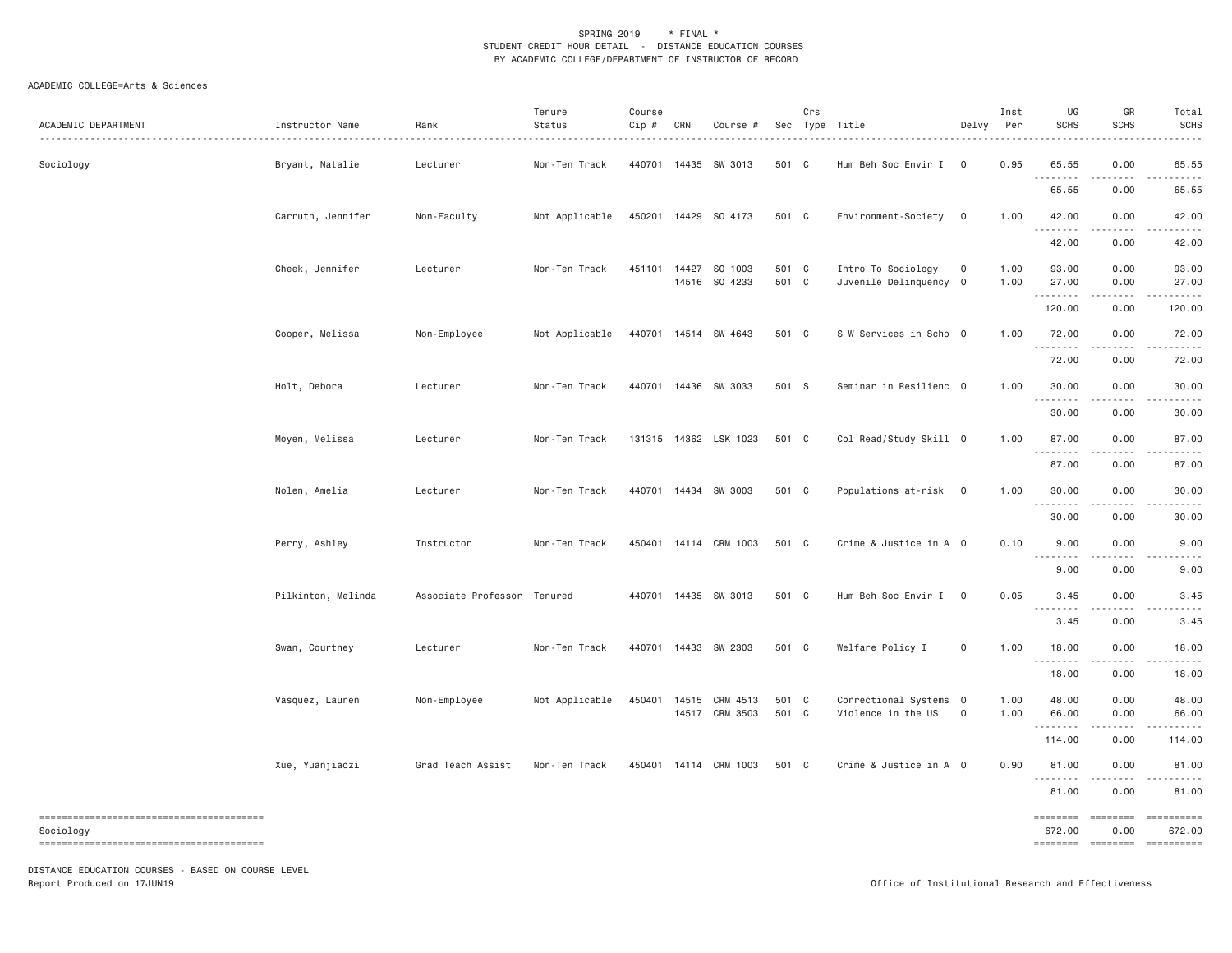SPRING 2019 * FINAL *
STUDENT CREDIT HOUR DETAIL - DISTANCE EDUCATION COURSES
BY ACADEMIC COLLEGE/DEPARTMENT OF INSTRUCTOR OF RECORD

ACADEMIC COLLEGE=Arts & Sciences

| ACADEMIC DEPARTMENT | Instructor Name | Rank | Tenure Status | Course Cip # | CRN | Course # | Sec | Crs Type | Title | Delvy | Inst Per | UG SCHS | GR SCHS | Total SCHS |
|---|---|---|---|---|---|---|---|---|---|---|---|---|---|---|
| Sociology | Bryant, Natalie | Lecturer | Non-Ten Track | 440701 | 14435 | SW 3013 | 501 | C | Hum Beh Soc Envir I | O | 0.95 | 65.55 | 0.00 | 65.55 |
| | | | | | | | | | | | | 65.55 | 0.00 | 65.55 |
| | Carruth, Jennifer | Non-Faculty | Not Applicable | 450201 | 14429 | SO 4173 | 501 | C | Environment-Society | O | 1.00 | 42.00 | 0.00 | 42.00 |
| | | | | | | | | | | | | 42.00 | 0.00 | 42.00 |
| | Cheek, Jennifer | Lecturer | Non-Ten Track | 451101 | 14427 | SO 1003 | 501 | C | Intro To Sociology | O | 1.00 | 93.00 | 0.00 | 93.00 |
| | | | | | 14516 | SO 4233 | 501 | C | Juvenile Delinquency | O | 1.00 | 27.00 | 0.00 | 27.00 |
| | | | | | | | | | | | | 120.00 | 0.00 | 120.00 |
| | Cooper, Melissa | Non-Employee | Not Applicable | 440701 | 14514 | SW 4643 | 501 | C | S W Services in Scho | O | 1.00 | 72.00 | 0.00 | 72.00 |
| | | | | | | | | | | | | 72.00 | 0.00 | 72.00 |
| | Holt, Debora | Lecturer | Non-Ten Track | 440701 | 14436 | SW 3033 | 501 | S | Seminar in Resilienc | O | 1.00 | 30.00 | 0.00 | 30.00 |
| | | | | | | | | | | | | 30.00 | 0.00 | 30.00 |
| | Moyen, Melissa | Lecturer | Non-Ten Track | 131315 | 14362 | LSK 1023 | 501 | C | Col Read/Study Skill | O | 1.00 | 87.00 | 0.00 | 87.00 |
| | | | | | | | | | | | | 87.00 | 0.00 | 87.00 |
| | Nolen, Amelia | Lecturer | Non-Ten Track | 440701 | 14434 | SW 3003 | 501 | C | Populations at-risk | O | 1.00 | 30.00 | 0.00 | 30.00 |
| | | | | | | | | | | | | 30.00 | 0.00 | 30.00 |
| | Perry, Ashley | Instructor | Non-Ten Track | 450401 | 14114 | CRM 1003 | 501 | C | Crime & Justice in A | O | 0.10 | 9.00 | 0.00 | 9.00 |
| | | | | | | | | | | | | 9.00 | 0.00 | 9.00 |
| | Pilkinton, Melinda | Associate Professor | Tenured | 440701 | 14435 | SW 3013 | 501 | C | Hum Beh Soc Envir I | O | 0.05 | 3.45 | 0.00 | 3.45 |
| | | | | | | | | | | | | 3.45 | 0.00 | 3.45 |
| | Swan, Courtney | Lecturer | Non-Ten Track | 440701 | 14433 | SW 2303 | 501 | C | Welfare Policy I | O | 1.00 | 18.00 | 0.00 | 18.00 |
| | | | | | | | | | | | | 18.00 | 0.00 | 18.00 |
| | Vasquez, Lauren | Non-Employee | Not Applicable | 450401 | 14515 | CRM 4513 | 501 | C | Correctional Systems | O | 1.00 | 48.00 | 0.00 | 48.00 |
| | | | | | 14517 | CRM 3503 | 501 | C | Violence in the US | O | 1.00 | 66.00 | 0.00 | 66.00 |
| | | | | | | | | | | | | 114.00 | 0.00 | 114.00 |
| | Xue, Yuanjiaozi | Grad Teach Assist | Non-Ten Track | 450401 | 14114 | CRM 1003 | 501 | C | Crime & Justice in A | O | 0.90 | 81.00 | 0.00 | 81.00 |
| | | | | | | | | | | | | 81.00 | 0.00 | 81.00 |
| Sociology | | | | | | | | | | | | 672.00 | 0.00 | 672.00 |

DISTANCE EDUCATION COURSES - BASED ON COURSE LEVEL
Report Produced on 17JUN19

Office of Institutional Research and Effectiveness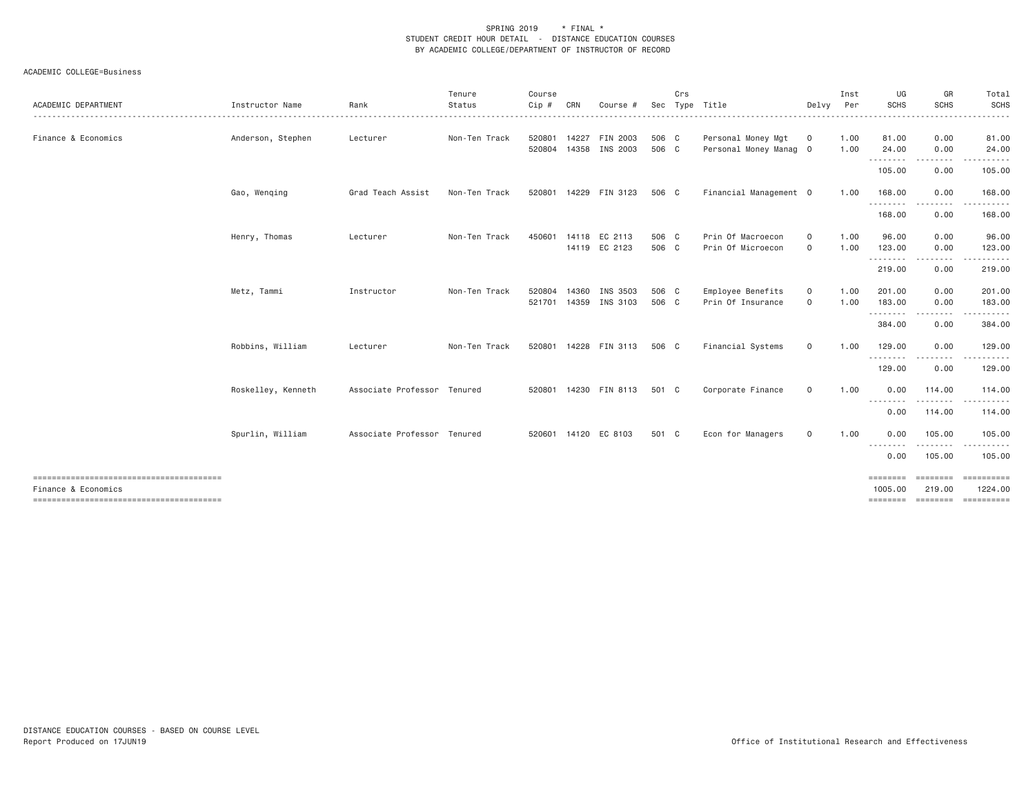SPRING 2019 * FINAL *
STUDENT CREDIT HOUR DETAIL - DISTANCE EDUCATION COURSES
BY ACADEMIC COLLEGE/DEPARTMENT OF INSTRUCTOR OF RECORD

ACADEMIC COLLEGE=Business

| ACADEMIC DEPARTMENT | Instructor Name | Rank | Tenure Status | Course Cip # | CRN | Course # | Sec | Crs Type | Title | Delvy | Inst Per | UG SCHS | GR SCHS | Total SCHS |
|---|---|---|---|---|---|---|---|---|---|---|---|---|---|---|
| Finance & Economics | Anderson, Stephen | Lecturer | Non-Ten Track | 520801 | 14227 | FIN 2003 | 506 | C | Personal Money Mgt | O | 1.00 | 81.00 | 0.00 | 81.00 |
| | | | | 520804 | 14358 | INS 2003 | 506 | C | Personal Money Manag | O | 1.00 | 24.00 | 0.00 | 24.00 |
| | | | | | | | | | | | | 105.00 | 0.00 | 105.00 |
| | Gao, Wenqing | Grad Teach Assist | Non-Ten Track | 520801 | 14229 | FIN 3123 | 506 | C | Financial Management | O | 1.00 | 168.00 | 0.00 | 168.00 |
| | | | | | | | | | | | | 168.00 | 0.00 | 168.00 |
| | Henry, Thomas | Lecturer | Non-Ten Track | 450601 | 14118 | EC 2113 | 506 | C | Prin Of Macroecon | O | 1.00 | 96.00 | 0.00 | 96.00 |
| | | | | | 14119 | EC 2123 | 506 | C | Prin Of Microecon | O | 1.00 | 123.00 | 0.00 | 123.00 |
| | | | | | | | | | | | | 219.00 | 0.00 | 219.00 |
| | Metz, Tammi | Instructor | Non-Ten Track | 520804 | 14360 | INS 3503 | 506 | C | Employee Benefits | O | 1.00 | 201.00 | 0.00 | 201.00 |
| | | | | 521701 | 14359 | INS 3103 | 506 | C | Prin Of Insurance | O | 1.00 | 183.00 | 0.00 | 183.00 |
| | | | | | | | | | | | | 384.00 | 0.00 | 384.00 |
| | Robbins, William | Lecturer | Non-Ten Track | 520801 | 14228 | FIN 3113 | 506 | C | Financial Systems | O | 1.00 | 129.00 | 0.00 | 129.00 |
| | | | | | | | | | | | | 129.00 | 0.00 | 129.00 |
| | Roskelley, Kenneth | Associate Professor | Tenured | 520801 | 14230 | FIN 8113 | 501 | C | Corporate Finance | O | 1.00 | 0.00 | 114.00 | 114.00 |
| | | | | | | | | | | | | 0.00 | 114.00 | 114.00 |
| | Spurlin, William | Associate Professor | Tenured | 520601 | 14120 | EC 8103 | 501 | C | Econ for Managers | O | 1.00 | 0.00 | 105.00 | 105.00 |
| | | | | | | | | | | | | 0.00 | 105.00 | 105.00 |
| Finance & Economics | | | | | | | | | | | | 1005.00 | 219.00 | 1224.00 |

DISTANCE EDUCATION COURSES - BASED ON COURSE LEVEL
Report Produced on 17JUN19

Office of Institutional Research and Effectiveness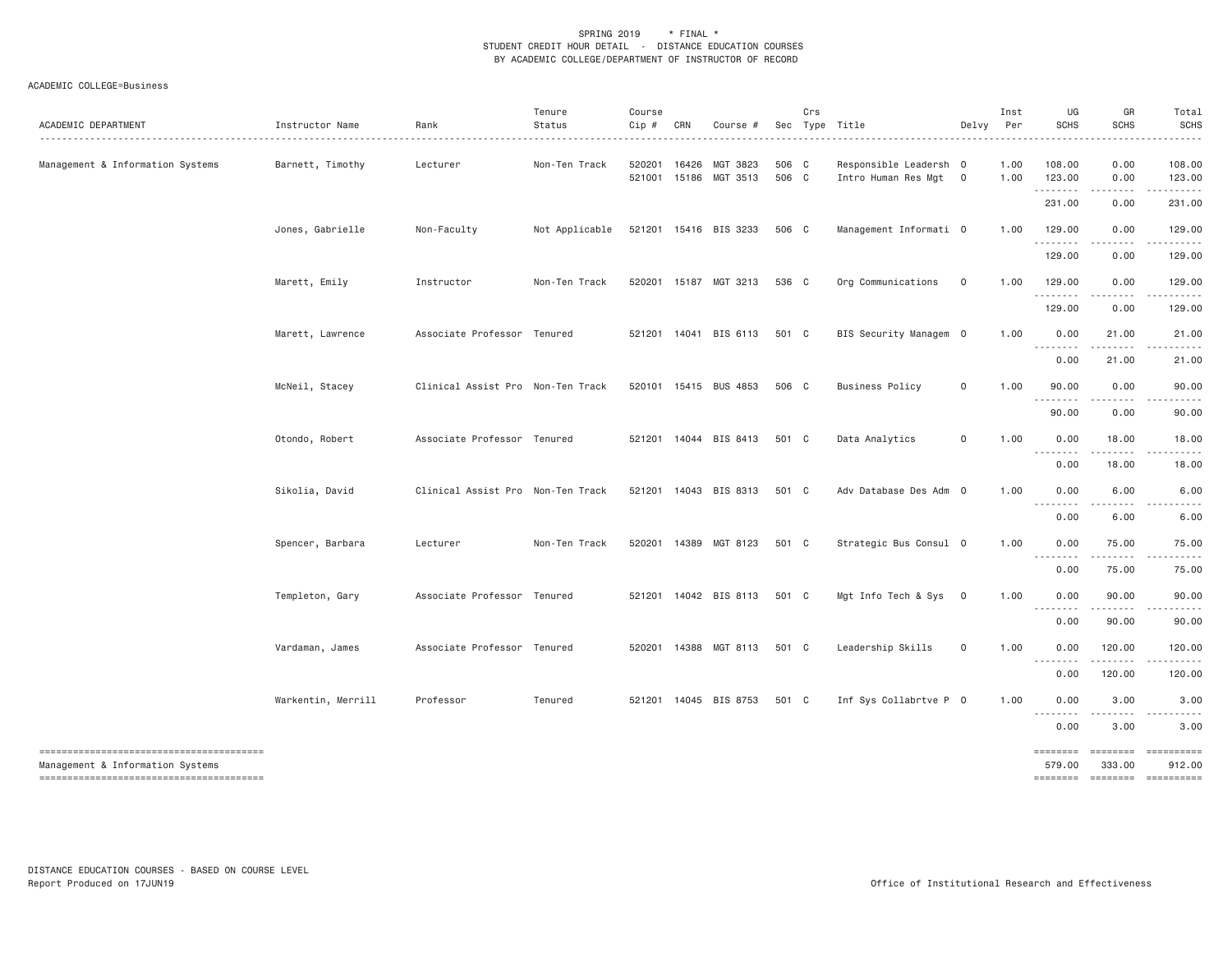SPRING 2019 * FINAL *
STUDENT CREDIT HOUR DETAIL - DISTANCE EDUCATION COURSES
BY ACADEMIC COLLEGE/DEPARTMENT OF INSTRUCTOR OF RECORD

ACADEMIC COLLEGE=Business

| ACADEMIC DEPARTMENT | Instructor Name | Rank | Tenure Status | Course Cip # | CRN | Course # | Sec | Crs Type | Title | Delvy | Inst Per | UG SCHS | GR SCHS | Total SCHS |
|---|---|---|---|---|---|---|---|---|---|---|---|---|---|---|
| Management & Information Systems | Barnett, Timothy | Lecturer | Non-Ten Track | 520201 | 16426 | MGT 3823 | 506 | C | Responsible Leadersh | O | 1.00 | 108.00 | 0.00 | 108.00 |
| | | | | 521001 | 15186 | MGT 3513 | 506 | C | Intro Human Res Mgt | O | 1.00 | 123.00 | 0.00 | 123.00 |
| | | | | | | | | | | | | 231.00 | 0.00 | 231.00 |
| | Jones, Gabrielle | Non-Faculty | Not Applicable | 521201 | 15416 | BIS 3233 | 506 | C | Management Informati | O | 1.00 | 129.00 | 0.00 | 129.00 |
| | | | | | | | | | | | | 129.00 | 0.00 | 129.00 |
| | Marett, Emily | Instructor | Non-Ten Track | 520201 | 15187 | MGT 3213 | 536 | C | Org Communications | O | 1.00 | 129.00 | 0.00 | 129.00 |
| | | | | | | | | | | | | 129.00 | 0.00 | 129.00 |
| | Marett, Lawrence | Associate Professor | Tenured | 521201 | 14041 | BIS 6113 | 501 | C | BIS Security Managem | O | 1.00 | 0.00 | 21.00 | 21.00 |
| | | | | | | | | | | | | 0.00 | 21.00 | 21.00 |
| | McNeil, Stacey | Clinical Assist Pro | Non-Ten Track | 520101 | 15415 | BUS 4853 | 506 | C | Business Policy | O | 1.00 | 90.00 | 0.00 | 90.00 |
| | | | | | | | | | | | | 90.00 | 0.00 | 90.00 |
| | Otondo, Robert | Associate Professor | Tenured | 521201 | 14044 | BIS 8413 | 501 | C | Data Analytics | O | 1.00 | 0.00 | 18.00 | 18.00 |
| | | | | | | | | | | | | 0.00 | 18.00 | 18.00 |
| | Sikolia, David | Clinical Assist Pro | Non-Ten Track | 521201 | 14043 | BIS 8313 | 501 | C | Adv Database Des Adm | O | 1.00 | 0.00 | 6.00 | 6.00 |
| | | | | | | | | | | | | 0.00 | 6.00 | 6.00 |
| | Spencer, Barbara | Lecturer | Non-Ten Track | 520201 | 14389 | MGT 8123 | 501 | C | Strategic Bus Consul | O | 1.00 | 0.00 | 75.00 | 75.00 |
| | | | | | | | | | | | | 0.00 | 75.00 | 75.00 |
| | Templeton, Gary | Associate Professor | Tenured | 521201 | 14042 | BIS 8113 | 501 | C | Mgt Info Tech & Sys | O | 1.00 | 0.00 | 90.00 | 90.00 |
| | | | | | | | | | | | | 0.00 | 90.00 | 90.00 |
| | Vardaman, James | Associate Professor | Tenured | 520201 | 14388 | MGT 8113 | 501 | C | Leadership Skills | O | 1.00 | 0.00 | 120.00 | 120.00 |
| | | | | | | | | | | | | 0.00 | 120.00 | 120.00 |
| | Warkentin, Merrill | Professor | Tenured | 521201 | 14045 | BIS 8753 | 501 | C | Inf Sys Collabrtve P | O | 1.00 | 0.00 | 3.00 | 3.00 |
| | | | | | | | | | | | | 0.00 | 3.00 | 3.00 |
| Management & Information Systems | | | | | | | | | | | | 579.00 | 333.00 | 912.00 |

DISTANCE EDUCATION COURSES - BASED ON COURSE LEVEL
Report Produced on 17JUN19

Office of Institutional Research and Effectiveness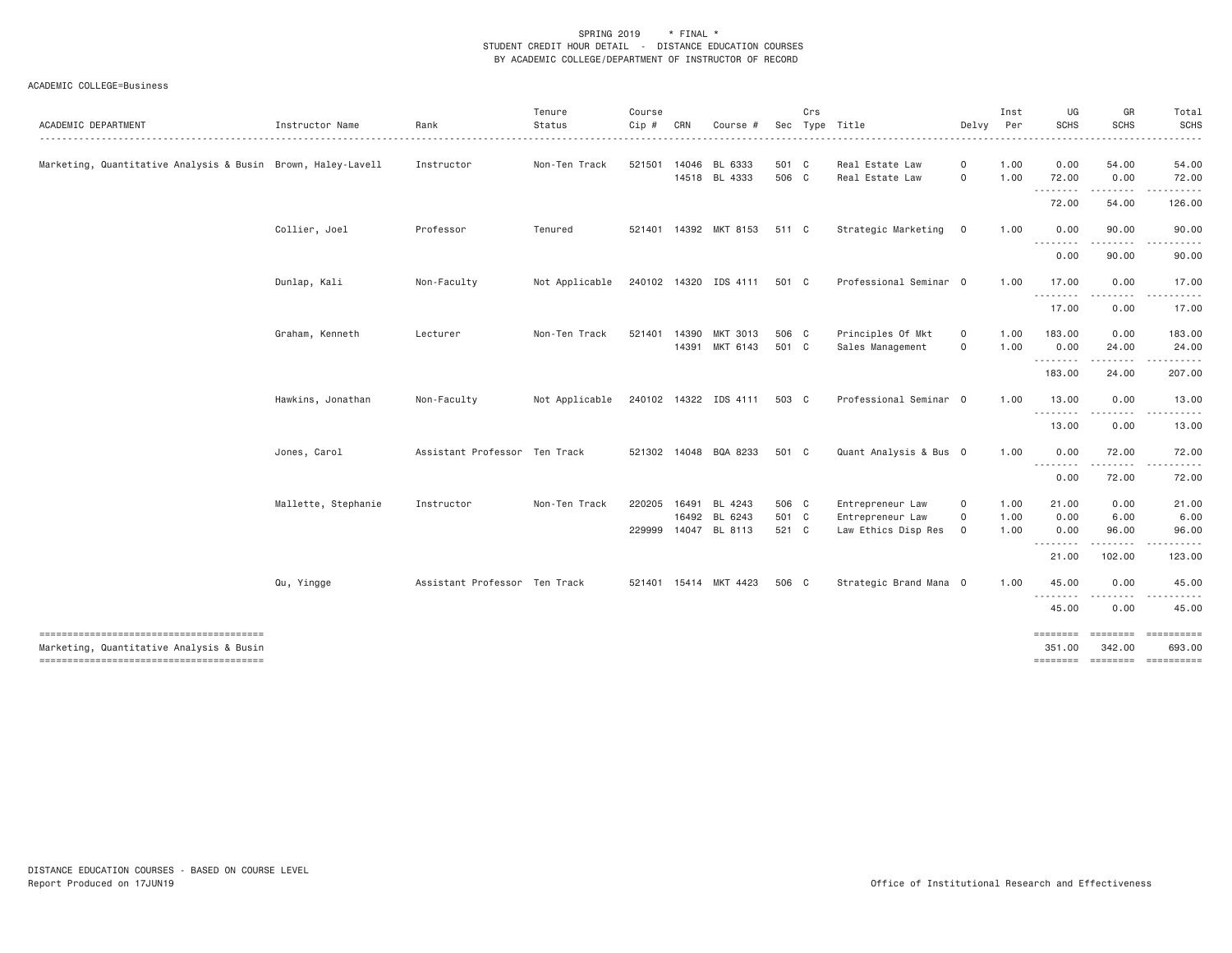SPRING 2019 * FINAL *
STUDENT CREDIT HOUR DETAIL - DISTANCE EDUCATION COURSES
BY ACADEMIC COLLEGE/DEPARTMENT OF INSTRUCTOR OF RECORD

ACADEMIC COLLEGE=Business

| ACADEMIC DEPARTMENT | Instructor Name | Rank | Tenure Status | Course Cip # | CRN | Course # | Sec | Crs Type | Title | Delvy | Inst Per | UG SCHS | GR SCHS | Total SCHS |
|---|---|---|---|---|---|---|---|---|---|---|---|---|---|---|
| Marketing, Quantitative Analysis & Busin | Brown, Haley-Lavell | Instructor | Non-Ten Track | 521501 | 14046 | BL 6333 | 501 | C | Real Estate Law | O | 1.00 | 0.00 | 54.00 | 54.00 |
| | | | | | 14518 | BL 4333 | 506 | C | Real Estate Law | O | 1.00 | 72.00 | 0.00 | 72.00 |
| | | | | | | | | | | | | 72.00 | 54.00 | 126.00 |
| | Collier, Joel | Professor | Tenured | 521401 | 14392 | MKT 8153 | 511 | C | Strategic Marketing | O | 1.00 | 0.00 | 90.00 | 90.00 |
| | | | | | | | | | | | | 0.00 | 90.00 | 90.00 |
| | Dunlap, Kali | Non-Faculty | Not Applicable | 240102 | 14320 | IDS 4111 | 501 | C | Professional Seminar | O | 1.00 | 17.00 | 0.00 | 17.00 |
| | | | | | | | | | | | | 17.00 | 0.00 | 17.00 |
| | Graham, Kenneth | Lecturer | Non-Ten Track | 521401 | 14390 | MKT 3013 | 506 | C | Principles Of Mkt | O | 1.00 | 183.00 | 0.00 | 183.00 |
| | | | | | 14391 | MKT 6143 | 501 | C | Sales Management | O | 1.00 | 0.00 | 24.00 | 24.00 |
| | | | | | | | | | | | | 183.00 | 24.00 | 207.00 |
| | Hawkins, Jonathan | Non-Faculty | Not Applicable | 240102 | 14322 | IDS 4111 | 503 | C | Professional Seminar | O | 1.00 | 13.00 | 0.00 | 13.00 |
| | | | | | | | | | | | | 13.00 | 0.00 | 13.00 |
| | Jones, Carol | Assistant Professor | Ten Track | 521302 | 14048 | BQA 8233 | 501 | C | Quant Analysis & Bus | O | 1.00 | 0.00 | 72.00 | 72.00 |
| | | | | | | | | | | | | 0.00 | 72.00 | 72.00 |
| | Mallette, Stephanie | Instructor | Non-Ten Track | 220205 | 16491 | BL 4243 | 506 | C | Entrepreneur Law | O | 1.00 | 21.00 | 0.00 | 21.00 |
| | | | | | 16492 | BL 6243 | 501 | C | Entrepreneur Law | O | 1.00 | 0.00 | 6.00 | 6.00 |
| | | | | 229999 | 14047 | BL 8113 | 521 | C | Law Ethics Disp Res | O | 1.00 | 0.00 | 96.00 | 96.00 |
| | | | | | | | | | | | | 21.00 | 102.00 | 123.00 |
| | Qu, Yingge | Assistant Professor | Ten Track | 521401 | 15414 | MKT 4423 | 506 | C | Strategic Brand Mana | O | 1.00 | 45.00 | 0.00 | 45.00 |
| | | | | | | | | | | | | 45.00 | 0.00 | 45.00 |
| Marketing, Quantitative Analysis & Busin | | | | | | | | | | | | 351.00 | 342.00 | 693.00 |

DISTANCE EDUCATION COURSES - BASED ON COURSE LEVEL
Report Produced on 17JUN19

Office of Institutional Research and Effectiveness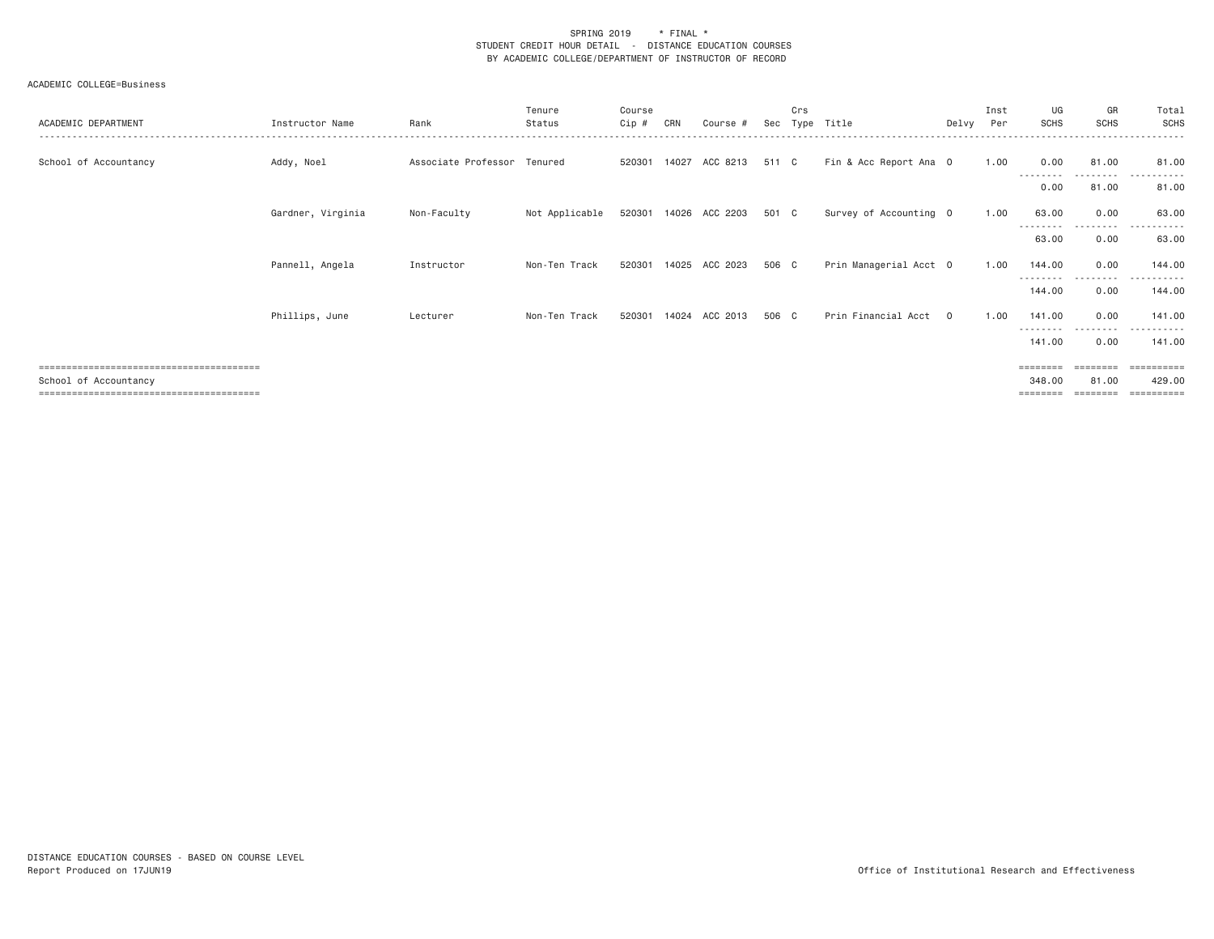SPRING 2019 * FINAL *
STUDENT CREDIT HOUR DETAIL - DISTANCE EDUCATION COURSES
BY ACADEMIC COLLEGE/DEPARTMENT OF INSTRUCTOR OF RECORD

ACADEMIC COLLEGE=Business

| ACADEMIC DEPARTMENT | Instructor Name | Rank | Tenure Status | Course Cip # | CRN | Course # | Sec | Crs Type | Title | Delvy | Inst Per | UG SCHS | GR SCHS | Total SCHS |
|---|---|---|---|---|---|---|---|---|---|---|---|---|---|---|
| School of Accountancy | Addy, Noel | Associate Professor | Tenured | 520301 | 14027 | ACC 8213 | 511 | C | Fin & Acc Report Ana | O | 1.00 | 0.00 | 81.00 | 81.00 |
| | | | | | | | | | | | | 0.00 | 81.00 | 81.00 |
| | Gardner, Virginia | Non-Faculty | Not Applicable | 520301 | 14026 | ACC 2203 | 501 | C | Survey of Accounting | O | 1.00 | 63.00 | 0.00 | 63.00 |
| | | | | | | | | | | | | 63.00 | 0.00 | 63.00 |
| | Pannell, Angela | Instructor | Non-Ten Track | 520301 | 14025 | ACC 2023 | 506 | C | Prin Managerial Acct | O | 1.00 | 144.00 | 0.00 | 144.00 |
| | | | | | | | | | | | | 144.00 | 0.00 | 144.00 |
| | Phillips, June | Lecturer | Non-Ten Track | 520301 | 14024 | ACC 2013 | 506 | C | Prin Financial Acct | O | 1.00 | 141.00 | 0.00 | 141.00 |
| | | | | | | | | | | | | 141.00 | 0.00 | 141.00 |
| School of Accountancy | | | | | | | | | | | | 348.00 | 81.00 | 429.00 |

DISTANCE EDUCATION COURSES - BASED ON COURSE LEVEL
Report Produced on 17JUN19

Office of Institutional Research and Effectiveness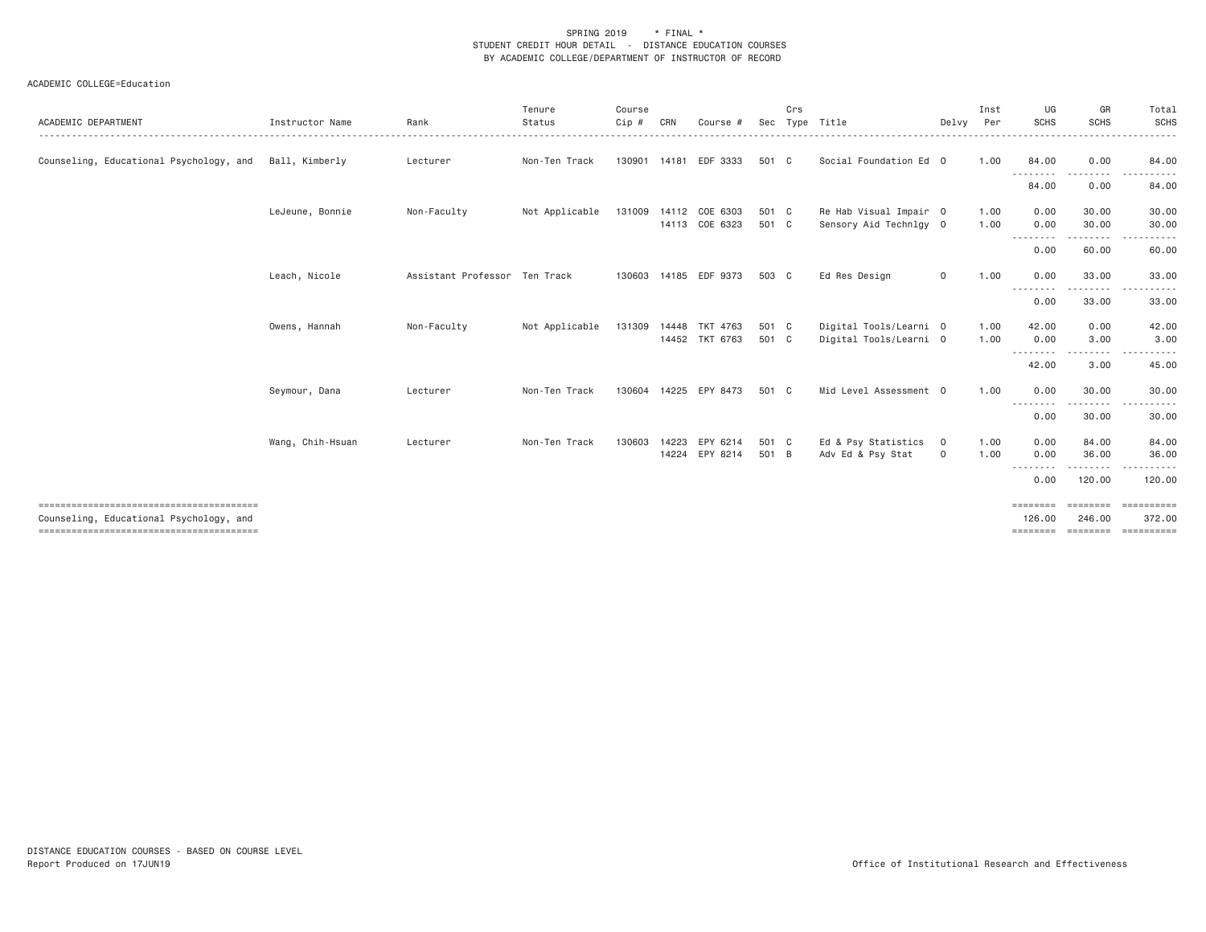SPRING 2019 * FINAL *
STUDENT CREDIT HOUR DETAIL - DISTANCE EDUCATION COURSES
BY ACADEMIC COLLEGE/DEPARTMENT OF INSTRUCTOR OF RECORD

ACADEMIC COLLEGE=Education

| ACADEMIC DEPARTMENT | Instructor Name | Rank | Tenure Status | Course Cip # | CRN | Course # | Sec | Crs Type | Title | Delvy | Inst Per | UG SCHS | GR SCHS | Total SCHS |
|---|---|---|---|---|---|---|---|---|---|---|---|---|---|---|
| Counseling, Educational Psychology, and | Ball, Kimberly | Lecturer | Non-Ten Track | 130901 | 14181 | EDF 3333 | 501 | C | Social Foundation Ed | O | 1.00 | 84.00 | 0.00 | 84.00 |
| | | | | | | | | | | | | 84.00 | 0.00 | 84.00 |
| | LeJeune, Bonnie | Non-Faculty | Not Applicable | 131009 | 14112 | COE 6303 | 501 | C | Re Hab Visual Impair | O | 1.00 | 0.00 | 30.00 | 30.00 |
| | | | | | 14113 | COE 6323 | 501 | C | Sensory Aid Technlgy | O | 1.00 | 0.00 | 30.00 | 30.00 |
| | | | | | | | | | | | | 0.00 | 60.00 | 60.00 |
| | Leach, Nicole | Assistant Professor | Ten Track | 130603 | 14185 | EDF 9373 | 503 | C | Ed Res Design | O | 1.00 | 0.00 | 33.00 | 33.00 |
| | | | | | | | | | | | | 0.00 | 33.00 | 33.00 |
| | Owens, Hannah | Non-Faculty | Not Applicable | 131309 | 14448 | TKT 4763 | 501 | C | Digital Tools/Learni | O | 1.00 | 42.00 | 0.00 | 42.00 |
| | | | | | 14452 | TKT 6763 | 501 | C | Digital Tools/Learni | O | 1.00 | 0.00 | 3.00 | 3.00 |
| | | | | | | | | | | | | 42.00 | 3.00 | 45.00 |
| | Seymour, Dana | Lecturer | Non-Ten Track | 130604 | 14225 | EPY 8473 | 501 | C | Mid Level Assessment | O | 1.00 | 0.00 | 30.00 | 30.00 |
| | | | | | | | | | | | | 0.00 | 30.00 | 30.00 |
| | Wang, Chih-Hsuan | Lecturer | Non-Ten Track | 130603 | 14223 | EPY 6214 | 501 | C | Ed & Psy Statistics | O | 1.00 | 0.00 | 84.00 | 84.00 |
| | | | | | 14224 | EPY 8214 | 501 | B | Adv Ed & Psy Stat | O | 1.00 | 0.00 | 36.00 | 36.00 |
| | | | | | | | | | | | | 0.00 | 120.00 | 120.00 |
| Counseling, Educational Psychology, and | | | | | | | | | | | | 126.00 | 246.00 | 372.00 |

DISTANCE EDUCATION COURSES - BASED ON COURSE LEVEL
Report Produced on 17JUN19

Office of Institutional Research and Effectiveness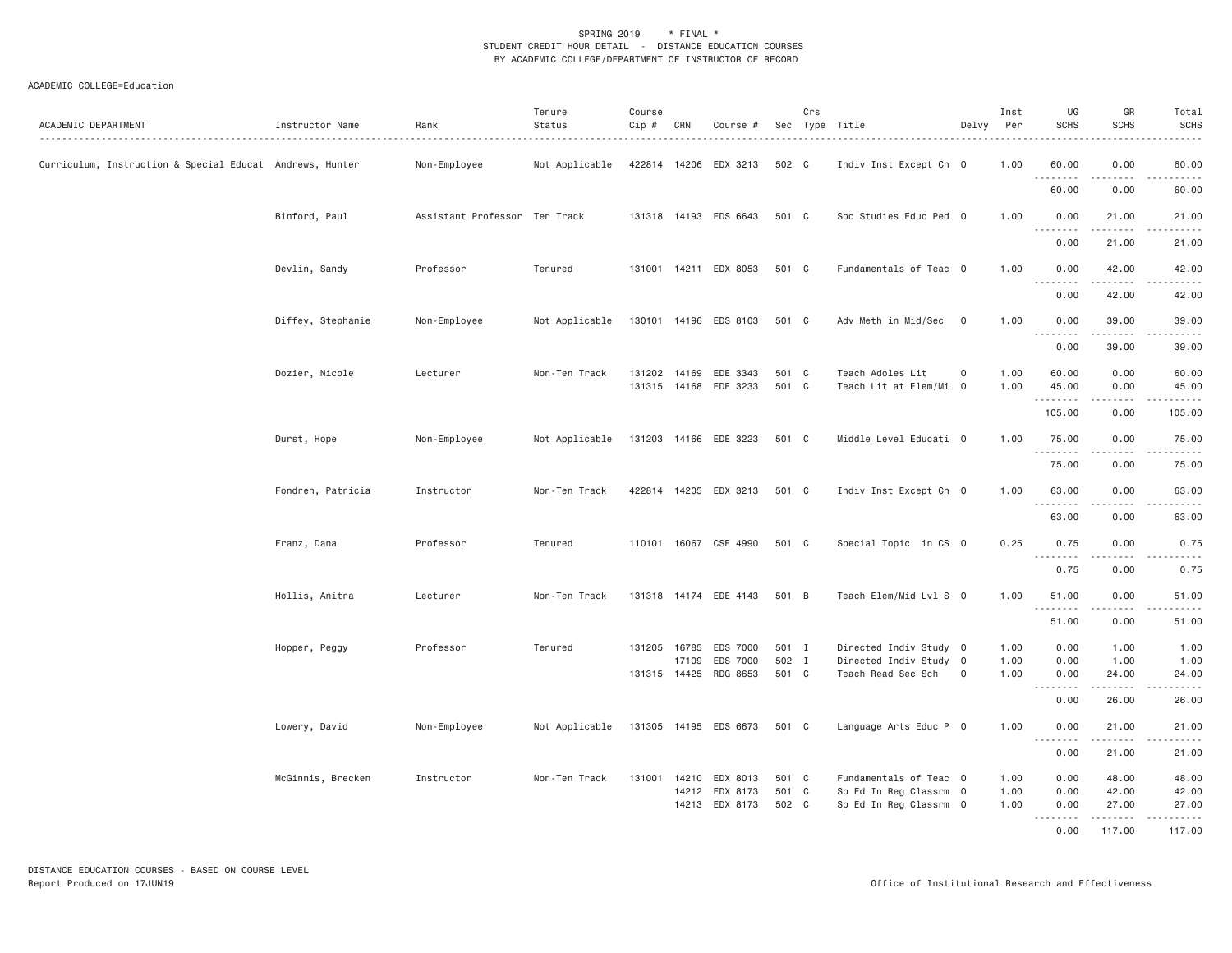SPRING 2019 * FINAL *
STUDENT CREDIT HOUR DETAIL - DISTANCE EDUCATION COURSES
BY ACADEMIC COLLEGE/DEPARTMENT OF INSTRUCTOR OF RECORD

ACADEMIC COLLEGE=Education

| ACADEMIC DEPARTMENT | Instructor Name | Rank | Tenure Status | Course Cip # | CRN | Course # | Sec | Crs Type | Title | Delvy | Inst Per | UG SCHS | GR SCHS | Total SCHS |
|---|---|---|---|---|---|---|---|---|---|---|---|---|---|---|
| Curriculum, Instruction & Special Educat | Andrews, Hunter | Non-Employee | Not Applicable | 422814 | 14206 | EDX 3213 | 502 | C | Indiv Inst Except Ch | O | 1.00 | 60.00 | 0.00 | 60.00 |
| | | | | | | | | | | | | 60.00 | 0.00 | 60.00 |
| | Binford, Paul | Assistant Professor | Ten Track | 131318 | 14193 | EDS 6643 | 501 | C | Soc Studies Educ Ped | O | 1.00 | 0.00 | 21.00 | 21.00 |
| | | | | | | | | | | | | 0.00 | 21.00 | 21.00 |
| | Devlin, Sandy | Professor | Tenured | 131001 | 14211 | EDX 8053 | 501 | C | Fundamentals of Teac | O | 1.00 | 0.00 | 42.00 | 42.00 |
| | | | | | | | | | | | | 0.00 | 42.00 | 42.00 |
| | Diffey, Stephanie | Non-Employee | Not Applicable | 130101 | 14196 | EDS 8103 | 501 | C | Adv Meth in Mid/Sec | O | 1.00 | 0.00 | 39.00 | 39.00 |
| | | | | | | | | | | | | 0.00 | 39.00 | 39.00 |
| | Dozier, Nicole | Lecturer | Non-Ten Track | 131202 | 14169 | EDE 3343 | 501 | C | Teach Adoles Lit | O | 1.00 | 60.00 | 0.00 | 60.00 |
| | | | | 131315 | 14168 | EDE 3233 | 501 | C | Teach Lit at Elem/Mi | O | 1.00 | 45.00 | 0.00 | 45.00 |
| | | | | | | | | | | | | 105.00 | 0.00 | 105.00 |
| | Durst, Hope | Non-Employee | Not Applicable | 131203 | 14166 | EDE 3223 | 501 | C | Middle Level Educati | O | 1.00 | 75.00 | 0.00 | 75.00 |
| | | | | | | | | | | | | 75.00 | 0.00 | 75.00 |
| | Fondren, Patricia | Instructor | Non-Ten Track | 422814 | 14205 | EDX 3213 | 501 | C | Indiv Inst Except Ch | O | 1.00 | 63.00 | 0.00 | 63.00 |
| | | | | | | | | | | | | 63.00 | 0.00 | 63.00 |
| | Franz, Dana | Professor | Tenured | 110101 | 16067 | CSE 4990 | 501 | C | Special Topic in CS | O | 0.25 | 0.75 | 0.00 | 0.75 |
| | | | | | | | | | | | | 0.75 | 0.00 | 0.75 |
| | Hollis, Anitra | Lecturer | Non-Ten Track | 131318 | 14174 | EDE 4143 | 501 | B | Teach Elem/Mid Lvl S | O | 1.00 | 51.00 | 0.00 | 51.00 |
| | | | | | | | | | | | | 51.00 | 0.00 | 51.00 |
| | Hopper, Peggy | Professor | Tenured | 131205 | 16785 | EDS 7000 | 501 | I | Directed Indiv Study | O | 1.00 | 0.00 | 1.00 | 1.00 |
| | | | | | 17109 | EDS 7000 | 502 | I | Directed Indiv Study | O | 1.00 | 0.00 | 1.00 | 1.00 |
| | | | | 131315 | 14425 | RDG 8653 | 501 | C | Teach Read Sec Sch | O | 1.00 | 0.00 | 24.00 | 24.00 |
| | | | | | | | | | | | | 0.00 | 26.00 | 26.00 |
| | Lowery, David | Non-Employee | Not Applicable | 131305 | 14195 | EDS 6673 | 501 | C | Language Arts Educ P | O | 1.00 | 0.00 | 21.00 | 21.00 |
| | | | | | | | | | | | | 0.00 | 21.00 | 21.00 |
| | McGinnis, Brecken | Instructor | Non-Ten Track | 131001 | 14210 | EDX 8013 | 501 | C | Fundamentals of Teac | O | 1.00 | 0.00 | 48.00 | 48.00 |
| | | | | | 14212 | EDX 8173 | 501 | C | Sp Ed In Reg Classrm | O | 1.00 | 0.00 | 42.00 | 42.00 |
| | | | | | 14213 | EDX 8173 | 502 | C | Sp Ed In Reg Classrm | O | 1.00 | 0.00 | 27.00 | 27.00 |
| | | | | | | | | | | | | 0.00 | 117.00 | 117.00 |

DISTANCE EDUCATION COURSES - BASED ON COURSE LEVEL
Report Produced on 17JUN19

Office of Institutional Research and Effectiveness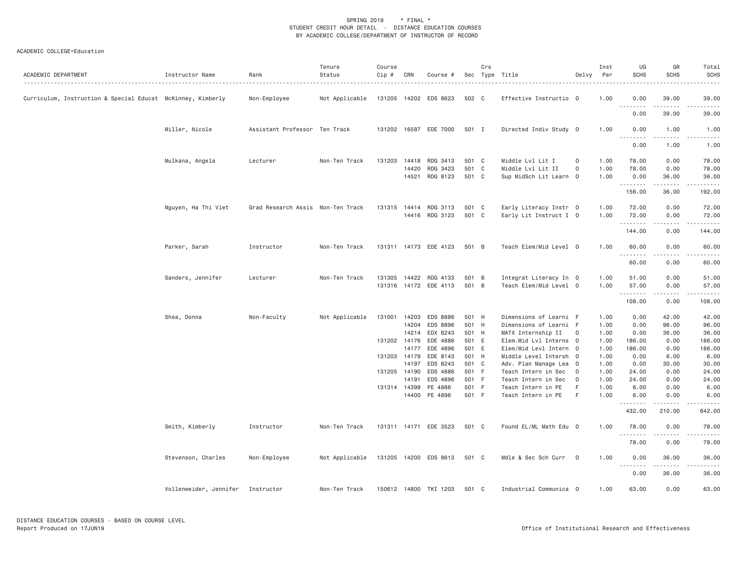SPRING 2019 * FINAL *
STUDENT CREDIT HOUR DETAIL - DISTANCE EDUCATION COURSES
BY ACADEMIC COLLEGE/DEPARTMENT OF INSTRUCTOR OF RECORD

ACADEMIC COLLEGE=Education

| ACADEMIC DEPARTMENT | Instructor Name | Rank | Tenure Status | Course Cip # | CRN | Course # | Sec | Crs Type | Title | Delvy | Inst Per | UG SCHS | GR SCHS | Total SCHS |
|---|---|---|---|---|---|---|---|---|---|---|---|---|---|---|
| Curriculum, Instruction & Special Educat | McKinney, Kimberly | Non-Employee | Not Applicable | 131205 | 14202 | EDS 8623 | 502 | C | Effective Instructio | O | 1.00 | 0.00 | 39.00 | 39.00 |
| | | | | | | | | | | | | 0.00 | 39.00 | 39.00 |
| | Miller, Nicole | Assistant Professor | Ten Track | 131202 | 16587 | EDE 7000 | 501 | I | Directed Indiv Study | O | 1.00 | 0.00 | 1.00 | 1.00 |
| | | | | | | | | | | | | 0.00 | 1.00 | 1.00 |
| | Mulkana, Angela | Lecturer | Non-Ten Track | 131203 | 14418 | RDG 3413 | 501 | C | Middle Lvl Lit I | O | 1.00 | 78.00 | 0.00 | 78.00 |
| | | | | | 14420 | RDG 3423 | 501 | C | Middle Lvl Lit II | O | 1.00 | 78.00 | 0.00 | 78.00 |
| | | | | | 14521 | RDG 8123 | 501 | C | Sup MidSch Lit Learn | O | 1.00 | 0.00 | 36.00 | 36.00 |
| | | | | | | | | | | | | 156.00 | 36.00 | 192.00 |
| | Nguyen, Ha Thi Viet | Grad Research Assis | Non-Ten Track | 131315 | 14414 | RDG 3113 | 501 | C | Early Literacy Instr | O | 1.00 | 72.00 | 0.00 | 72.00 |
| | | | | | 14416 | RDG 3123 | 501 | C | Early Lit Instruct I | O | 1.00 | 72.00 | 0.00 | 72.00 |
| | | | | | | | | | | | | 144.00 | 0.00 | 144.00 |
| | Parker, Sarah | Instructor | Non-Ten Track | 131311 | 14173 | EDE 4123 | 501 | B | Teach Elem/Mid Level | O | 1.00 | 60.00 | 0.00 | 60.00 |
| | | | | | | | | | | | | 60.00 | 0.00 | 60.00 |
| | Sanders, Jennifer | Lecturer | Non-Ten Track | 131305 | 14422 | RDG 4133 | 501 | B | Integrat Literacy In | O | 1.00 | 51.00 | 0.00 | 51.00 |
| | | | | 131316 | 14172 | EDE 4113 | 501 | B | Teach Elem/Mid Level | O | 1.00 | 57.00 | 0.00 | 57.00 |
| | | | | | | | | | | | | 108.00 | 0.00 | 108.00 |
| | Shea, Donna | Non-Faculty | Not Applicable | 131001 | 14203 | EDS 8886 | 501 | H | Dimensions of Learni | F | 1.00 | 0.00 | 42.00 | 42.00 |
| | | | | | 14204 | EDS 8896 | 501 | H | Dimensions of Learni | F | 1.00 | 0.00 | 96.00 | 96.00 |
| | | | | | 14214 | EDX 8243 | 501 | H | MATX Internship II | O | 1.00 | 0.00 | 36.00 | 36.00 |
| | | | | 131202 | 14176 | EDE 4886 | 501 | E | Elem.Mid Lvl Interns | O | 1.00 | 186.00 | 0.00 | 186.00 |
| | | | | | 14177 | EDE 4896 | 501 | E | Elem/Mid Levl Intern | O | 1.00 | 186.00 | 0.00 | 186.00 |
| | | | | 131203 | 14179 | EDE 8143 | 501 | H | Middle Level Intersh | O | 1.00 | 0.00 | 6.00 | 6.00 |
| | | | | | 14197 | EDS 8243 | 501 | C | Adv. Plan Manage Lea | O | 1.00 | 0.00 | 30.00 | 30.00 |
| | | | | 131205 | 14190 | EDS 4886 | 501 | F | Teach Intern in Sec | O | 1.00 | 24.00 | 0.00 | 24.00 |
| | | | | | 14191 | EDS 4896 | 501 | F | Teach Intern in Sec | O | 1.00 | 24.00 | 0.00 | 24.00 |
| | | | | 131314 | 14399 | PE 4886 | 501 | F | Teach Intern in PE | F | 1.00 | 6.00 | 0.00 | 6.00 |
| | | | | | 14400 | PE 4896 | 501 | F | Teach Intern in PE | F | 1.00 | 6.00 | 0.00 | 6.00 |
| | | | | | | | | | | | | 432.00 | 210.00 | 642.00 |
| | Smith, Kimberly | Instructor | Non-Ten Track | 131311 | 14171 | EDE 3523 | 501 | C | Found EL/ML Math Edu | O | 1.00 | 78.00 | 0.00 | 78.00 |
| | | | | | | | | | | | | 78.00 | 0.00 | 78.00 |
| | Stevenson, Charles | Non-Employee | Not Applicable | 131205 | 14200 | EDS 8613 | 501 | C | Mdle & Sec Sch Curr | O | 1.00 | 0.00 | 36.00 | 36.00 |
| | | | | | | | | | | | | 0.00 | 36.00 | 36.00 |
| | Vollenweider, Jennifer | Instructor | Non-Ten Track | 150612 | 14800 | TKI 1203 | 501 | C | Industrial Communica | O | 1.00 | 63.00 | 0.00 | 63.00 |

DISTANCE EDUCATION COURSES - BASED ON COURSE LEVEL
Report Produced on 17JUN19 Office of Institutional Research and Effectiveness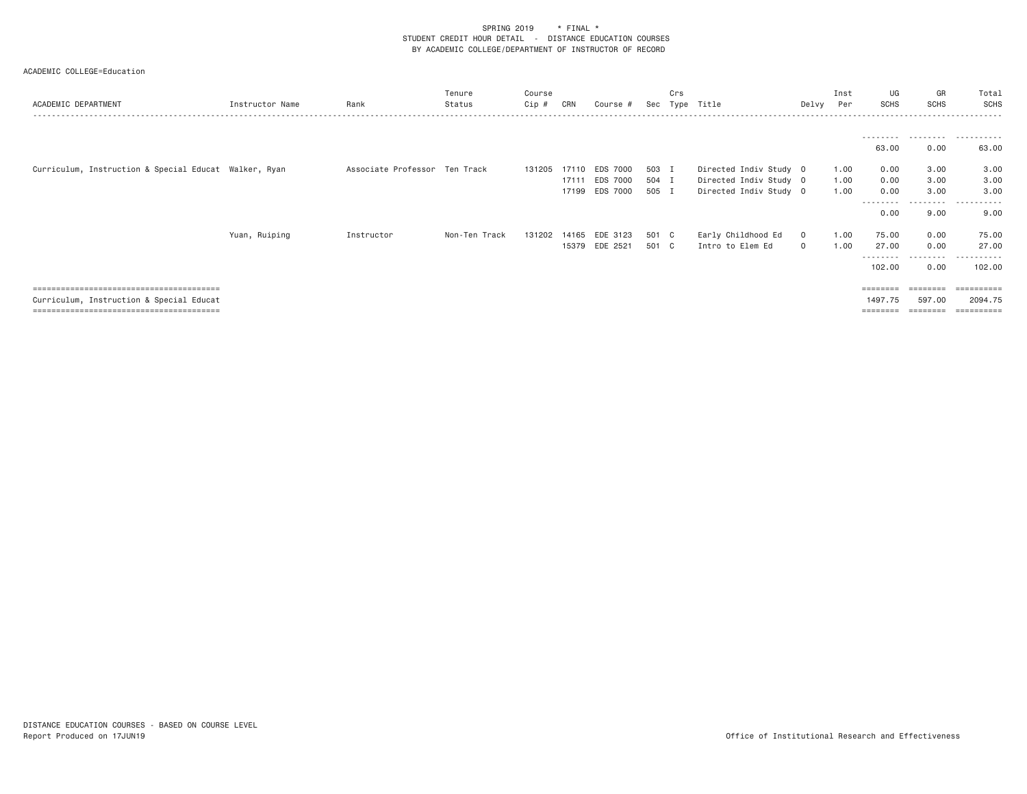SPRING 2019 * FINAL *
STUDENT CREDIT HOUR DETAIL - DISTANCE EDUCATION COURSES
BY ACADEMIC COLLEGE/DEPARTMENT OF INSTRUCTOR OF RECORD

ACADEMIC COLLEGE=Education

| ACADEMIC DEPARTMENT | Instructor Name | Rank | Tenure Status | Course Cip # | CRN | Course # | Sec | Crs Type | Title | Delvy | Inst Per | UG SCHS | GR SCHS | Total SCHS |
|---|---|---|---|---|---|---|---|---|---|---|---|---|---|---|
| | | | | | | | | | | | | 63.00 | 0.00 | 63.00 |
| Curriculum, Instruction & Special Educat | Walker, Ryan | Associate Professor | Ten Track | 131205 | 17110 | EDS 7000 | 503 | I | Directed Indiv Study | O | 1.00 | 0.00 | 3.00 | 3.00 |
| | | | | | 17111 | EDS 7000 | 504 | I | Directed Indiv Study | O | 1.00 | 0.00 | 3.00 | 3.00 |
| | | | | | 17199 | EDS 7000 | 505 | I | Directed Indiv Study | O | 1.00 | 0.00 | 3.00 | 3.00 |
| | | | | | | | | | | | | 0.00 | 9.00 | 9.00 |
| | Yuan, Ruiping | Instructor | Non-Ten Track | 131202 | 14165 | EDE 3123 | 501 | C | Early Childhood Ed | O | 1.00 | 75.00 | 0.00 | 75.00 |
| | | | | | 15379 | EDE 2521 | 501 | C | Intro to Elem Ed | O | 1.00 | 27.00 | 0.00 | 27.00 |
| | | | | | | | | | | | | 102.00 | 0.00 | 102.00 |
| Curriculum, Instruction & Special Educat | | | | | | | | | | | | 1497.75 | 597.00 | 2094.75 |

DISTANCE EDUCATION COURSES - BASED ON COURSE LEVEL
Report Produced on 17JUN19

Office of Institutional Research and Effectiveness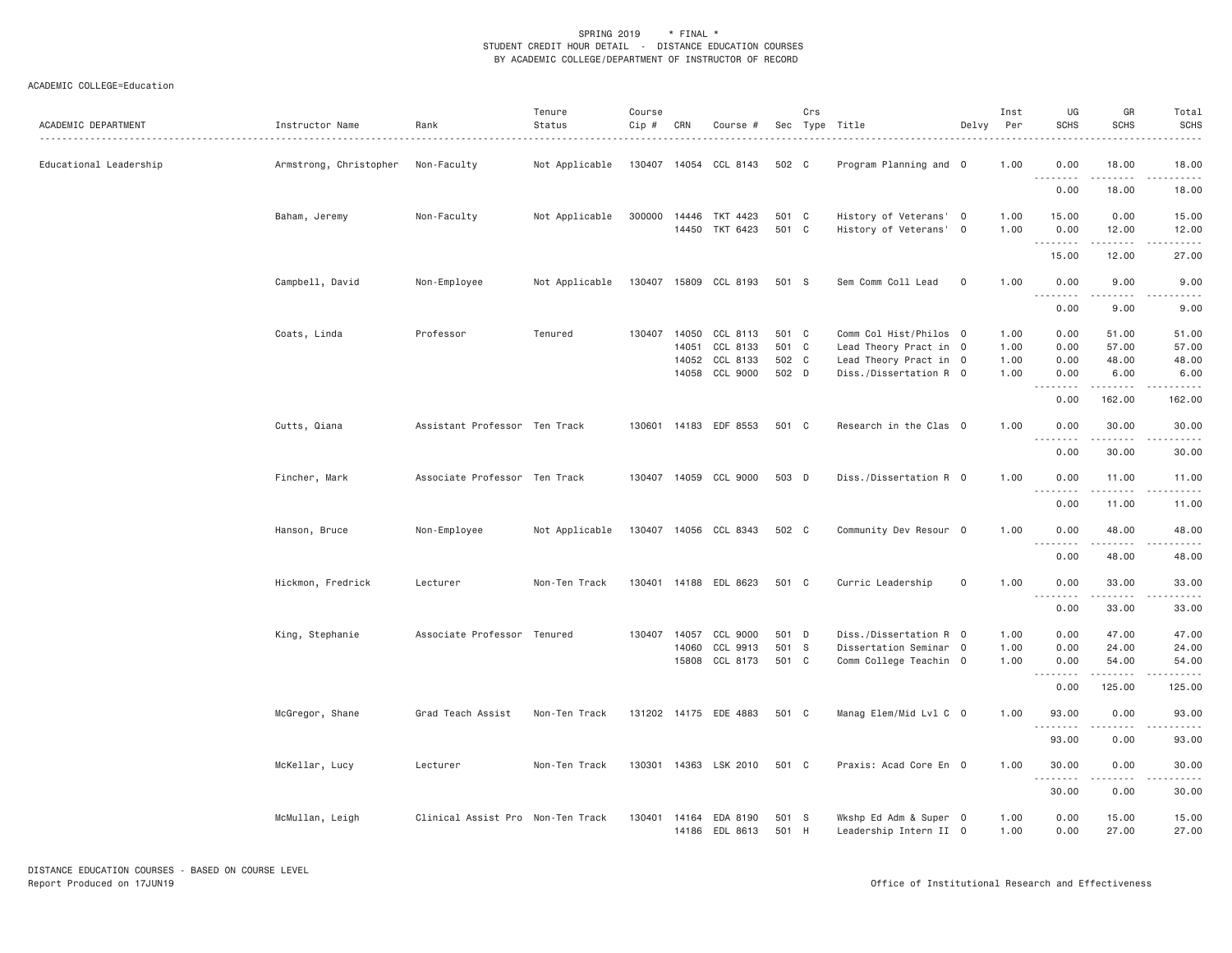SPRING 2019 * FINAL *
STUDENT CREDIT HOUR DETAIL - DISTANCE EDUCATION COURSES
BY ACADEMIC COLLEGE/DEPARTMENT OF INSTRUCTOR OF RECORD

ACADEMIC COLLEGE=Education

| ACADEMIC DEPARTMENT | Instructor Name | Rank | Tenure Status | Course Cip # | CRN | Course # | Sec | Crs Type | Title | Delvy | Inst Per | UG SCHS | GR SCHS | Total SCHS |
|---|---|---|---|---|---|---|---|---|---|---|---|---|---|---|
| Educational Leadership | Armstrong, Christopher | Non-Faculty | Not Applicable | 130407 | 14054 | CCL 8143 | 502 | C | Program Planning and | O | 1.00 | 0.00 | 18.00 | 18.00 |
| | | | | | | | | | | | | 0.00 | 18.00 | 18.00 |
| | Baham, Jeremy | Non-Faculty | Not Applicable | 300000 | 14446 | TKT 4423 | 501 | C | History of Veterans' | O | 1.00 | 15.00 | 0.00 | 15.00 |
| | | | | | 14450 | TKT 6423 | 501 | C | History of Veterans' | O | 1.00 | 0.00 | 12.00 | 12.00 |
| | | | | | | | | | | | | 15.00 | 12.00 | 27.00 |
| | Campbell, David | Non-Employee | Not Applicable | 130407 | 15809 | CCL 8193 | 501 | S | Sem Comm Coll Lead | O | 1.00 | 0.00 | 9.00 | 9.00 |
| | | | | | | | | | | | | 0.00 | 9.00 | 9.00 |
| | Coats, Linda | Professor | Tenured | 130407 | 14050 | CCL 8113 | 501 | C | Comm Col Hist/Philos | O | 1.00 | 0.00 | 51.00 | 51.00 |
| | | | | | 14051 | CCL 8133 | 501 | C | Lead Theory Pract in | O | 1.00 | 0.00 | 57.00 | 57.00 |
| | | | | | 14052 | CCL 8133 | 502 | C | Lead Theory Pract in | O | 1.00 | 0.00 | 48.00 | 48.00 |
| | | | | | 14058 | CCL 9000 | 502 | D | Diss./Dissertation R | O | 1.00 | 0.00 | 6.00 | 6.00 |
| | | | | | | | | | | | | 0.00 | 162.00 | 162.00 |
| | Cutts, Qiana | Assistant Professor | Ten Track | 130601 | 14183 | EDF 8553 | 501 | C | Research in the Clas | O | 1.00 | 0.00 | 30.00 | 30.00 |
| | | | | | | | | | | | | 0.00 | 30.00 | 30.00 |
| | Fincher, Mark | Associate Professor | Ten Track | 130407 | 14059 | CCL 9000 | 503 | D | Diss./Dissertation R | O | 1.00 | 0.00 | 11.00 | 11.00 |
| | | | | | | | | | | | | 0.00 | 11.00 | 11.00 |
| | Hanson, Bruce | Non-Employee | Not Applicable | 130407 | 14056 | CCL 8343 | 502 | C | Community Dev Resour | O | 1.00 | 0.00 | 48.00 | 48.00 |
| | | | | | | | | | | | | 0.00 | 48.00 | 48.00 |
| | Hickmon, Fredrick | Lecturer | Non-Ten Track | 130401 | 14188 | EDL 8623 | 501 | C | Curric Leadership | O | 1.00 | 0.00 | 33.00 | 33.00 |
| | | | | | | | | | | | | 0.00 | 33.00 | 33.00 |
| | King, Stephanie | Associate Professor | Tenured | 130407 | 14057 | CCL 9000 | 501 | D | Diss./Dissertation R | O | 1.00 | 0.00 | 47.00 | 47.00 |
| | | | | | 14060 | CCL 9913 | 501 | S | Dissertation Seminar | O | 1.00 | 0.00 | 24.00 | 24.00 |
| | | | | | 15808 | CCL 8173 | 501 | C | Comm College Teachin | O | 1.00 | 0.00 | 54.00 | 54.00 |
| | | | | | | | | | | | | 0.00 | 125.00 | 125.00 |
| | McGregor, Shane | Grad Teach Assist | Non-Ten Track | 131202 | 14175 | EDE 4883 | 501 | C | Manag Elem/Mid Lvl C | O | 1.00 | 93.00 | 0.00 | 93.00 |
| | | | | | | | | | | | | 93.00 | 0.00 | 93.00 |
| | McKellar, Lucy | Lecturer | Non-Ten Track | 130301 | 14363 | LSK 2010 | 501 | C | Praxis: Acad Core En | O | 1.00 | 30.00 | 0.00 | 30.00 |
| | | | | | | | | | | | | 30.00 | 0.00 | 30.00 |
| | McMullan, Leigh | Clinical Assist Pro | Non-Ten Track | 130401 | 14164 | EDA 8190 | 501 | S | Wkshp Ed Adm & Super | O | 1.00 | 0.00 | 15.00 | 15.00 |
| | | | | | 14186 | EDL 8613 | 501 | H | Leadership Intern II | O | 1.00 | 0.00 | 27.00 | 27.00 |

DISTANCE EDUCATION COURSES - BASED ON COURSE LEVEL
Report Produced on 17JUN19

Office of Institutional Research and Effectiveness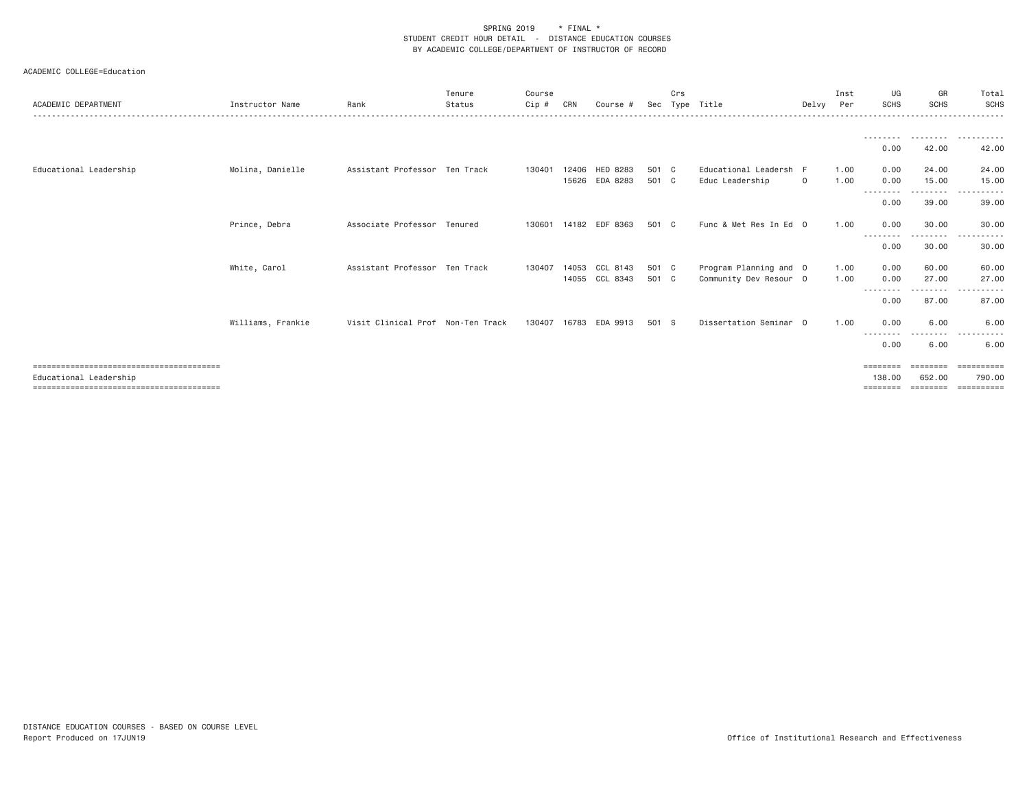SPRING 2019 \* FINAL \*
STUDENT CREDIT HOUR DETAIL - DISTANCE EDUCATION COURSES
BY ACADEMIC COLLEGE/DEPARTMENT OF INSTRUCTOR OF RECORD

ACADEMIC COLLEGE=Education

| ACADEMIC DEPARTMENT | Instructor Name | Rank | Tenure Status | Course Cip # | CRN | Course # | Sec | Crs Type | Title | Delvy | Inst Per | UG SCHS | GR SCHS | Total SCHS |
|---|---|---|---|---|---|---|---|---|---|---|---|---|---|---|
| | | | | | | | | | | | | 0.00 | 42.00 | 42.00 |
| Educational Leadership | Molina, Danielle | Assistant Professor | Ten Track | 130401 | 12406 | HED 8283 | 501 | C | Educational Leadersh | F | 1.00 | 0.00 | 24.00 | 24.00 |
| | | | | | 15626 | EDA 8283 | 501 | C | Educ Leadership | O | 1.00 | 0.00 | 15.00 | 15.00 |
| | | | | | | | | | | | | 0.00 | 39.00 | 39.00 |
| | Prince, Debra | Associate Professor | Tenured | 130601 | 14182 | EDF 8363 | 501 | C | Func & Met Res In Ed | O | 1.00 | 0.00 | 30.00 | 30.00 |
| | | | | | | | | | | | | 0.00 | 30.00 | 30.00 |
| | White, Carol | Assistant Professor | Ten Track | 130407 | 14053 | CCL 8143 | 501 | C | Program Planning and | O | 1.00 | 0.00 | 60.00 | 60.00 |
| | | | | | 14055 | CCL 8343 | 501 | C | Community Dev Resour | O | 1.00 | 0.00 | 27.00 | 27.00 |
| | | | | | | | | | | | | 0.00 | 87.00 | 87.00 |
| | Williams, Frankie | Visit Clinical Prof | Non-Ten Track | 130407 | 16783 | EDA 9913 | 501 | S | Dissertation Seminar | O | 1.00 | 0.00 | 6.00 | 6.00 |
| | | | | | | | | | | | | 0.00 | 6.00 | 6.00 |
| Educational Leadership | | | | | | | | | | | | 138.00 | 652.00 | 790.00 |

DISTANCE EDUCATION COURSES - BASED ON COURSE LEVEL
Report Produced on 17JUN19

Office of Institutional Research and Effectiveness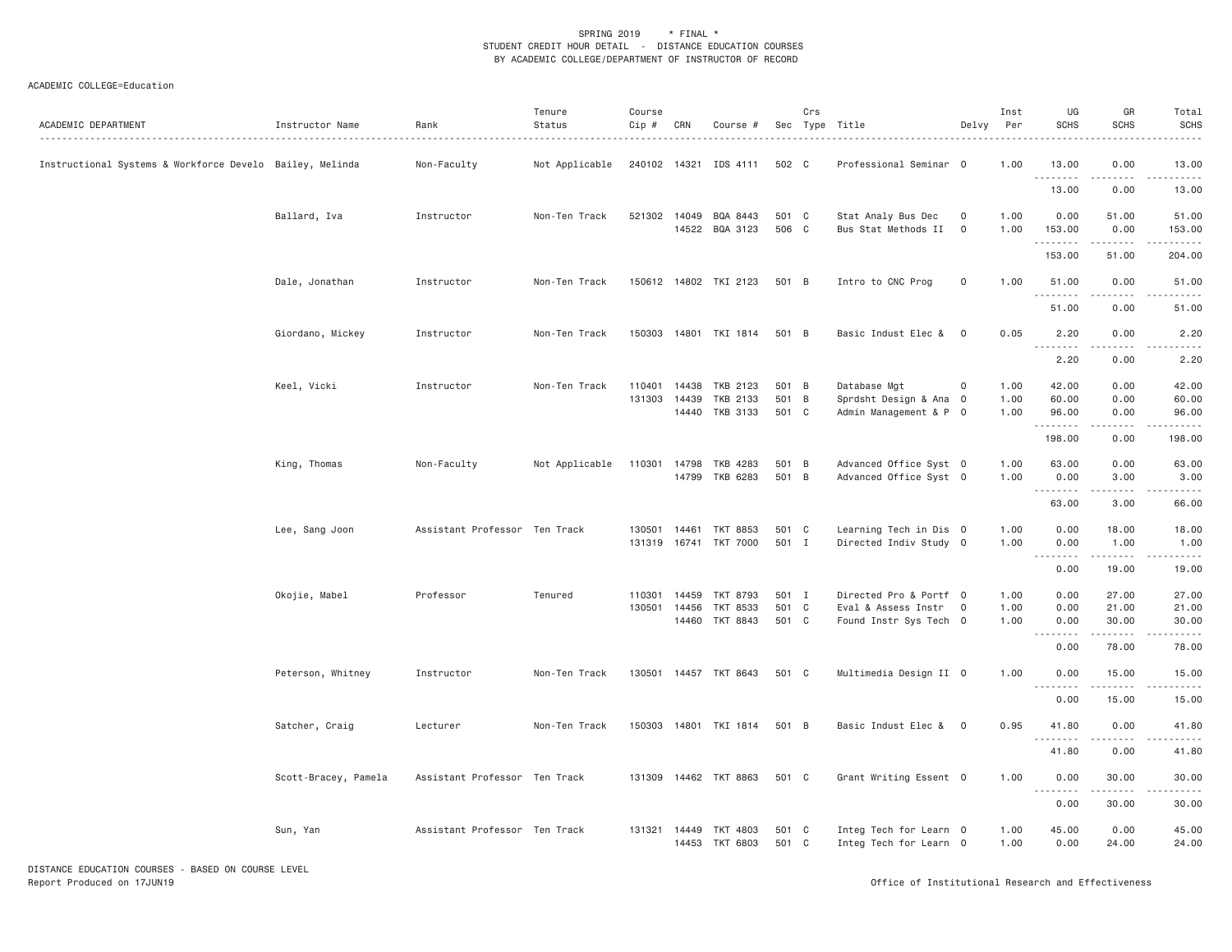SPRING 2019 * FINAL *
STUDENT CREDIT HOUR DETAIL - DISTANCE EDUCATION COURSES
BY ACADEMIC COLLEGE/DEPARTMENT OF INSTRUCTOR OF RECORD

ACADEMIC COLLEGE=Education

| ACADEMIC DEPARTMENT | Instructor Name | Rank | Tenure Status | Course Cip # | CRN | Course # | Sec | Crs Type | Title | Delvy | Inst Per | UG SCHS | GR SCHS | Total SCHS |
|---|---|---|---|---|---|---|---|---|---|---|---|---|---|---|
| Instructional Systems & Workforce Develo | Bailey, Melinda | Non-Faculty | Not Applicable | 240102 | 14321 | IDS 4111 | 502 | C | Professional Seminar | O | 1.00 | 13.00 | 0.00 | 13.00 |
| | | | | | | | | | | | | 13.00 | 0.00 | 13.00 |
| | Ballard, Iva | Instructor | Non-Ten Track | 521302 | 14049 | BQA 8443 | 501 | C | Stat Analy Bus Dec | O | 1.00 | 0.00 | 51.00 | 51.00 |
| | | | | | 14522 | BQA 3123 | 506 | C | Bus Stat Methods II | O | 1.00 | 153.00 | 0.00 | 153.00 |
| | | | | | | | | | | | | 153.00 | 51.00 | 204.00 |
| | Dale, Jonathan | Instructor | Non-Ten Track | 150612 | 14802 | TKI 2123 | 501 | B | Intro to CNC Prog | O | 1.00 | 51.00 | 0.00 | 51.00 |
| | | | | | | | | | | | | 51.00 | 0.00 | 51.00 |
| | Giordano, Mickey | Instructor | Non-Ten Track | 150303 | 14801 | TKI 1814 | 501 | B | Basic Indust Elec & | O | 0.05 | 2.20 | 0.00 | 2.20 |
| | | | | | | | | | | | | 2.20 | 0.00 | 2.20 |
| | Keel, Vicki | Instructor | Non-Ten Track | 110401 | 14438 | TKB 2123 | 501 | B | Database Mgt | O | 1.00 | 42.00 | 0.00 | 42.00 |
| | | | | 131303 | 14439 | TKB 2133 | 501 | B | Sprdsht Design & Ana | O | 1.00 | 60.00 | 0.00 | 60.00 |
| | | | | | 14440 | TKB 3133 | 501 | C | Admin Management & P | O | 1.00 | 96.00 | 0.00 | 96.00 |
| | | | | | | | | | | | | 198.00 | 0.00 | 198.00 |
| | King, Thomas | Non-Faculty | Not Applicable | 110301 | 14798 | TKB 4283 | 501 | B | Advanced Office Syst | O | 1.00 | 63.00 | 0.00 | 63.00 |
| | | | | | 14799 | TKB 6283 | 501 | B | Advanced Office Syst | O | 1.00 | 0.00 | 3.00 | 3.00 |
| | | | | | | | | | | | | 63.00 | 3.00 | 66.00 |
| | Lee, Sang Joon | Assistant Professor | Ten Track | 130501 | 14461 | TKT 8853 | 501 | C | Learning Tech in Dis | O | 1.00 | 0.00 | 18.00 | 18.00 |
| | | | | 131319 | 16741 | TKT 7000 | 501 | I | Directed Indiv Study | O | 1.00 | 0.00 | 1.00 | 1.00 |
| | | | | | | | | | | | | 0.00 | 19.00 | 19.00 |
| | Okojie, Mabel | Professor | Tenured | 110301 | 14459 | TKT 8793 | 501 | I | Directed Pro & Portf | O | 1.00 | 0.00 | 27.00 | 27.00 |
| | | | | 130501 | 14456 | TKT 8533 | 501 | C | Eval & Assess Instr | O | 1.00 | 0.00 | 21.00 | 21.00 |
| | | | | | 14460 | TKT 8843 | 501 | C | Found Instr Sys Tech | O | 1.00 | 0.00 | 30.00 | 30.00 |
| | | | | | | | | | | | | 0.00 | 78.00 | 78.00 |
| | Peterson, Whitney | Instructor | Non-Ten Track | 130501 | 14457 | TKT 8643 | 501 | C | Multimedia Design II | O | 1.00 | 0.00 | 15.00 | 15.00 |
| | | | | | | | | | | | | 0.00 | 15.00 | 15.00 |
| | Satcher, Craig | Lecturer | Non-Ten Track | 150303 | 14801 | TKI 1814 | 501 | B | Basic Indust Elec & | O | 0.95 | 41.80 | 0.00 | 41.80 |
| | | | | | | | | | | | | 41.80 | 0.00 | 41.80 |
| | Scott-Bracey, Pamela | Assistant Professor | Ten Track | 131309 | 14462 | TKT 8863 | 501 | C | Grant Writing Essent | O | 1.00 | 0.00 | 30.00 | 30.00 |
| | | | | | | | | | | | | 0.00 | 30.00 | 30.00 |
| | Sun, Yan | Assistant Professor | Ten Track | 131321 | 14449 | TKT 4803 | 501 | C | Integ Tech for Learn | O | 1.00 | 45.00 | 0.00 | 45.00 |
| | | | | | 14453 | TKT 6803 | 501 | C | Integ Tech for Learn | O | 1.00 | 0.00 | 24.00 | 24.00 |

DISTANCE EDUCATION COURSES - BASED ON COURSE LEVEL
Report Produced on 17JUN19

Office of Institutional Research and Effectiveness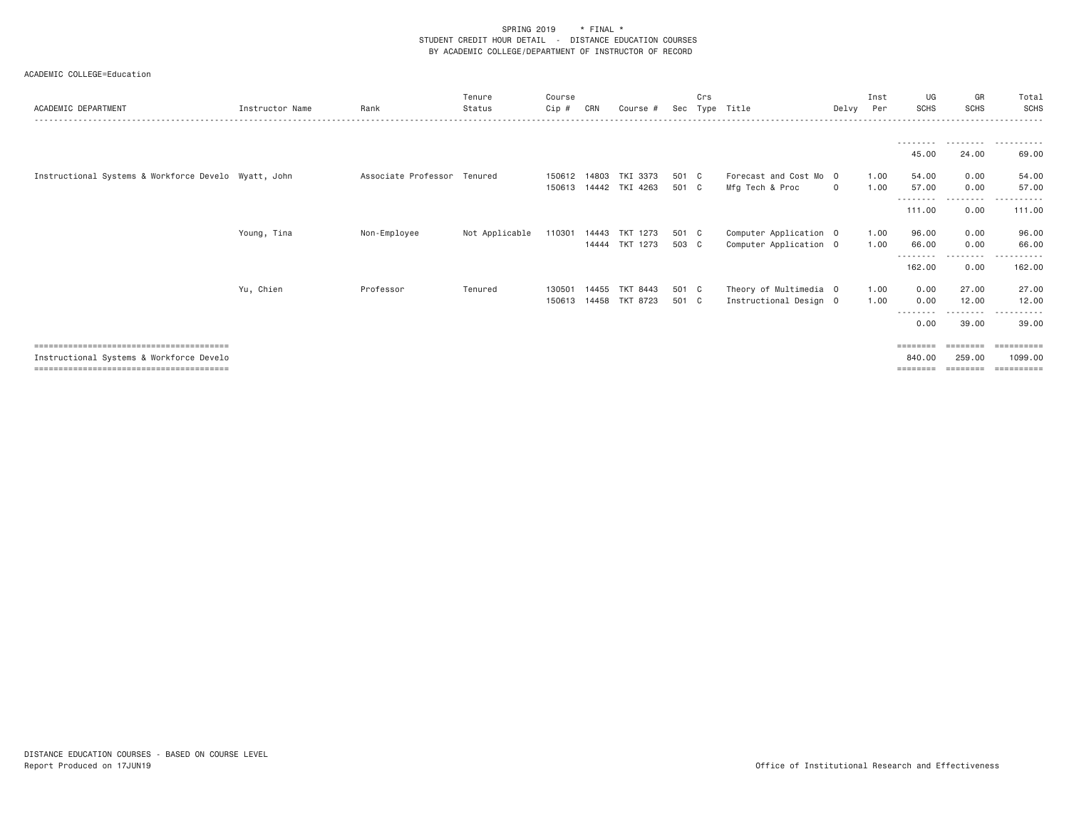SPRING 2019 * FINAL *
STUDENT CREDIT HOUR DETAIL - DISTANCE EDUCATION COURSES
BY ACADEMIC COLLEGE/DEPARTMENT OF INSTRUCTOR OF RECORD

ACADEMIC COLLEGE=Education

| ACADEMIC DEPARTMENT | Instructor Name | Rank | Tenure Status | Course Cip # | CRN | Course # | Sec | Crs Type | Title | Delvy | Inst Per | UG SCHS | GR SCHS | Total SCHS |
|---|---|---|---|---|---|---|---|---|---|---|---|---|---|---|
| | | | | | | | | | | | | 45.00 | 24.00 | 69.00 |
| Instructional Systems & Workforce Develo | Wyatt, John | Associate Professor | Tenured | 150612 | 14803 | TKI 3373 | 501 | C | Forecast and Cost Mo | O | 1.00 | 54.00 | 0.00 | 54.00 |
| | | | | 150613 | 14442 | TKI 4263 | 501 | C | Mfg Tech & Proc | O | 1.00 | 57.00 | 0.00 | 57.00 |
| | | | | | | | | | | | | 111.00 | 0.00 | 111.00 |
| | Young, Tina | Non-Employee | Not Applicable | 110301 | 14443 | TKT 1273 | 501 | C | Computer Application | O | 1.00 | 96.00 | 0.00 | 96.00 |
| | | | | | 14444 | TKT 1273 | 503 | C | Computer Application | O | 1.00 | 66.00 | 0.00 | 66.00 |
| | | | | | | | | | | | | 162.00 | 0.00 | 162.00 |
| | Yu, Chien | Professor | Tenured | 130501 | 14455 | TKT 8443 | 501 | C | Theory of Multimedia | O | 1.00 | 0.00 | 27.00 | 27.00 |
| | | | | 150613 | 14458 | TKT 8723 | 501 | C | Instructional Design | O | 1.00 | 0.00 | 12.00 | 12.00 |
| | | | | | | | | | | | | 0.00 | 39.00 | 39.00 |
| Instructional Systems & Workforce Develo | | | | | | | | | | | | 840.00 | 259.00 | 1099.00 |

DISTANCE EDUCATION COURSES - BASED ON COURSE LEVEL
Report Produced on 17JUN19

Office of Institutional Research and Effectiveness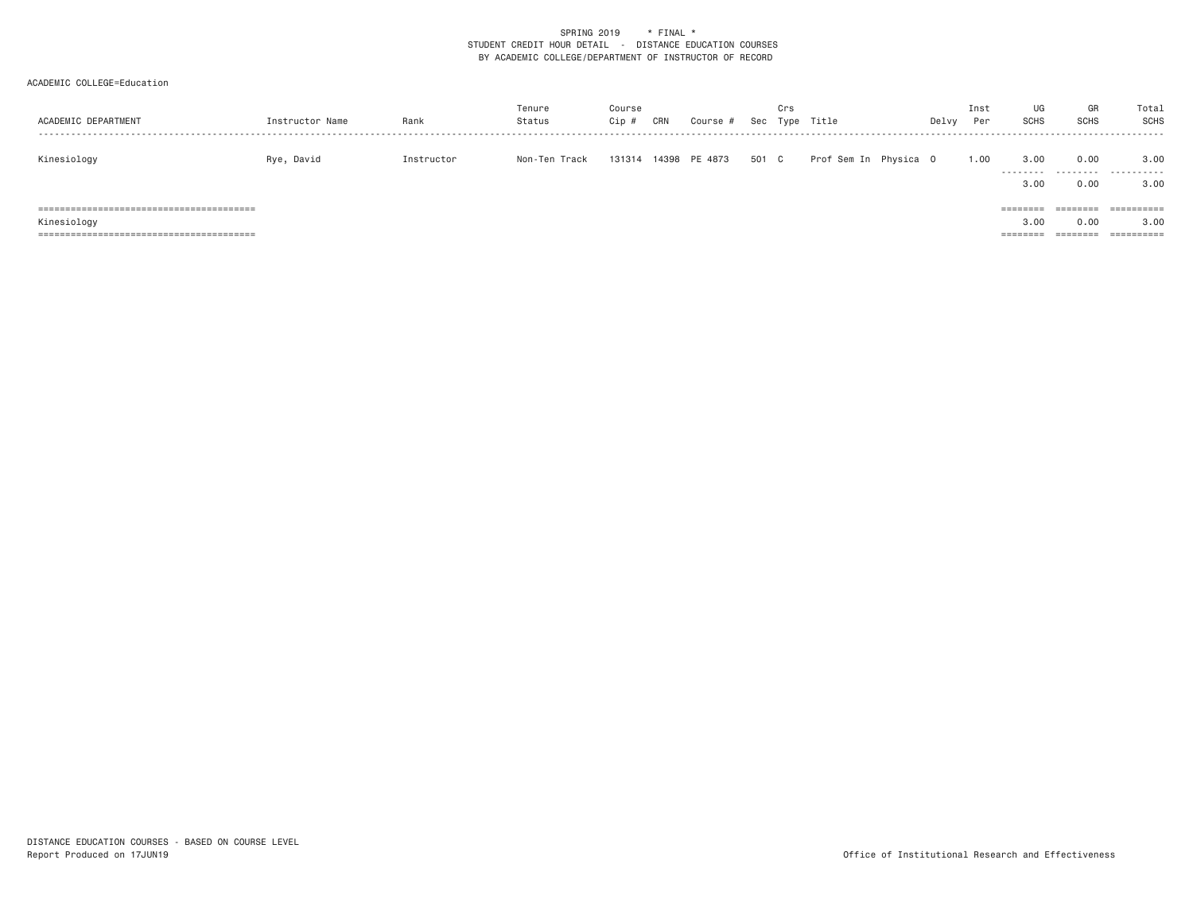SPRING 2019 * FINAL *
STUDENT CREDIT HOUR DETAIL - DISTANCE EDUCATION COURSES
BY ACADEMIC COLLEGE/DEPARTMENT OF INSTRUCTOR OF RECORD

ACADEMIC COLLEGE=Education

| ACADEMIC DEPARTMENT | Instructor Name | Rank | Tenure Status | Course Cip # | CRN | Course # | Sec | Crs Type | Title | Delvy | Inst Per | UG SCHS | GR SCHS | Total SCHS |
|---|---|---|---|---|---|---|---|---|---|---|---|---|---|---|
| Kinesiology | Rye, David | Instructor | Non-Ten Track | 131314 | 14398 | PE 4873 | 501 | C | Prof Sem In Physica | O | 1.00 | 3.00 | 0.00 | 3.00 |
| | | | | | | | | | | | | 3.00 | 0.00 | 3.00 |
| Kinesiology | | | | | | | | | | | | 3.00 | 0.00 | 3.00 |

DISTANCE EDUCATION COURSES - BASED ON COURSE LEVEL
Report Produced on 17JUN19

Office of Institutional Research and Effectiveness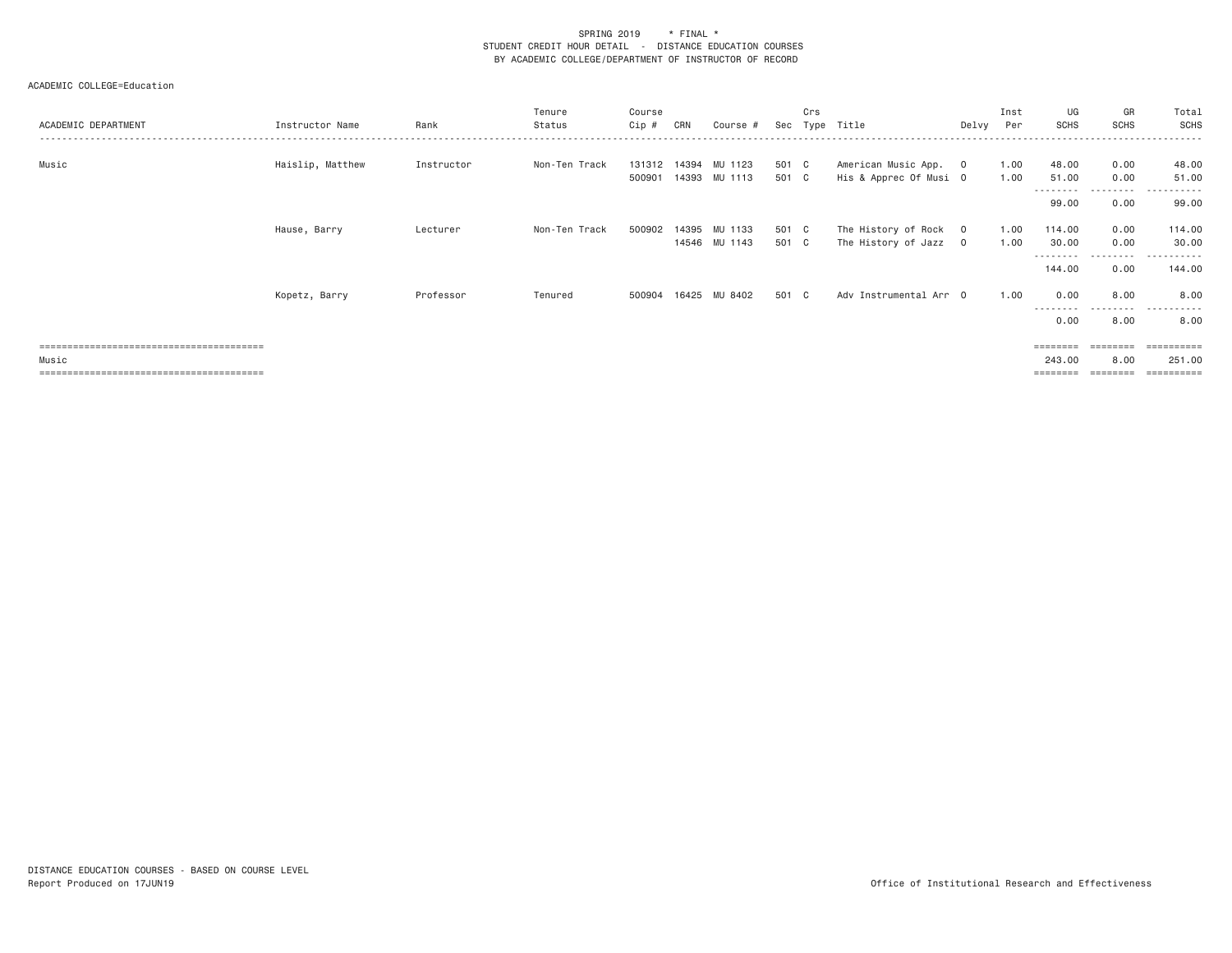SPRING 2019 * FINAL *
STUDENT CREDIT HOUR DETAIL - DISTANCE EDUCATION COURSES
BY ACADEMIC COLLEGE/DEPARTMENT OF INSTRUCTOR OF RECORD

ACADEMIC COLLEGE=Education

| ACADEMIC DEPARTMENT | Instructor Name | Rank | Tenure Status | Course Cip # | CRN | Course # | Sec | Crs Type | Title | Delvy | Inst Per | UG SCHS | GR SCHS | Total SCHS |
|---|---|---|---|---|---|---|---|---|---|---|---|---|---|---|
| Music | Haislip, Matthew | Instructor | Non-Ten Track | 131312 | 14394 | MU 1123 | 501 | C | American Music App. | O | 1.00 | 48.00 | 0.00 | 48.00 |
| | | | | 500901 | 14393 | MU 1113 | 501 | C | His & Apprec Of Musi | O | 1.00 | 51.00 | 0.00 | 51.00 |
| | | | | | | | | | | | | 99.00 | 0.00 | 99.00 |
| | Hause, Barry | Lecturer | Non-Ten Track | 500902 | 14395 | MU 1133 | 501 | C | The History of Rock | O | 1.00 | 114.00 | 0.00 | 114.00 |
| | | | | | 14546 | MU 1143 | 501 | C | The History of Jazz | O | 1.00 | 30.00 | 0.00 | 30.00 |
| | | | | | | | | | | | | 144.00 | 0.00 | 144.00 |
| | Kopetz, Barry | Professor | Tenured | 500904 | 16425 | MU 8402 | 501 | C | Adv Instrumental Arr | O | 1.00 | 0.00 | 8.00 | 8.00 |
| | | | | | | | | | | | | 0.00 | 8.00 | 8.00 |
| Music | | | | | | | | | | | | 243.00 | 8.00 | 251.00 |

DISTANCE EDUCATION COURSES - BASED ON COURSE LEVEL
Report Produced on 17JUN19

Office of Institutional Research and Effectiveness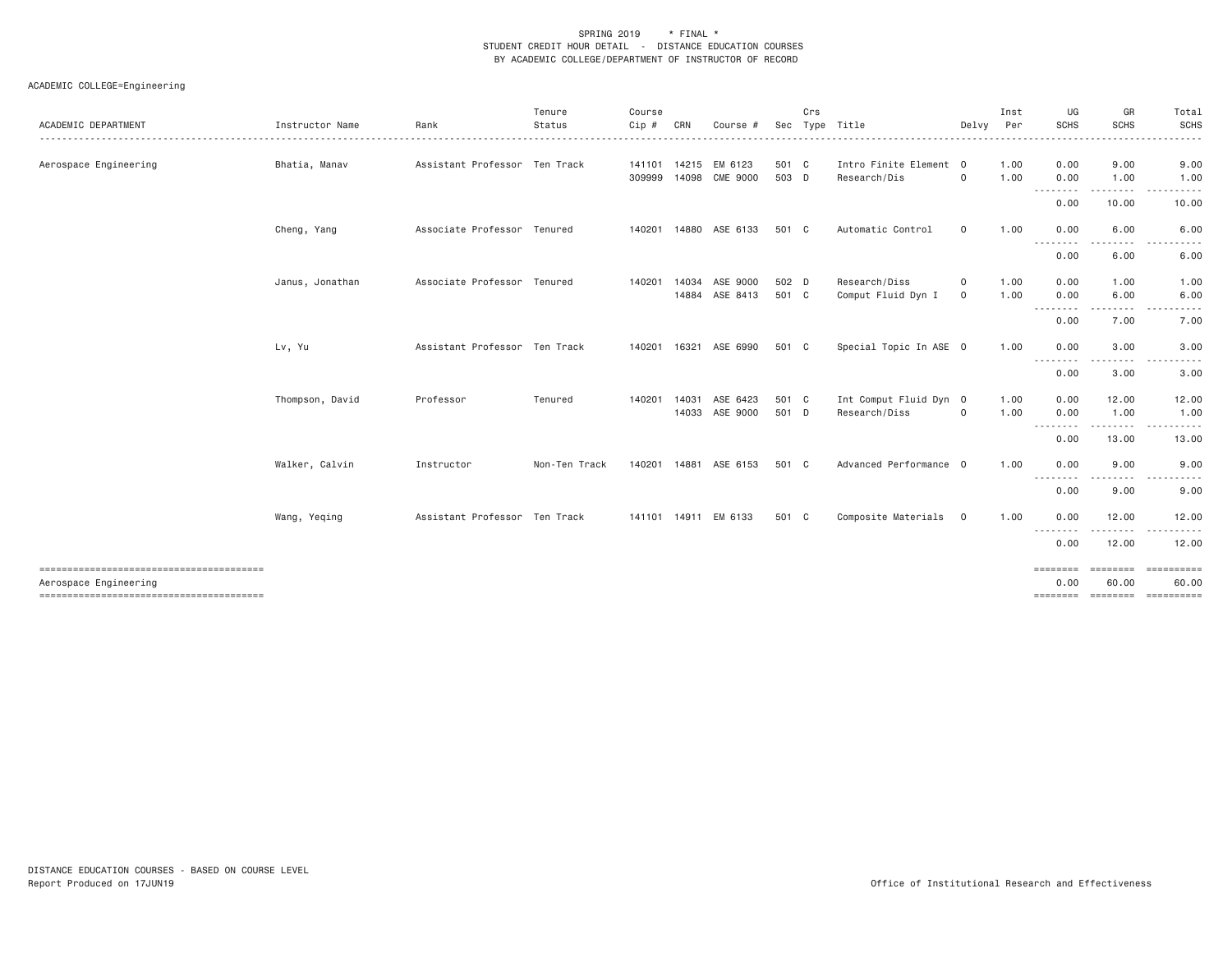SPRING 2019 * FINAL *
STUDENT CREDIT HOUR DETAIL - DISTANCE EDUCATION COURSES
BY ACADEMIC COLLEGE/DEPARTMENT OF INSTRUCTOR OF RECORD

ACADEMIC COLLEGE=Engineering

| ACADEMIC DEPARTMENT | Instructor Name | Rank | Tenure Status | Course Cip # | CRN | Course # | Sec | Crs Type | Title | Delvy | Inst Per | UG SCHS | GR SCHS | Total SCHS |
|---|---|---|---|---|---|---|---|---|---|---|---|---|---|---|
| Aerospace Engineering | Bhatia, Manav | Assistant Professor | Ten Track | 141101 | 14215 | EM 6123 | 501 | C | Intro Finite Element | O | 1.00 | 0.00 | 9.00 | 9.00 |
| | | | | 309999 | 14098 | CME 9000 | 503 | D | Research/Dis | O | 1.00 | 0.00 | 1.00 | 1.00 |
| | | | | | | | | | | | | 0.00 | 10.00 | 10.00 |
| | Cheng, Yang | Associate Professor | Tenured | 140201 | 14880 | ASE 6133 | 501 | C | Automatic Control | O | 1.00 | 0.00 | 6.00 | 6.00 |
| | | | | | | | | | | | | 0.00 | 6.00 | 6.00 |
| | Janus, Jonathan | Associate Professor | Tenured | 140201 | 14034 | ASE 9000 | 502 | D | Research/Diss | O | 1.00 | 0.00 | 1.00 | 1.00 |
| | | | | | 14884 | ASE 8413 | 501 | C | Comput Fluid Dyn I | O | 1.00 | 0.00 | 6.00 | 6.00 |
| | | | | | | | | | | | | 0.00 | 7.00 | 7.00 |
| | Lv, Yu | Assistant Professor | Ten Track | 140201 | 16321 | ASE 6990 | 501 | C | Special Topic In ASE | O | 1.00 | 0.00 | 3.00 | 3.00 |
| | | | | | | | | | | | | 0.00 | 3.00 | 3.00 |
| | Thompson, David | Professor | Tenured | 140201 | 14031 | ASE 6423 | 501 | C | Int Comput Fluid Dyn | O | 1.00 | 0.00 | 12.00 | 12.00 |
| | | | | | 14033 | ASE 9000 | 501 | D | Research/Diss | O | 1.00 | 0.00 | 1.00 | 1.00 |
| | | | | | | | | | | | | 0.00 | 13.00 | 13.00 |
| | Walker, Calvin | Instructor | Non-Ten Track | 140201 | 14881 | ASE 6153 | 501 | C | Advanced Performance | O | 1.00 | 0.00 | 9.00 | 9.00 |
| | | | | | | | | | | | | 0.00 | 9.00 | 9.00 |
| | Wang, Yeqing | Assistant Professor | Ten Track | 141101 | 14911 | EM 6133 | 501 | C | Composite Materials | O | 1.00 | 0.00 | 12.00 | 12.00 |
| | | | | | | | | | | | | 0.00 | 12.00 | 12.00 |
| Aerospace Engineering | | | | | | | | | | | | 0.00 | 60.00 | 60.00 |

DISTANCE EDUCATION COURSES - BASED ON COURSE LEVEL
Report Produced on 17JUN19

Office of Institutional Research and Effectiveness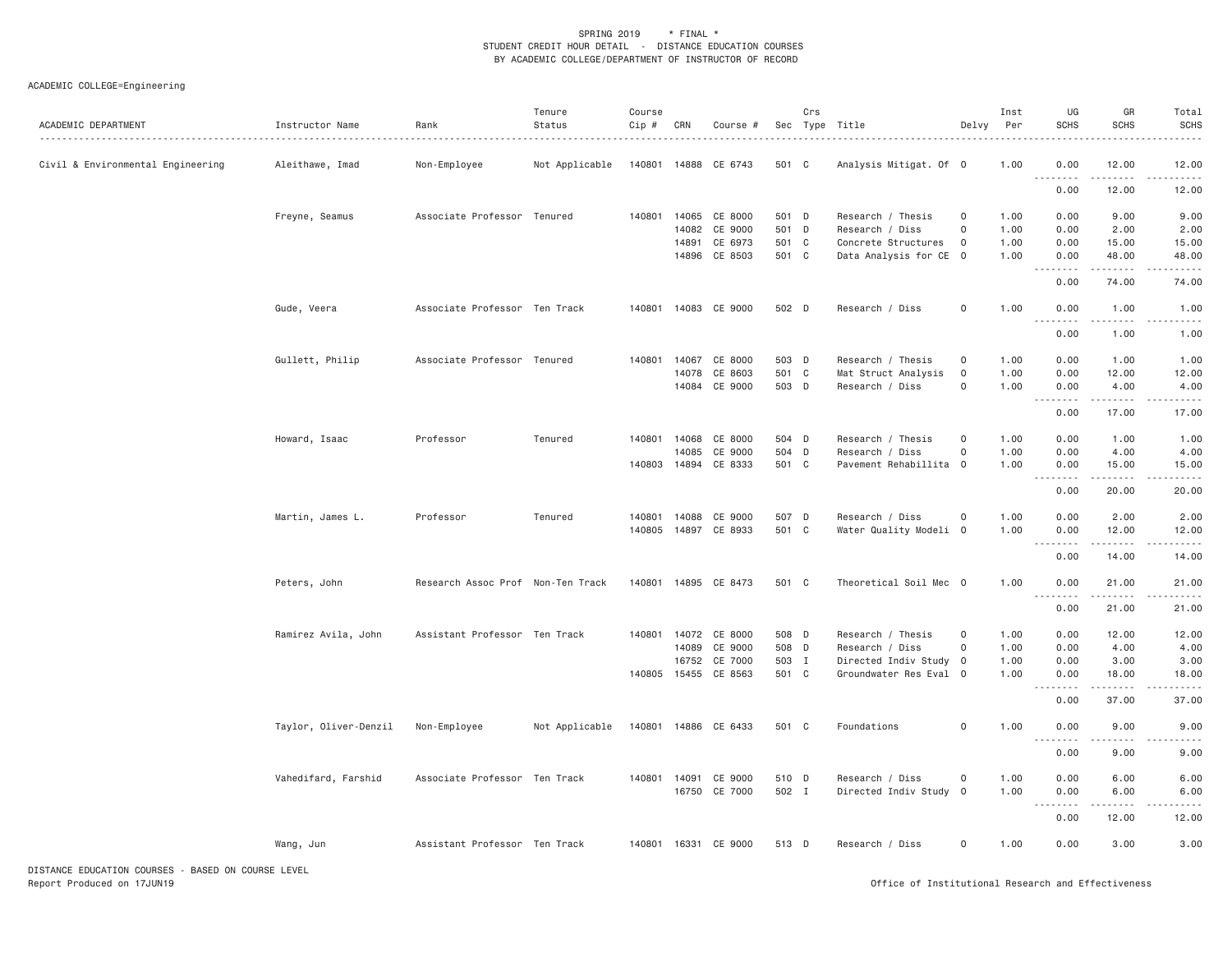SPRING 2019 * FINAL *
STUDENT CREDIT HOUR DETAIL - DISTANCE EDUCATION COURSES
BY ACADEMIC COLLEGE/DEPARTMENT OF INSTRUCTOR OF RECORD

ACADEMIC COLLEGE=Engineering

| ACADEMIC DEPARTMENT | Instructor Name | Rank | Tenure Status | Course Cip # | CRN | Course # | Sec | Crs Type | Title | Delvy | Inst Per | UG SCHS | GR SCHS | Total SCHS |
|---|---|---|---|---|---|---|---|---|---|---|---|---|---|---|
| Civil & Environmental Engineering | Aleithawe, Imad | Non-Employee | Not Applicable | 140801 | 14888 | CE 6743 | 501 | C | Analysis Mitigat. Of | O | 1.00 | 0.00 | 12.00 | 12.00 |
| | | | | | | | | | | | | 0.00 | 12.00 | 12.00 |
| | Freyne, Seamus | Associate Professor | Tenured | 140801 | 14065 | CE 8000 | 501 | D | Research / Thesis | O | 1.00 | 0.00 | 9.00 | 9.00 |
| | | | | | 14082 | CE 9000 | 501 | D | Research / Diss | O | 1.00 | 0.00 | 2.00 | 2.00 |
| | | | | | 14891 | CE 6973 | 501 | C | Concrete Structures | O | 1.00 | 0.00 | 15.00 | 15.00 |
| | | | | | 14896 | CE 8503 | 501 | C | Data Analysis for CE | O | 1.00 | 0.00 | 48.00 | 48.00 |
| | | | | | | | | | | | | 0.00 | 74.00 | 74.00 |
| | Gude, Veera | Associate Professor | Ten Track | 140801 | 14083 | CE 9000 | 502 | D | Research / Diss | O | 1.00 | 0.00 | 1.00 | 1.00 |
| | | | | | | | | | | | | 0.00 | 1.00 | 1.00 |
| | Gullett, Philip | Associate Professor | Tenured | 140801 | 14067 | CE 8000 | 503 | D | Research / Thesis | O | 1.00 | 0.00 | 1.00 | 1.00 |
| | | | | | 14078 | CE 8603 | 501 | C | Mat Struct Analysis | O | 1.00 | 0.00 | 12.00 | 12.00 |
| | | | | | 14084 | CE 9000 | 503 | D | Research / Diss | O | 1.00 | 0.00 | 4.00 | 4.00 |
| | | | | | | | | | | | | 0.00 | 17.00 | 17.00 |
| | Howard, Isaac | Professor | Tenured | 140801 | 14068 | CE 8000 | 504 | D | Research / Thesis | O | 1.00 | 0.00 | 1.00 | 1.00 |
| | | | | | 14085 | CE 9000 | 504 | D | Research / Diss | O | 1.00 | 0.00 | 4.00 | 4.00 |
| | | | | 140803 | 14894 | CE 8333 | 501 | C | Pavement Rehabilitta | O | 1.00 | 0.00 | 15.00 | 15.00 |
| | | | | | | | | | | | | 0.00 | 20.00 | 20.00 |
| | Martin, James L. | Professor | Tenured | 140801 | 14088 | CE 9000 | 507 | D | Research / Diss | O | 1.00 | 0.00 | 2.00 | 2.00 |
| | | | | 140805 | 14897 | CE 8933 | 501 | C | Water Quality Modeli | O | 1.00 | 0.00 | 12.00 | 12.00 |
| | | | | | | | | | | | | 0.00 | 14.00 | 14.00 |
| | Peters, John | Research Assoc Prof | Non-Ten Track | 140801 | 14895 | CE 8473 | 501 | C | Theoretical Soil Mec | O | 1.00 | 0.00 | 21.00 | 21.00 |
| | | | | | | | | | | | | 0.00 | 21.00 | 21.00 |
| | Ramirez Avila, John | Assistant Professor | Ten Track | 140801 | 14072 | CE 8000 | 508 | D | Research / Thesis | O | 1.00 | 0.00 | 12.00 | 12.00 |
| | | | | | 14089 | CE 9000 | 508 | D | Research / Diss | O | 1.00 | 0.00 | 4.00 | 4.00 |
| | | | | | 16752 | CE 7000 | 503 | I | Directed Indiv Study | O | 1.00 | 0.00 | 3.00 | 3.00 |
| | | | | 140805 | 15455 | CE 8563 | 501 | C | Groundwater Res Eval | O | 1.00 | 0.00 | 18.00 | 18.00 |
| | | | | | | | | | | | | 0.00 | 37.00 | 37.00 |
| | Taylor, Oliver-Denzil | Non-Employee | Not Applicable | 140801 | 14886 | CE 6433 | 501 | C | Foundations | O | 1.00 | 0.00 | 9.00 | 9.00 |
| | | | | | | | | | | | | 0.00 | 9.00 | 9.00 |
| | Vahedifard, Farshid | Associate Professor | Ten Track | 140801 | 14091 | CE 9000 | 510 | D | Research / Diss | O | 1.00 | 0.00 | 6.00 | 6.00 |
| | | | | | 16750 | CE 7000 | 502 | I | Directed Indiv Study | O | 1.00 | 0.00 | 6.00 | 6.00 |
| | | | | | | | | | | | | 0.00 | 12.00 | 12.00 |
| | Wang, Jun | Assistant Professor | Ten Track | 140801 | 16331 | CE 9000 | 513 | D | Research / Diss | O | 1.00 | 0.00 | 3.00 | 3.00 |

DISTANCE EDUCATION COURSES - BASED ON COURSE LEVEL
Report Produced on 17JUN19

Office of Institutional Research and Effectiveness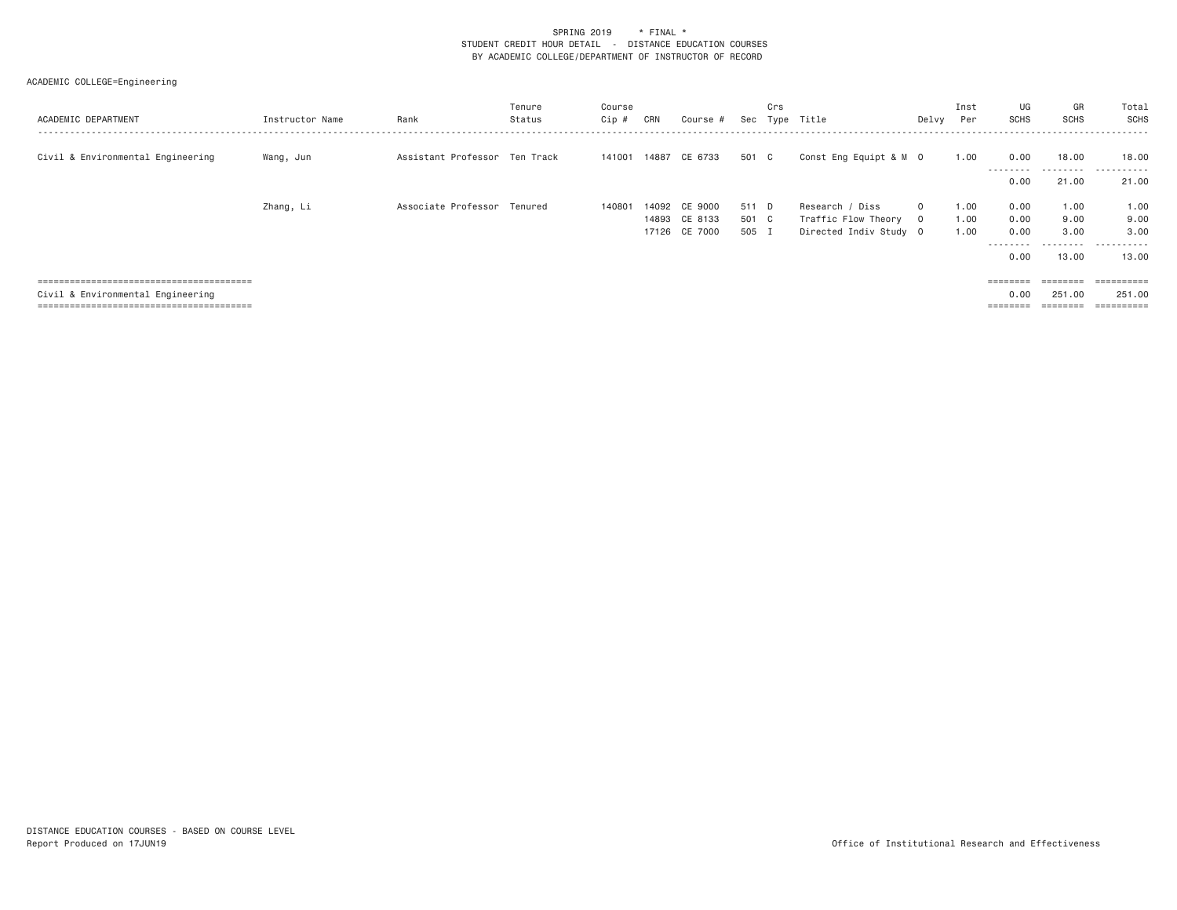SPRING 2019 * FINAL *
STUDENT CREDIT HOUR DETAIL - DISTANCE EDUCATION COURSES
BY ACADEMIC COLLEGE/DEPARTMENT OF INSTRUCTOR OF RECORD

ACADEMIC COLLEGE=Engineering

| ACADEMIC DEPARTMENT | Instructor Name | Rank | Tenure Status | Course Cip # | CRN | Course # | Sec | Crs Type | Title | Delvy | Inst Per | UG SCHS | GR SCHS | Total SCHS |
|---|---|---|---|---|---|---|---|---|---|---|---|---|---|---|
| Civil & Environmental Engineering | Wang, Jun | Assistant Professor | Ten Track | 141001 | 14887 | CE 6733 | 501 | C | Const Eng Equipt & M | O | 1.00 | 0.00 | 18.00 | 18.00 |
| | | | | | | | | | | | | 0.00 | 21.00 | 21.00 |
| | Zhang, Li | Associate Professor | Tenured | 140801 | 14092 | CE 9000 | 511 | D | Research / Diss | O | 1.00 | 0.00 | 1.00 | 1.00 |
| | | | | | 14893 | CE 8133 | 501 | C | Traffic Flow Theory | O | 1.00 | 0.00 | 9.00 | 9.00 |
| | | | | | 17126 | CE 7000 | 505 | I | Directed Indiv Study | O | 1.00 | 0.00 | 3.00 | 3.00 |
| | | | | | | | | | | | | 0.00 | 13.00 | 13.00 |
| Civil & Environmental Engineering | | | | | | | | | | | | 0.00 | 251.00 | 251.00 |

DISTANCE EDUCATION COURSES - BASED ON COURSE LEVEL
Report Produced on 17JUN19

Office of Institutional Research and Effectiveness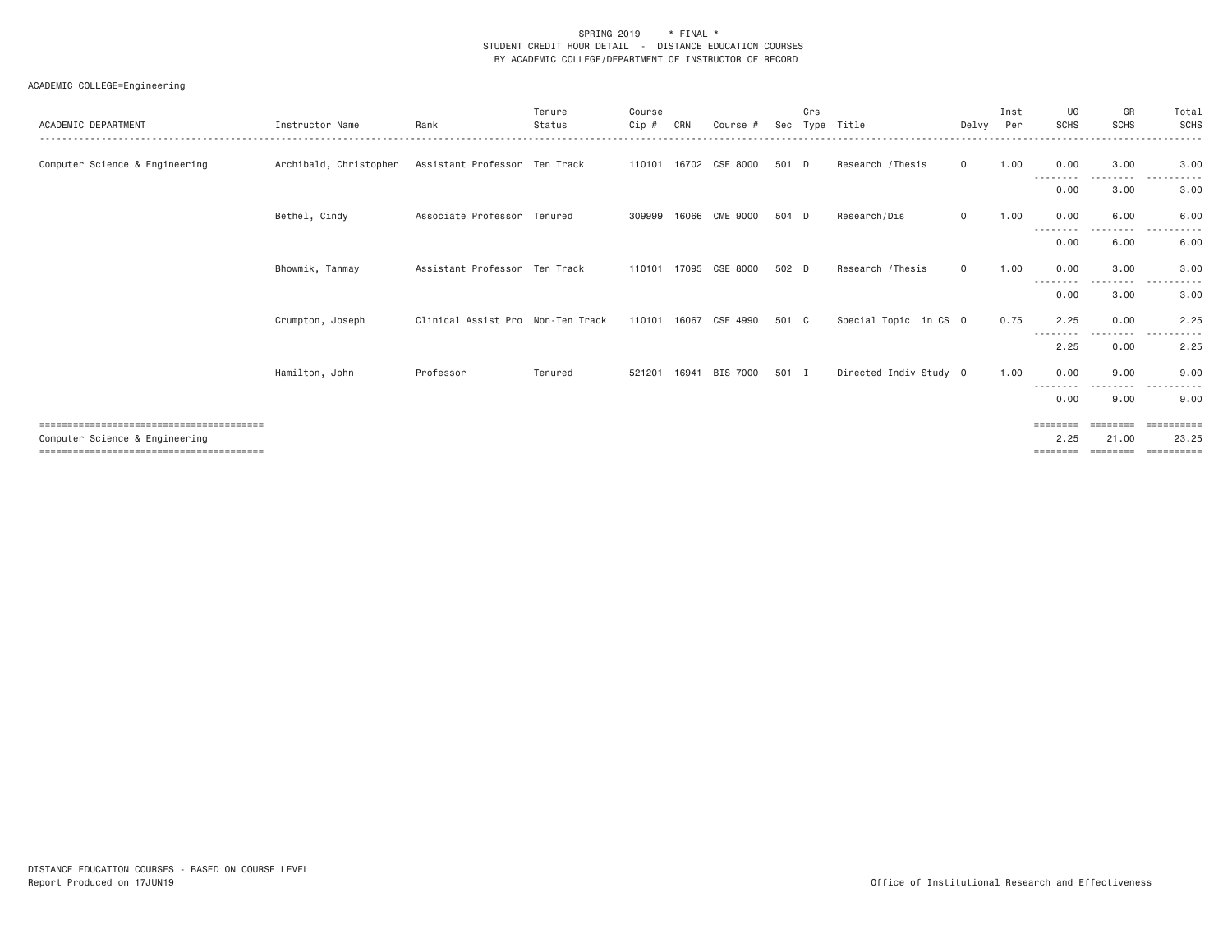SPRING 2019 * FINAL *
STUDENT CREDIT HOUR DETAIL - DISTANCE EDUCATION COURSES
BY ACADEMIC COLLEGE/DEPARTMENT OF INSTRUCTOR OF RECORD

ACADEMIC COLLEGE=Engineering

| ACADEMIC DEPARTMENT | Instructor Name | Rank | Tenure Status | Course Cip # | CRN | Course # | Sec | Crs Type | Title | Delvy | Inst Per | UG SCHS | GR SCHS | Total SCHS |
|---|---|---|---|---|---|---|---|---|---|---|---|---|---|---|
| Computer Science & Engineering | Archibald, Christopher | Assistant Professor | Ten Track | 110101 | 16702 | CSE 8000 | 501 | D | Research /Thesis | O | 1.00 | 0.00 | 3.00 | 3.00 |
| | | | | | | | | | | | | 0.00 | 3.00 | 3.00 |
| | Bethel, Cindy | Associate Professor | Tenured | 309999 | 16066 | CME 9000 | 504 | D | Research/Dis | O | 1.00 | 0.00 | 6.00 | 6.00 |
| | | | | | | | | | | | | 0.00 | 6.00 | 6.00 |
| | Bhowmik, Tanmay | Assistant Professor | Ten Track | 110101 | 17095 | CSE 8000 | 502 | D | Research /Thesis | O | 1.00 | 0.00 | 3.00 | 3.00 |
| | | | | | | | | | | | | 0.00 | 3.00 | 3.00 |
| | Crumpton, Joseph | Clinical Assist Pro | Non-Ten Track | 110101 | 16067 | CSE 4990 | 501 | C | Special Topic in CS | O | 0.75 | 2.25 | 0.00 | 2.25 |
| | | | | | | | | | | | | 2.25 | 0.00 | 2.25 |
| | Hamilton, John | Professor | Tenured | 521201 | 16941 | BIS 7000 | 501 | I | Directed Indiv Study | O | 1.00 | 0.00 | 9.00 | 9.00 |
| | | | | | | | | | | | | 0.00 | 9.00 | 9.00 |
| Computer Science & Engineering | | | | | | | | | | | | 2.25 | 21.00 | 23.25 |

DISTANCE EDUCATION COURSES - BASED ON COURSE LEVEL
Report Produced on 17JUN19

Office of Institutional Research and Effectiveness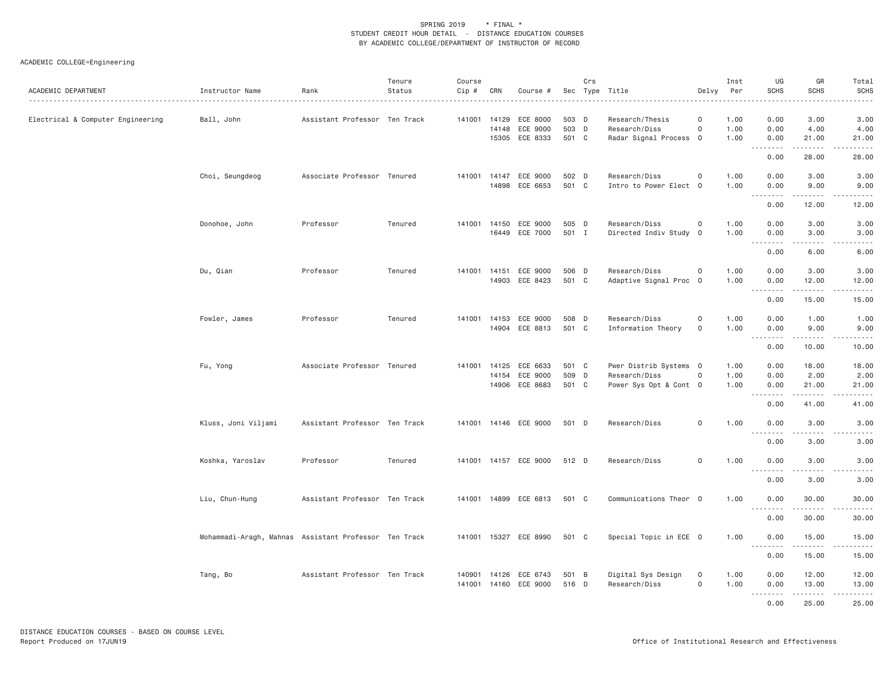SPRING 2019 * FINAL *
STUDENT CREDIT HOUR DETAIL - DISTANCE EDUCATION COURSES
BY ACADEMIC COLLEGE/DEPARTMENT OF INSTRUCTOR OF RECORD

ACADEMIC COLLEGE=Engineering

| ACADEMIC DEPARTMENT | Instructor Name | Rank | Tenure Status | Course Cip # | CRN | Course # | Sec | Crs Type | Title | Delvy | Inst Per | UG SCHS | GR SCHS | Total SCHS |
|---|---|---|---|---|---|---|---|---|---|---|---|---|---|---|
| Electrical & Computer Engineering | Ball, John | Assistant Professor | Ten Track | 141001 | 14129 | ECE 8000 | 503 | D | Research/Thesis | O | 1.00 | 0.00 | 3.00 | 3.00 |
| | | | | | 14148 | ECE 9000 | 503 | D | Research/Diss | O | 1.00 | 0.00 | 4.00 | 4.00 |
| | | | | | 15305 | ECE 8333 | 501 | C | Radar Signal Process | O | 1.00 | 0.00 | 21.00 | 21.00 |
| | | | | | | | | | | | | 0.00 | 28.00 | 28.00 |
| | Choi, Seungdeog | Associate Professor | Tenured | 141001 | 14147 | ECE 9000 | 502 | D | Research/Diss | O | 1.00 | 0.00 | 3.00 | 3.00 |
| | | | | | 14898 | ECE 6653 | 501 | C | Intro to Power Elect | O | 1.00 | 0.00 | 9.00 | 9.00 |
| | | | | | | | | | | | | 0.00 | 12.00 | 12.00 |
| | Donohoe, John | Professor | Tenured | 141001 | 14150 | ECE 9000 | 505 | D | Research/Diss | O | 1.00 | 0.00 | 3.00 | 3.00 |
| | | | | | 16449 | ECE 7000 | 501 | I | Directed Indiv Study | O | 1.00 | 0.00 | 3.00 | 3.00 |
| | | | | | | | | | | | | 0.00 | 6.00 | 6.00 |
| | Du, Qian | Professor | Tenured | 141001 | 14151 | ECE 9000 | 506 | D | Research/Diss | O | 1.00 | 0.00 | 3.00 | 3.00 |
| | | | | | 14903 | ECE 8423 | 501 | C | Adaptive Signal Proc | O | 1.00 | 0.00 | 12.00 | 12.00 |
| | | | | | | | | | | | | 0.00 | 15.00 | 15.00 |
| | Fowler, James | Professor | Tenured | 141001 | 14153 | ECE 9000 | 508 | D | Research/Diss | O | 1.00 | 0.00 | 1.00 | 1.00 |
| | | | | | 14904 | ECE 8813 | 501 | C | Information Theory | O | 1.00 | 0.00 | 9.00 | 9.00 |
| | | | | | | | | | | | | 0.00 | 10.00 | 10.00 |
| | Fu, Yong | Associate Professor | Tenured | 141001 | 14125 | ECE 6633 | 501 | C | Pwer Distrib Systems | O | 1.00 | 0.00 | 18.00 | 18.00 |
| | | | | | 14154 | ECE 9000 | 509 | D | Research/Diss | O | 1.00 | 0.00 | 2.00 | 2.00 |
| | | | | | 14906 | ECE 8683 | 501 | C | Power Sys Opt & Cont | O | 1.00 | 0.00 | 21.00 | 21.00 |
| | | | | | | | | | | | | 0.00 | 41.00 | 41.00 |
| | Kluss, Joni Viljami | Assistant Professor | Ten Track | 141001 | 14146 | ECE 9000 | 501 | D | Research/Diss | O | 1.00 | 0.00 | 3.00 | 3.00 |
| | | | | | | | | | | | | 0.00 | 3.00 | 3.00 |
| | Koshka, Yaroslav | Professor | Tenured | 141001 | 14157 | ECE 9000 | 512 | D | Research/Diss | O | 1.00 | 0.00 | 3.00 | 3.00 |
| | | | | | | | | | | | | 0.00 | 3.00 | 3.00 |
| | Liu, Chun-Hung | Assistant Professor | Ten Track | 141001 | 14899 | ECE 6813 | 501 | C | Communications Theor | O | 1.00 | 0.00 | 30.00 | 30.00 |
| | | | | | | | | | | | | 0.00 | 30.00 | 30.00 |
| | Mohammadi-Aragh, Mahnas | Assistant Professor | Ten Track | 141001 | 15327 | ECE 8990 | 501 | C | Special Topic in ECE | O | 1.00 | 0.00 | 15.00 | 15.00 |
| | | | | | | | | | | | | 0.00 | 15.00 | 15.00 |
| | Tang, Bo | Assistant Professor | Ten Track | 140901 | 14126 | ECE 6743 | 501 | B | Digital Sys Design | O | 1.00 | 0.00 | 12.00 | 12.00 |
| | | | | 141001 | 14160 | ECE 9000 | 516 | D | Research/Diss | O | 1.00 | 0.00 | 13.00 | 13.00 |
| | | | | | | | | | | | | 0.00 | 25.00 | 25.00 |

DISTANCE EDUCATION COURSES - BASED ON COURSE LEVEL
Report Produced on 17JUN19

Office of Institutional Research and Effectiveness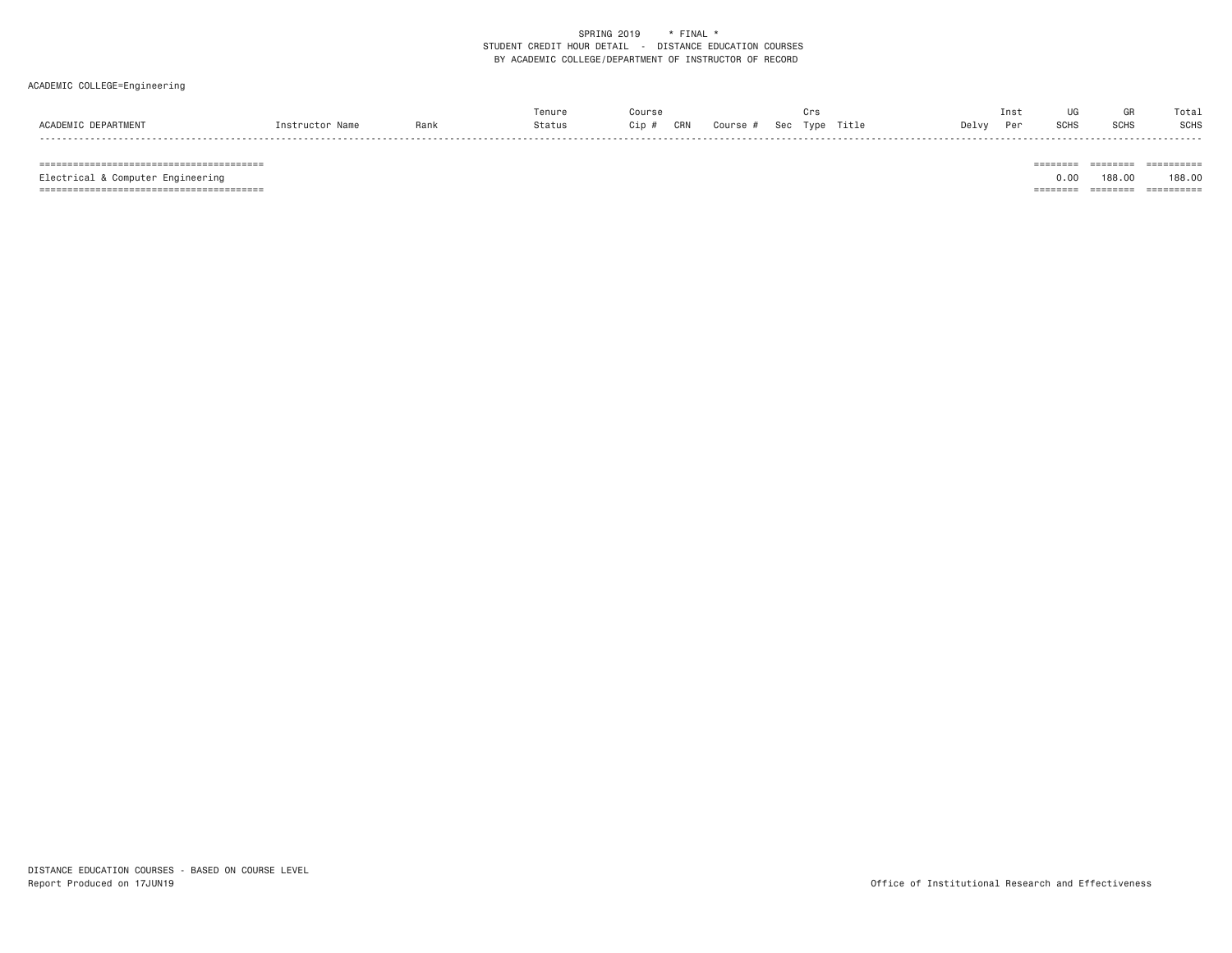SPRING 2019 * FINAL *
STUDENT CREDIT HOUR DETAIL - DISTANCE EDUCATION COURSES
BY ACADEMIC COLLEGE/DEPARTMENT OF INSTRUCTOR OF RECORD

ACADEMIC COLLEGE=Engineering

| ACADEMIC DEPARTMENT | Instructor Name | Rank | Tenure Status | Course Cip # | CRN | Course # | Sec | Crs Type | Title | Delvy | Inst Per | UG SCHS | GR SCHS | Total SCHS |
|---|---|---|---|---|---|---|---|---|---|---|---|---|---|---|
| Electrical & Computer Engineering | | | | | | | | | | | | 0.00 | 188.00 | 188.00 |

DISTANCE EDUCATION COURSES - BASED ON COURSE LEVEL
Report Produced on 17JUN19

Office of Institutional Research and Effectiveness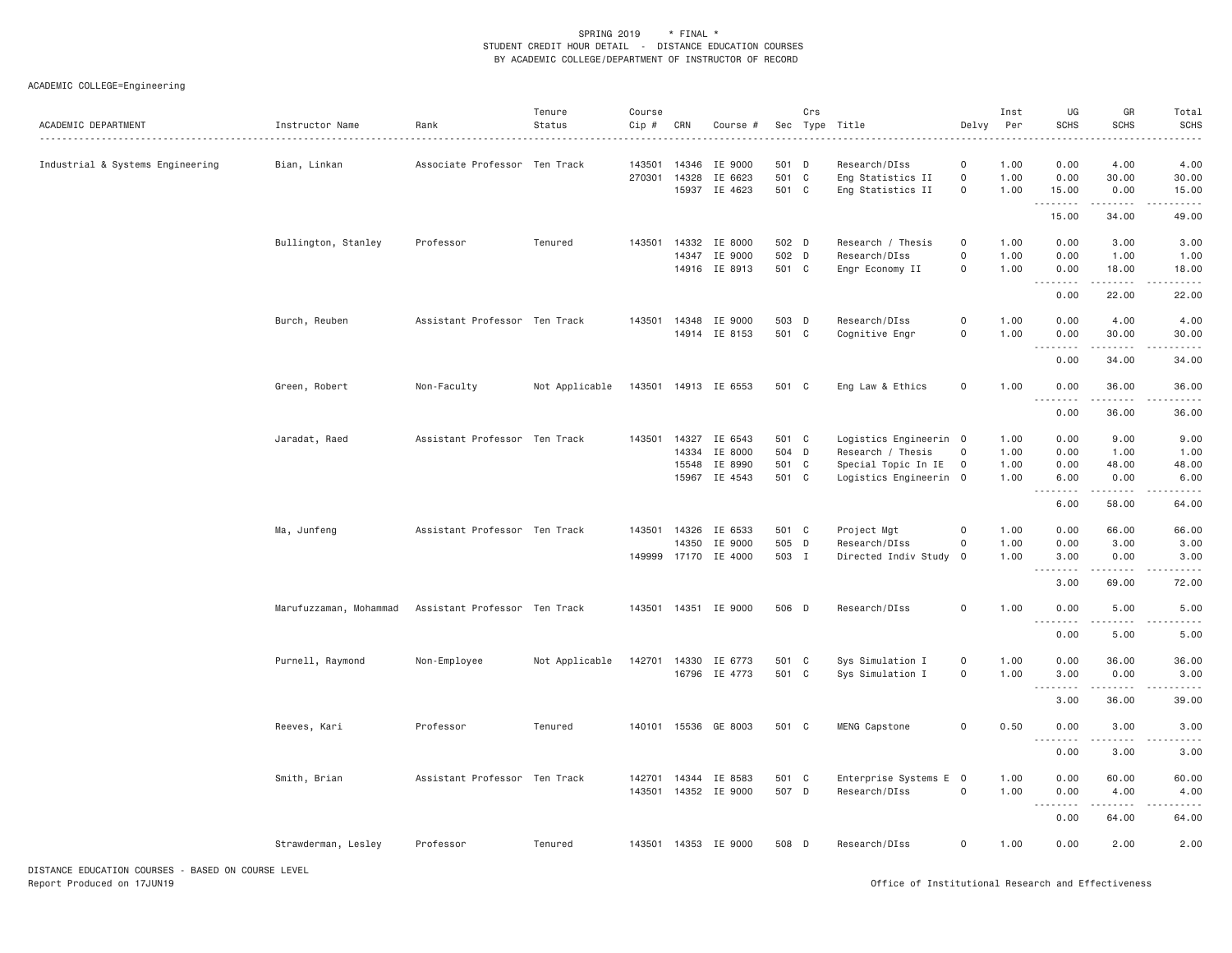SPRING 2019 * FINAL *
STUDENT CREDIT HOUR DETAIL - DISTANCE EDUCATION COURSES
BY ACADEMIC COLLEGE/DEPARTMENT OF INSTRUCTOR OF RECORD

ACADEMIC COLLEGE=Engineering

| ACADEMIC DEPARTMENT | Instructor Name | Rank | Tenure Status | Course Cip # | CRN | Course # | Sec | Crs Type | Title | Delvy | Inst Per | UG SCHS | GR SCHS | Total SCHS |
|---|---|---|---|---|---|---|---|---|---|---|---|---|---|---|
| Industrial & Systems Engineering | Bian, Linkan | Associate Professor | Ten Track | 143501 | 14346 | IE 9000 | 501 | D | Research/DIss | O | 1.00 | 0.00 | 4.00 | 4.00 |
| | | | | 270301 | 14328 | IE 6623 | 501 | C | Eng Statistics II | O | 1.00 | 0.00 | 30.00 | 30.00 |
| | | | | | 15937 | IE 4623 | 501 | C | Eng Statistics II | O | 1.00 | 15.00 | 0.00 | 15.00 |
| | | | | | | | | | | | | 15.00 | 34.00 | 49.00 |
| | Bullington, Stanley | Professor | Tenured | 143501 | 14332 | IE 8000 | 502 | D | Research / Thesis | O | 1.00 | 0.00 | 3.00 | 3.00 |
| | | | | | 14347 | IE 9000 | 502 | D | Research/DIss | O | 1.00 | 0.00 | 1.00 | 1.00 |
| | | | | | 14916 | IE 8913 | 501 | C | Engr Economy II | O | 1.00 | 0.00 | 18.00 | 18.00 |
| | | | | | | | | | | | | 0.00 | 22.00 | 22.00 |
| | Burch, Reuben | Assistant Professor | Ten Track | 143501 | 14348 | IE 9000 | 503 | D | Research/DIss | O | 1.00 | 0.00 | 4.00 | 4.00 |
| | | | | | 14914 | IE 8153 | 501 | C | Cognitive Engr | O | 1.00 | 0.00 | 30.00 | 30.00 |
| | | | | | | | | | | | | 0.00 | 34.00 | 34.00 |
| | Green, Robert | Non-Faculty | Not Applicable | 143501 | 14913 | IE 6553 | 501 | C | Eng Law & Ethics | O | 1.00 | 0.00 | 36.00 | 36.00 |
| | | | | | | | | | | | | 0.00 | 36.00 | 36.00 |
| | Jaradat, Raed | Assistant Professor | Ten Track | 143501 | 14327 | IE 6543 | 501 | C | Logistics Engineerin | O | 1.00 | 0.00 | 9.00 | 9.00 |
| | | | | | 14334 | IE 8000 | 504 | D | Research / Thesis | O | 1.00 | 0.00 | 1.00 | 1.00 |
| | | | | | 15548 | IE 8990 | 501 | C | Special Topic In IE | O | 1.00 | 0.00 | 48.00 | 48.00 |
| | | | | | 15967 | IE 4543 | 501 | C | Logistics Engineerin | O | 1.00 | 6.00 | 0.00 | 6.00 |
| | | | | | | | | | | | | 6.00 | 58.00 | 64.00 |
| | Ma, Junfeng | Assistant Professor | Ten Track | 143501 | 14326 | IE 6533 | 501 | C | Project Mgt | O | 1.00 | 0.00 | 66.00 | 66.00 |
| | | | | | 14350 | IE 9000 | 505 | D | Research/DIss | O | 1.00 | 0.00 | 3.00 | 3.00 |
| | | | | 149999 | 17170 | IE 4000 | 503 | I | Directed Indiv Study | O | 1.00 | 3.00 | 0.00 | 3.00 |
| | | | | | | | | | | | | 3.00 | 69.00 | 72.00 |
| | Marufuzzaman, Mohammad | Assistant Professor | Ten Track | 143501 | 14351 | IE 9000 | 506 | D | Research/DIss | O | 1.00 | 0.00 | 5.00 | 5.00 |
| | | | | | | | | | | | | 0.00 | 5.00 | 5.00 |
| | Purnell, Raymond | Non-Employee | Not Applicable | 142701 | 14330 | IE 6773 | 501 | C | Sys Simulation I | O | 1.00 | 0.00 | 36.00 | 36.00 |
| | | | | | 16796 | IE 4773 | 501 | C | Sys Simulation I | O | 1.00 | 3.00 | 0.00 | 3.00 |
| | | | | | | | | | | | | 3.00 | 36.00 | 39.00 |
| | Reeves, Kari | Professor | Tenured | 140101 | 15536 | GE 8003 | 501 | C | MENG Capstone | O | 0.50 | 0.00 | 3.00 | 3.00 |
| | | | | | | | | | | | | 0.00 | 3.00 | 3.00 |
| | Smith, Brian | Assistant Professor | Ten Track | 142701 | 14344 | IE 8583 | 501 | C | Enterprise Systems E | O | 1.00 | 0.00 | 60.00 | 60.00 |
| | | | | 143501 | 14352 | IE 9000 | 507 | D | Research/DIss | O | 1.00 | 0.00 | 4.00 | 4.00 |
| | | | | | | | | | | | | 0.00 | 64.00 | 64.00 |
| | Strawderman, Lesley | Professor | Tenured | 143501 | 14353 | IE 9000 | 508 | D | Research/DIss | O | 1.00 | 0.00 | 2.00 | 2.00 |

DISTANCE EDUCATION COURSES - BASED ON COURSE LEVEL
Report Produced on 17JUN19

Office of Institutional Research and Effectiveness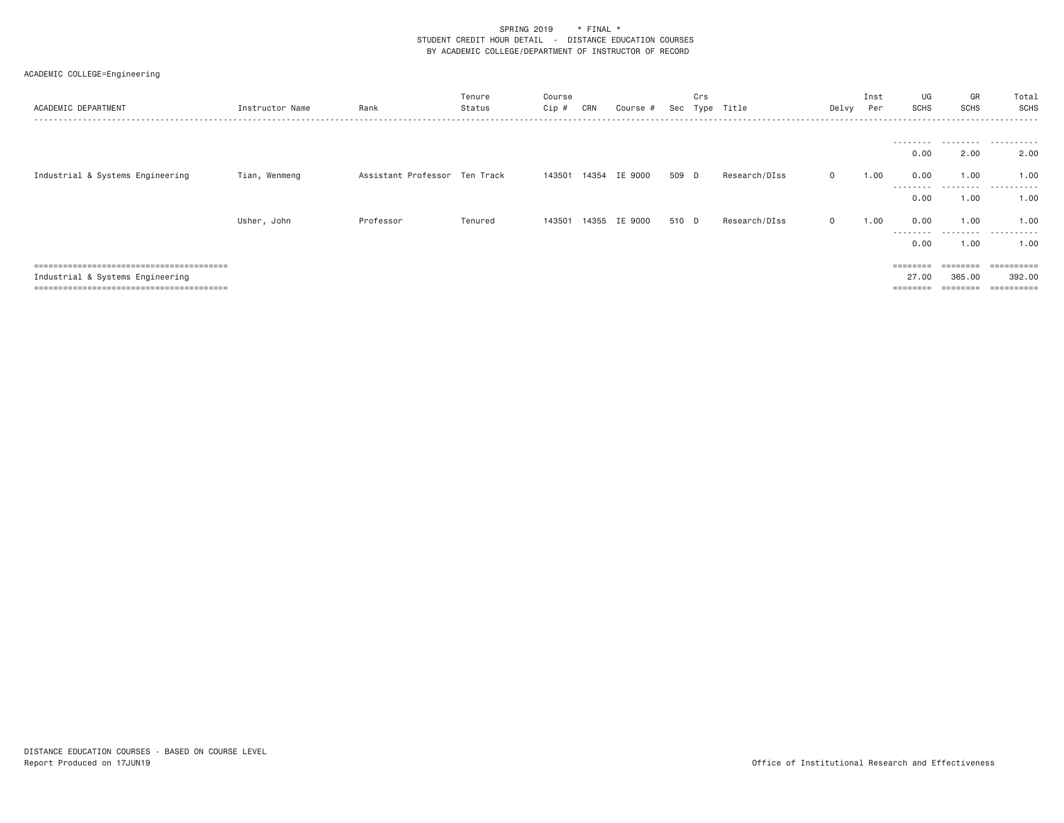SPRING 2019 * FINAL *
STUDENT CREDIT HOUR DETAIL - DISTANCE EDUCATION COURSES
BY ACADEMIC COLLEGE/DEPARTMENT OF INSTRUCTOR OF RECORD

ACADEMIC COLLEGE=Engineering

| ACADEMIC DEPARTMENT | Instructor Name | Rank | Tenure Status | Course Cip # | CRN | Course # | Sec | Crs Type | Title | Delvy | Inst Per | UG SCHS | GR SCHS | Total SCHS |
|---|---|---|---|---|---|---|---|---|---|---|---|---|---|---|
| | | | | | | | | | | | | 0.00 | 2.00 | 2.00 |
| Industrial & Systems Engineering | Tian, Wenmeng | Assistant Professor | Ten Track | 143501 | 14354 | IE 9000 | 509 | D | Research/DIss | O | 1.00 | 0.00 | 1.00 | 1.00 |
| | | | | | | | | | | | | 0.00 | 1.00 | 1.00 |
| | Usher, John | Professor | Tenured | 143501 | 14355 | IE 9000 | 510 | D | Research/DIss | O | 1.00 | 0.00 | 1.00 | 1.00 |
| | | | | | | | | | | | | 0.00 | 1.00 | 1.00 |
| Industrial & Systems Engineering | | | | | | | | | | | | 27.00 | 365.00 | 392.00 |

DISTANCE EDUCATION COURSES - BASED ON COURSE LEVEL
Report Produced on 17JUN19

Office of Institutional Research and Effectiveness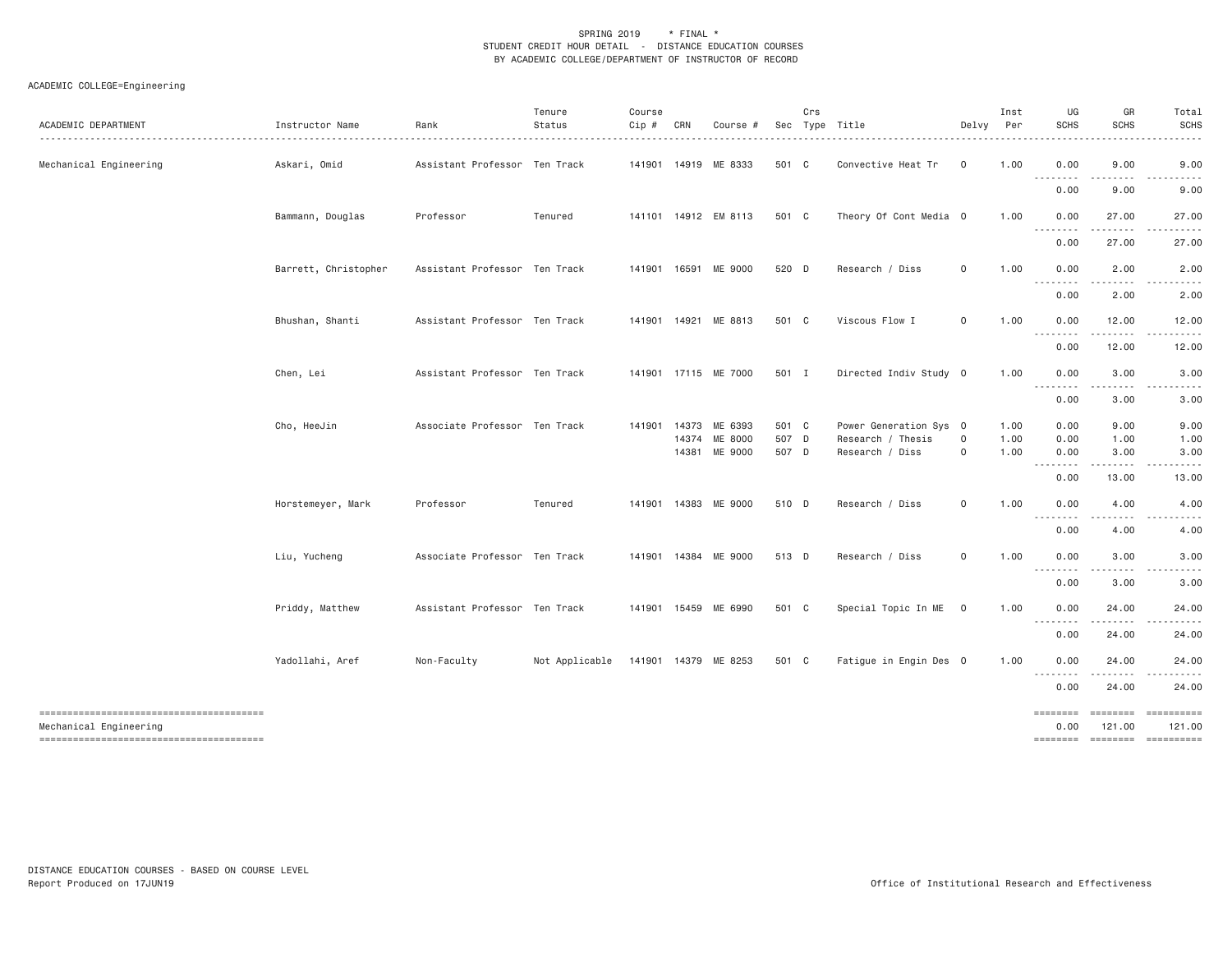SPRING 2019 * FINAL *
STUDENT CREDIT HOUR DETAIL - DISTANCE EDUCATION COURSES
BY ACADEMIC COLLEGE/DEPARTMENT OF INSTRUCTOR OF RECORD

ACADEMIC COLLEGE=Engineering

| ACADEMIC DEPARTMENT | Instructor Name | Rank | Tenure Status | Course Cip # | CRN | Course # | Sec | Crs Type | Title | Delvy | Inst Per | UG SCHS | GR SCHS | Total SCHS |
|---|---|---|---|---|---|---|---|---|---|---|---|---|---|---|
| Mechanical Engineering | Askari, Omid | Assistant Professor | Ten Track | 141901 | 14919 | ME 8333 | 501 | C | Convective Heat Tr | O | 1.00 | 0.00 | 9.00 | 9.00 |
| | | | | | | | | | | | | 0.00 | 9.00 | 9.00 |
| | Bammann, Douglas | Professor | Tenured | 141101 | 14912 | EM 8113 | 501 | C | Theory Of Cont Media | O | 1.00 | 0.00 | 27.00 | 27.00 |
| | | | | | | | | | | | | 0.00 | 27.00 | 27.00 |
| | Barrett, Christopher | Assistant Professor | Ten Track | 141901 | 16591 | ME 9000 | 520 | D | Research / Diss | O | 1.00 | 0.00 | 2.00 | 2.00 |
| | | | | | | | | | | | | 0.00 | 2.00 | 2.00 |
| | Bhushan, Shanti | Assistant Professor | Ten Track | 141901 | 14921 | ME 8813 | 501 | C | Viscous Flow I | O | 1.00 | 0.00 | 12.00 | 12.00 |
| | | | | | | | | | | | | 0.00 | 12.00 | 12.00 |
| | Chen, Lei | Assistant Professor | Ten Track | 141901 | 17115 | ME 7000 | 501 | I | Directed Indiv Study | O | 1.00 | 0.00 | 3.00 | 3.00 |
| | | | | | | | | | | | | 0.00 | 3.00 | 3.00 |
| | Cho, HeeJin | Associate Professor | Ten Track | 141901 | 14373 | ME 6393 | 501 | C | Power Generation Sys | O | 1.00 | 0.00 | 9.00 | 9.00 |
| | | | | | 14374 | ME 8000 | 507 | D | Research / Thesis | O | 1.00 | 0.00 | 1.00 | 1.00 |
| | | | | | 14381 | ME 9000 | 507 | D | Research / Diss | O | 1.00 | 0.00 | 3.00 | 3.00 |
| | | | | | | | | | | | | 0.00 | 13.00 | 13.00 |
| | Horstemeyer, Mark | Professor | Tenured | 141901 | 14383 | ME 9000 | 510 | D | Research / Diss | O | 1.00 | 0.00 | 4.00 | 4.00 |
| | | | | | | | | | | | | 0.00 | 4.00 | 4.00 |
| | Liu, Yucheng | Associate Professor | Ten Track | 141901 | 14384 | ME 9000 | 513 | D | Research / Diss | O | 1.00 | 0.00 | 3.00 | 3.00 |
| | | | | | | | | | | | | 0.00 | 3.00 | 3.00 |
| | Priddy, Matthew | Assistant Professor | Ten Track | 141901 | 15459 | ME 6990 | 501 | C | Special Topic In ME | O | 1.00 | 0.00 | 24.00 | 24.00 |
| | | | | | | | | | | | | 0.00 | 24.00 | 24.00 |
| | Yadollahi, Aref | Non-Faculty | Not Applicable | 141901 | 14379 | ME 8253 | 501 | C | Fatigue in Engin Des | O | 1.00 | 0.00 | 24.00 | 24.00 |
| | | | | | | | | | | | | 0.00 | 24.00 | 24.00 |
| Mechanical Engineering | | | | | | | | | | | | 0.00 | 121.00 | 121.00 |

DISTANCE EDUCATION COURSES - BASED ON COURSE LEVEL
Report Produced on 17JUN19

Office of Institutional Research and Effectiveness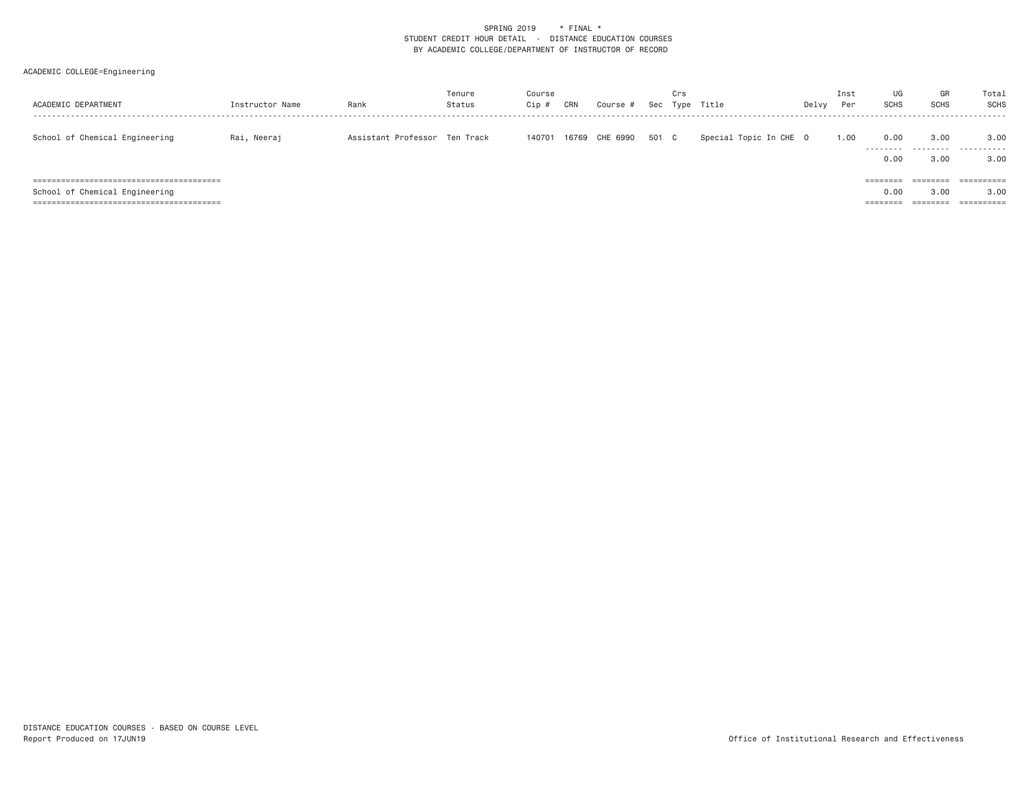SPRING 2019 * FINAL *
STUDENT CREDIT HOUR DETAIL - DISTANCE EDUCATION COURSES
BY ACADEMIC COLLEGE/DEPARTMENT OF INSTRUCTOR OF RECORD

ACADEMIC COLLEGE=Engineering

| ACADEMIC DEPARTMENT | Instructor Name | Rank | Tenure Status | Course Cip # | CRN | Course # | Sec | Crs Type | Title | Delvy | Inst Per | UG SCHS | GR SCHS | Total SCHS |
|---|---|---|---|---|---|---|---|---|---|---|---|---|---|---|
| School of Chemical Engineering | Rai, Neeraj | Assistant Professor | Ten Track | 140701 | 16769 | CHE 6990 | 501 | C | Special Topic In CHE | O | 1.00 | 0.00 | 3.00 | 3.00 |
| | | | | | | | | | | | | 0.00 | 3.00 | 3.00 |
| School of Chemical Engineering | | | | | | | | | | | | 0.00 | 3.00 | 3.00 |

DISTANCE EDUCATION COURSES - BASED ON COURSE LEVEL
Report Produced on 17JUN19

Office of Institutional Research and Effectiveness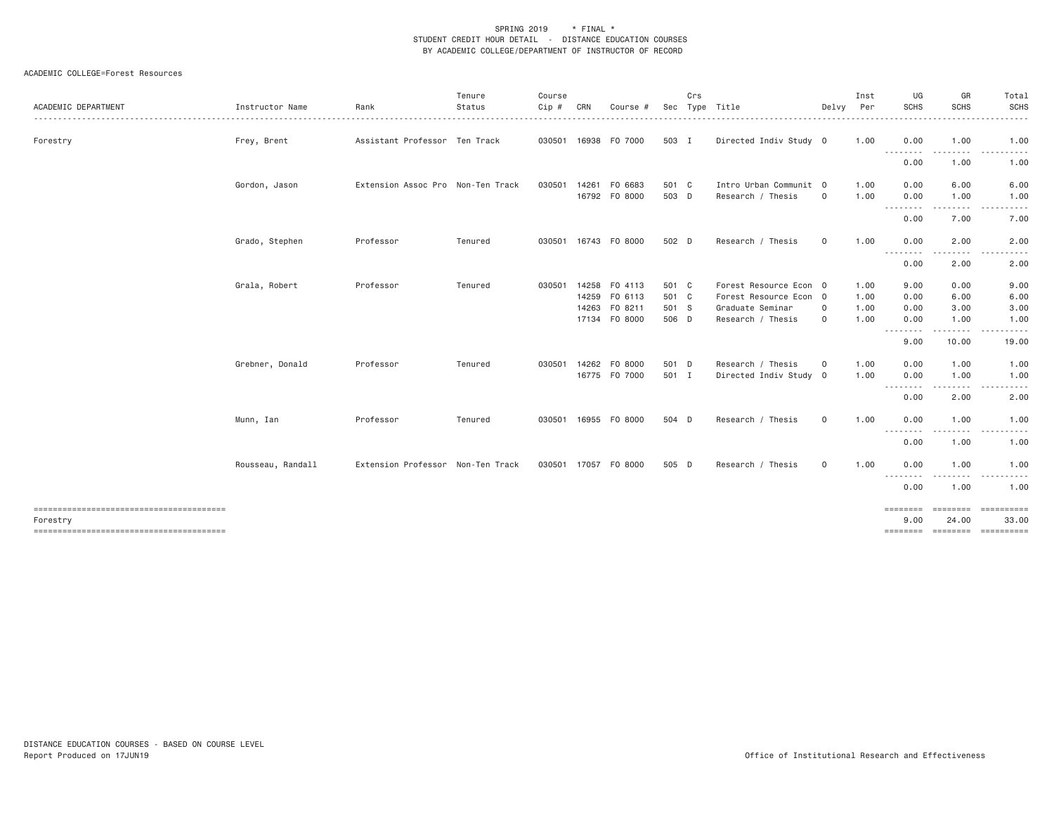SPRING 2019 \* FINAL \*
STUDENT CREDIT HOUR DETAIL - DISTANCE EDUCATION COURSES
BY ACADEMIC COLLEGE/DEPARTMENT OF INSTRUCTOR OF RECORD

ACADEMIC COLLEGE=Forest Resources

| ACADEMIC DEPARTMENT | Instructor Name | Rank | Tenure Status | Course Cip # | CRN | Course # | Sec | Crs Type | Title | Delvy | Inst Per | UG SCHS | GR SCHS | Total SCHS |
|---|---|---|---|---|---|---|---|---|---|---|---|---|---|---|
| Forestry | Frey, Brent | Assistant Professor | Ten Track | 030501 | 16938 | FO 7000 | 503 | I | Directed Indiv Study | O | 1.00 | 0.00 | 1.00 | 1.00 |
| | | | | | | | | | | | | 0.00 | 1.00 | 1.00 |
| | Gordon, Jason | Extension Assoc Pro | Non-Ten Track | 030501 | 14261 | FO 6683 | 501 | C | Intro Urban Communit | O | 1.00 | 0.00 | 6.00 | 6.00 |
| | | | | | 16792 | FO 8000 | 503 | D | Research / Thesis | O | 1.00 | 0.00 | 1.00 | 1.00 |
| | | | | | | | | | | | | 0.00 | 7.00 | 7.00 |
| | Grado, Stephen | Professor | Tenured | 030501 | 16743 | FO 8000 | 502 | D | Research / Thesis | O | 1.00 | 0.00 | 2.00 | 2.00 |
| | | | | | | | | | | | | 0.00 | 2.00 | 2.00 |
| | Grala, Robert | Professor | Tenured | 030501 | 14258 | FO 4113 | 501 | C | Forest Resource Econ | O | 1.00 | 9.00 | 0.00 | 9.00 |
| | | | | | 14259 | FO 6113 | 501 | C | Forest Resource Econ | O | 1.00 | 0.00 | 6.00 | 6.00 |
| | | | | | 14263 | FO 8211 | 501 | S | Graduate Seminar | O | 1.00 | 0.00 | 3.00 | 3.00 |
| | | | | | 17134 | FO 8000 | 506 | D | Research / Thesis | O | 1.00 | 0.00 | 1.00 | 1.00 |
| | | | | | | | | | | | | 9.00 | 10.00 | 19.00 |
| | Grebner, Donald | Professor | Tenured | 030501 | 14262 | FO 8000 | 501 | D | Research / Thesis | O | 1.00 | 0.00 | 1.00 | 1.00 |
| | | | | | 16775 | FO 7000 | 501 | I | Directed Indiv Study | O | 1.00 | 0.00 | 1.00 | 1.00 |
| | | | | | | | | | | | | 0.00 | 2.00 | 2.00 |
| | Munn, Ian | Professor | Tenured | 030501 | 16955 | FO 8000 | 504 | D | Research / Thesis | O | 1.00 | 0.00 | 1.00 | 1.00 |
| | | | | | | | | | | | | 0.00 | 1.00 | 1.00 |
| | Rousseau, Randall | Extension Professor | Non-Ten Track | 030501 | 17057 | FO 8000 | 505 | D | Research / Thesis | O | 1.00 | 0.00 | 1.00 | 1.00 |
| | | | | | | | | | | | | 0.00 | 1.00 | 1.00 |
| Forestry | | | | | | | | | | | | 9.00 | 24.00 | 33.00 |

DISTANCE EDUCATION COURSES - BASED ON COURSE LEVEL
Report Produced on 17JUN19

Office of Institutional Research and Effectiveness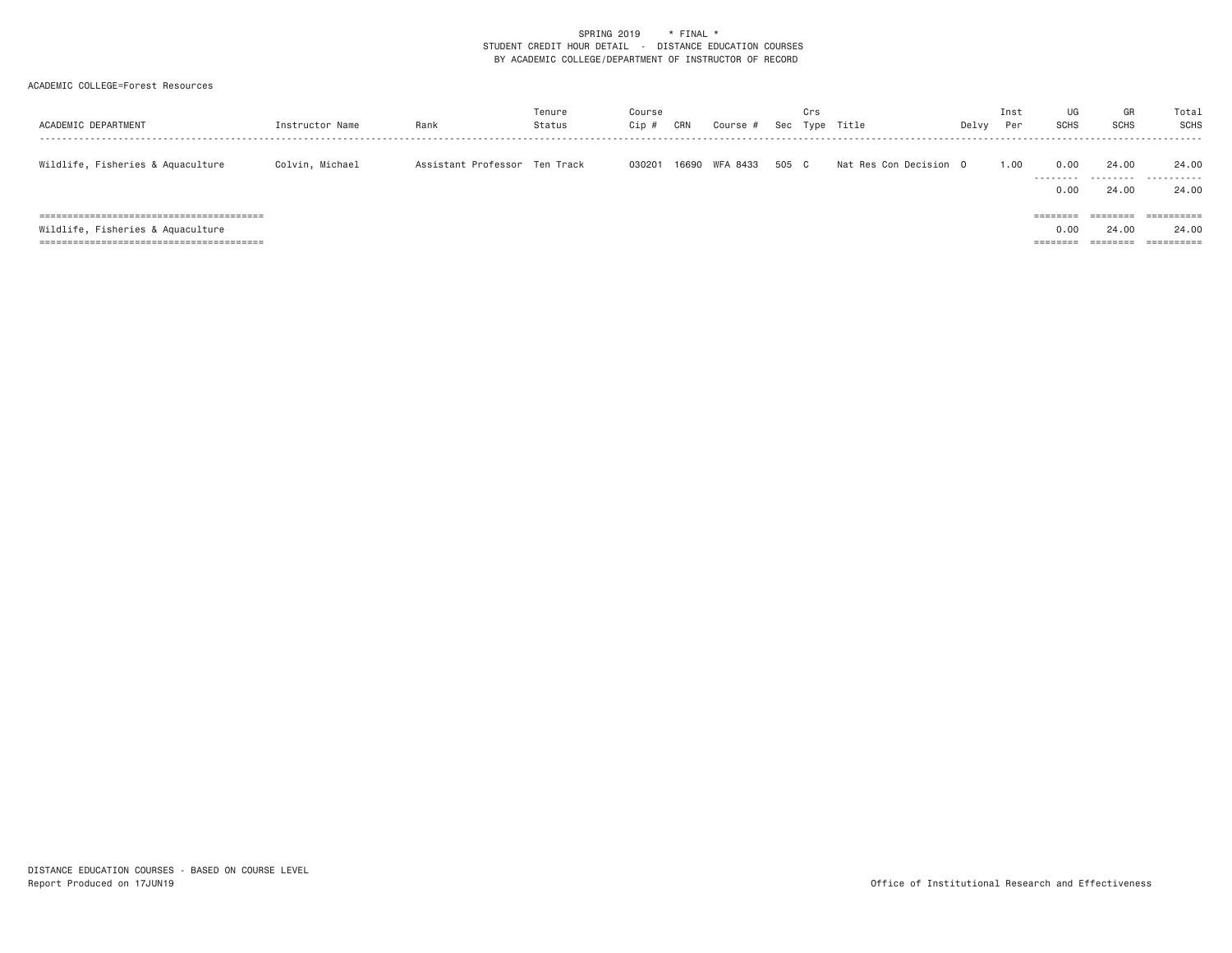SPRING 2019 * FINAL *
STUDENT CREDIT HOUR DETAIL - DISTANCE EDUCATION COURSES
BY ACADEMIC COLLEGE/DEPARTMENT OF INSTRUCTOR OF RECORD

ACADEMIC COLLEGE=Forest Resources

| ACADEMIC DEPARTMENT | Instructor Name | Rank | Tenure Status | Course Cip # | CRN | Course # | Sec | Crs Type | Title | Delvy | Inst Per | UG SCHS | GR SCHS | Total SCHS |
|---|---|---|---|---|---|---|---|---|---|---|---|---|---|---|
| Wildlife, Fisheries & Aquaculture | Colvin, Michael | Assistant Professor | Ten Track | 030201 | 16690 | WFA 8433 | 505 | C | Nat Res Con Decision | O | 1.00 | 0.00 | 24.00 | 24.00 |
| | | | | | | | | | | | | 0.00 | 24.00 | 24.00 |
| Wildlife, Fisheries & Aquaculture | | | | | | | | | | | | 0.00 | 24.00 | 24.00 |

DISTANCE EDUCATION COURSES - BASED ON COURSE LEVEL
Report Produced on 17JUN19

Office of Institutional Research and Effectiveness